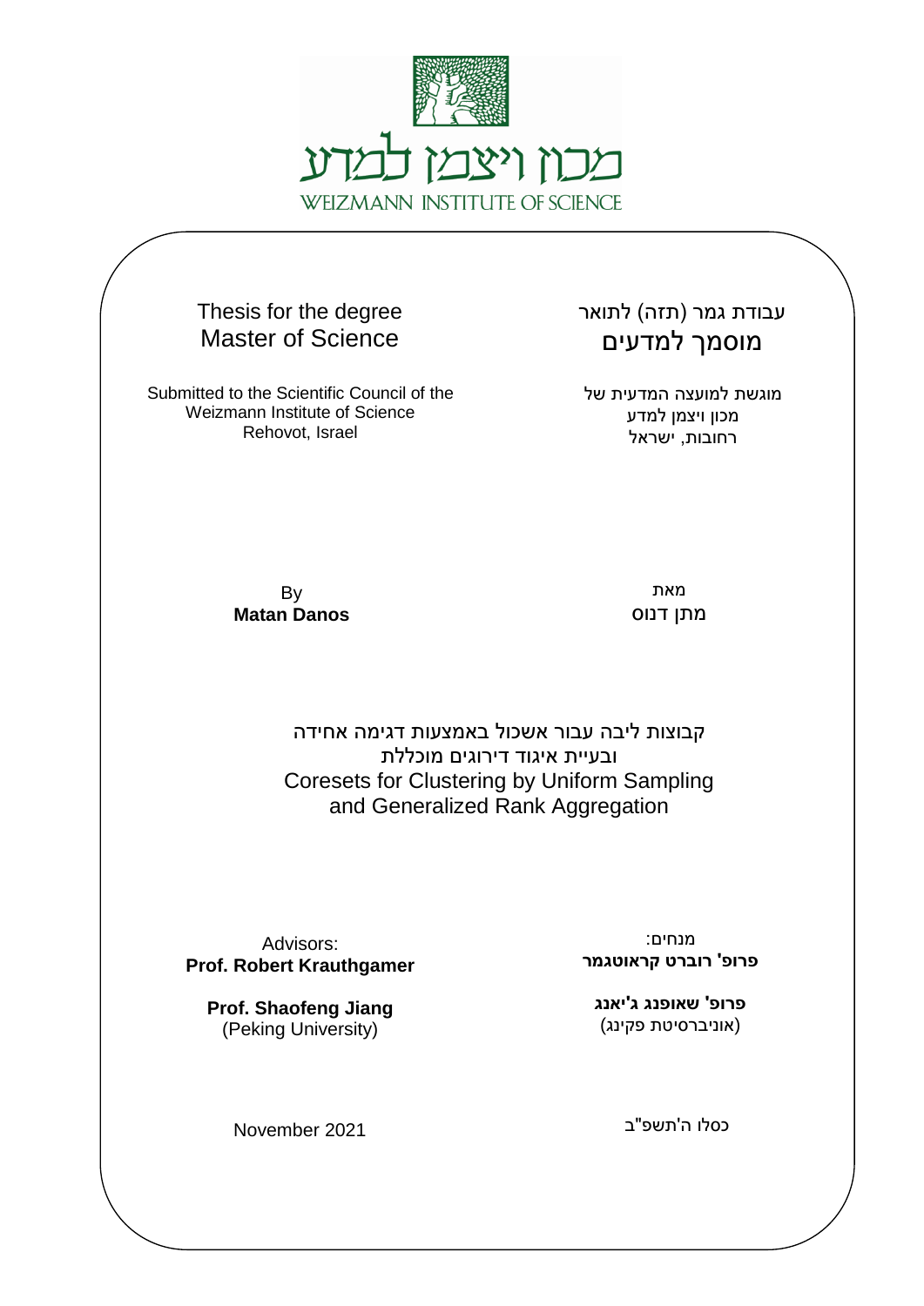מכון ויצמן למדע

WEIZMANN INSTITUTE OF SCIENCE

Thesis for the degree
Master of Science

עבודת גמר (תזה) לתואר
מוסמך למדעים

Submitted to the Scientific Council of the
Weizmann Institute of Science
Rehovot, Israel

מוגשת למועצה המדעית של
מכון ויצמן למדע
רחובות, ישראל

By
**Matan Danos**

מאת
מתן דנוס

קבוצות ליבה עבור אשכול באמצעות דגימה אחידה
ובעיית איגוד דירוגים מוכללת

# Coresets for Clustering by Uniform Sampling and Generalized Rank Aggregation

Advisors:
**Prof. Robert Krauthgamer**

**Prof. Shaofeng Jiang**
(Peking University)

מנחים:
**פרופ' רוברט קראוטגמר**

**פרופ' שאופנג ג'יאנג**
(אוניברסיטת פקינג)

November 2021

כסלו ה'תשפ"ב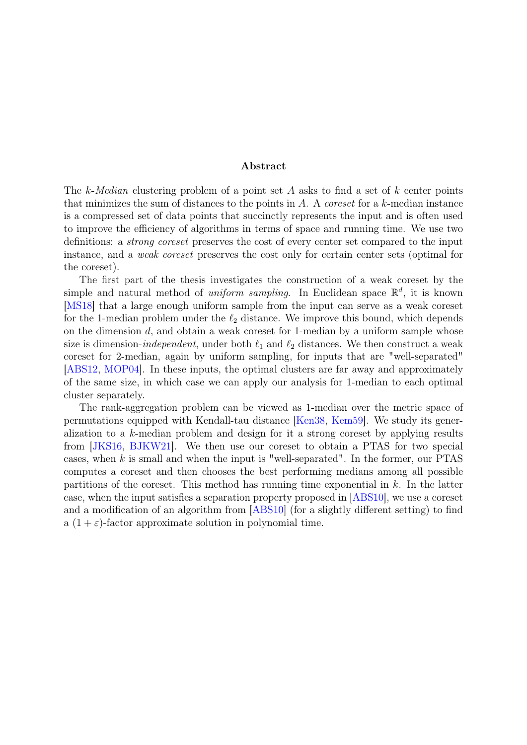# Abstract

The *k-Median* clustering problem of a point set $A$ asks to find a set of $k$ center points that minimizes the sum of distances to the points in $A$. A *coreset* for a $k$-median instance is a compressed set of data points that succinctly represents the input and is often used to improve the efficiency of algorithms in terms of space and running time. We use two definitions: a *strong coreset* preserves the cost of every center set compared to the input instance, and a *weak coreset* preserves the cost only for certain center sets (optimal for the coreset).

The first part of the thesis investigates the construction of a weak coreset by the simple and natural method of *uniform sampling*. In Euclidean space $\mathbb{R}^d$, it is known [MS18] that a large enough uniform sample from the input can serve as a weak coreset for the 1-median problem under the $\ell_2$ distance. We improve this bound, which depends on the dimension $d$, and obtain a weak coreset for 1-median by a uniform sample whose size is dimension-*independent*, under both $\ell_1$ and $\ell_2$ distances. We then construct a weak coreset for 2-median, again by uniform sampling, for inputs that are "well-separated" [ABS12, MOP04]. In these inputs, the optimal clusters are far away and approximately of the same size, in which case we can apply our analysis for 1-median to each optimal cluster separately.

The rank-aggregation problem can be viewed as 1-median over the metric space of permutations equipped with Kendall-tau distance [Ken38, Kem59]. We study its generalization to a $k$-median problem and design for it a strong coreset by applying results from [JKS16, BJKW21]. We then use our coreset to obtain a PTAS for two special cases, when $k$ is small and when the input is "well-separated". In the former, our PTAS computes a coreset and then chooses the best performing medians among all possible partitions of the coreset. This method has running time exponential in $k$. In the latter case, when the input satisfies a separation property proposed in [ABS10], we use a coreset and a modification of an algorithm from [ABS10] (for a slightly different setting) to find a $(1+\varepsilon)$-factor approximate solution in polynomial time.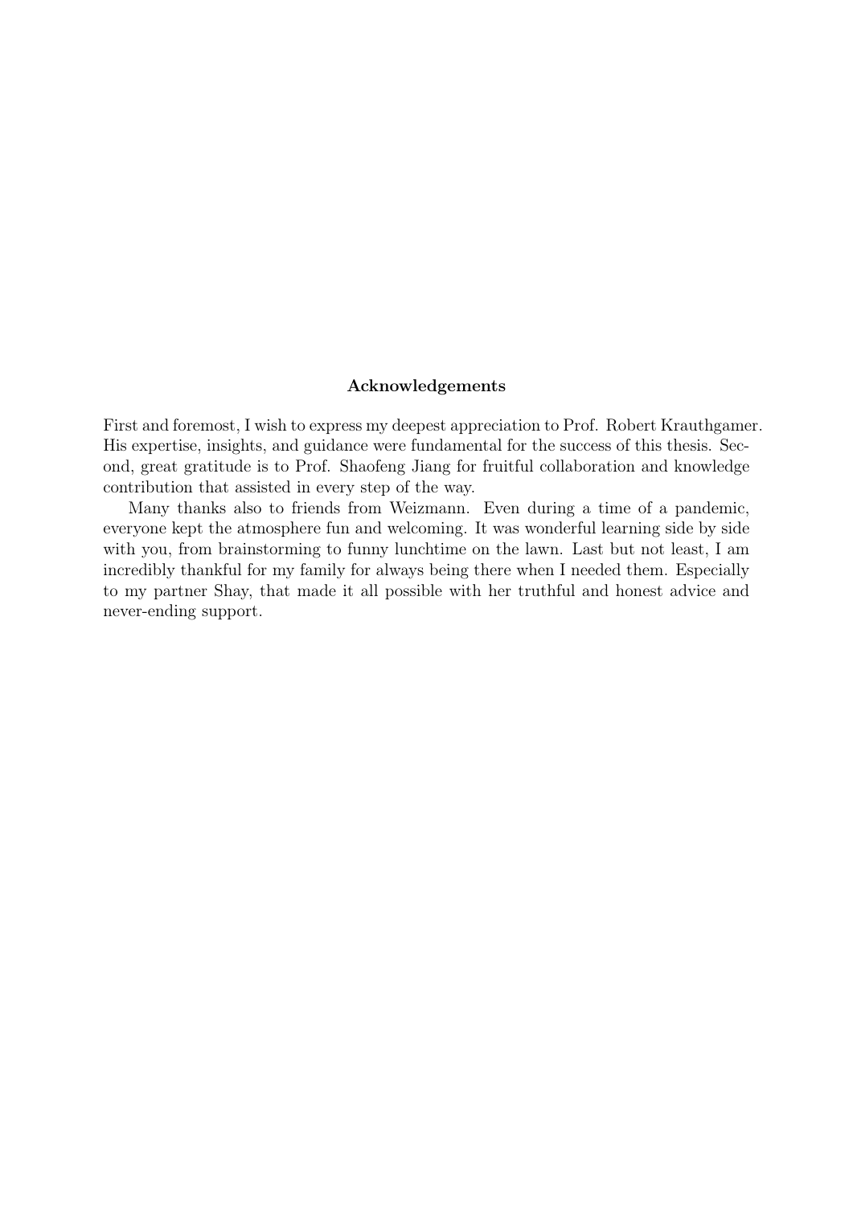## Acknowledgements

First and foremost, I wish to express my deepest appreciation to Prof. Robert Krauthgamer. His expertise, insights, and guidance were fundamental for the success of this thesis. Second, great gratitude is to Prof. Shaofeng Jiang for fruitful collaboration and knowledge contribution that assisted in every step of the way.

Many thanks also to friends from Weizmann. Even during a time of a pandemic, everyone kept the atmosphere fun and welcoming. It was wonderful learning side by side with you, from brainstorming to funny lunchtime on the lawn. Last but not least, I am incredibly thankful for my family for always being there when I needed them. Especially to my partner Shay, that made it all possible with her truthful and honest advice and never-ending support.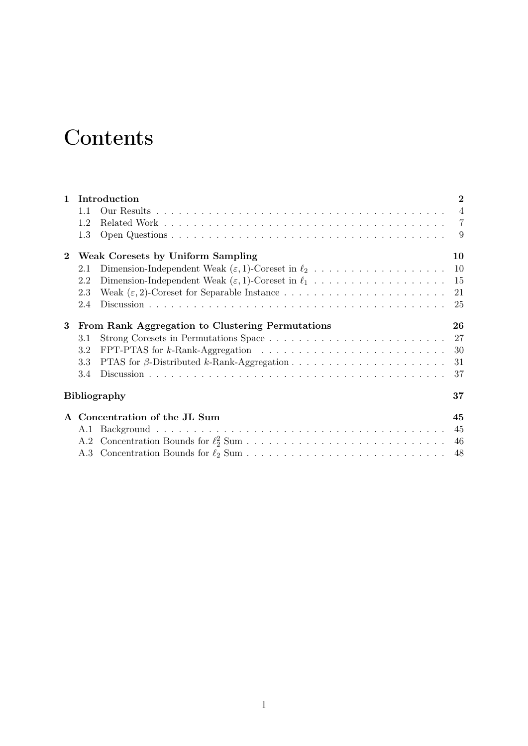# Contents

1 **Introduction** 2
- 1.1 Our Results 4
- 1.2 Related Work 7
- 1.3 Open Questions 9

2 **Weak Coresets by Uniform Sampling** 10
- 2.1 Dimension-Independent Weak $(\varepsilon, 1)$-Coreset in $\ell_2$ 10
- 2.2 Dimension-Independent Weak $(\varepsilon, 1)$-Coreset in $\ell_1$ 15
- 2.3 Weak $(\varepsilon, 2)$-Coreset for Separable Instance 21
- 2.4 Discussion 25

3 **From Rank Aggregation to Clustering Permutations** 26
- 3.1 Strong Coresets in Permutations Space 27
- 3.2 FPT-PTAS for $k$-Rank-Aggregation 30
- 3.3 PTAS for $\beta$-Distributed $k$-Rank-Aggregation 31
- 3.4 Discussion 37

**Bibliography** 37

A **Concentration of the JL Sum** 45
- A.1 Background 45
- A.2 Concentration Bounds for $\ell_2^2$ Sum 46
- A.3 Concentration Bounds for $\ell_2$ Sum 48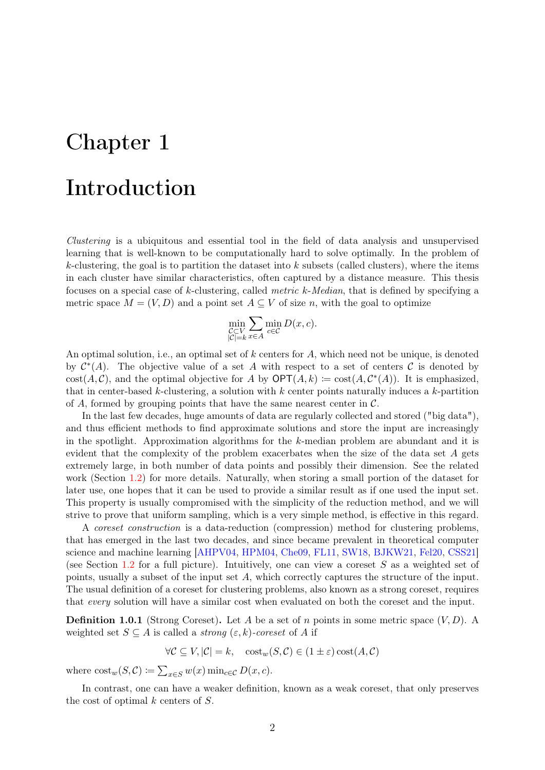# Chapter 1

# Introduction

*Clustering* is a ubiquitous and essential tool in the field of data analysis and unsupervised learning that is well-known to be computationally hard to solve optimally. In the problem of $k$-clustering, the goal is to partition the dataset into $k$ subsets (called clusters), where the items in each cluster have similar characteristics, often captured by a distance measure. This thesis focuses on a special case of $k$-clustering, called *metric $k$-Median*, that is defined by specifying a metric space $M = (V, D)$ and a point set $A \subseteq V$ of size $n$, with the goal to optimize

$$\min_{\substack{\mathcal{C} \subset V \\ |\mathcal{C}|=k}} \sum_{x \in A} \min_{c \in \mathcal{C}} D(x, c).$$

An optimal solution, i.e., an optimal set of $k$ centers for $A$, which need not be unique, is denoted by $\mathcal{C}^*(A)$. The objective value of a set $A$ with respect to a set of centers $\mathcal{C}$ is denoted by $\text{cost}(A, \mathcal{C})$, and the optimal objective for $A$ by $\mathsf{OPT}(A, k) := \text{cost}(A, \mathcal{C}^*(A))$. It is emphasized, that in center-based $k$-clustering, a solution with $k$ center points naturally induces a $k$-partition of $A$, formed by grouping points that have the same nearest center in $\mathcal{C}$.

In the last few decades, huge amounts of data are regularly collected and stored ("big data"), and thus efficient methods to find approximate solutions and store the input are increasingly in the spotlight. Approximation algorithms for the $k$-median problem are abundant and it is evident that the complexity of the problem exacerbates when the size of the data set $A$ gets extremely large, in both number of data points and possibly their dimension. See the related work (Section 1.2) for more details. Naturally, when storing a small portion of the dataset for later use, one hopes that it can be used to provide a similar result as if one used the input set. This property is usually compromised with the simplicity of the reduction method, and we will strive to prove that uniform sampling, which is a very simple method, is effective in this regard.

A *coreset construction* is a data-reduction (compression) method for clustering problems, that has emerged in the last two decades, and since became prevalent in theoretical computer science and machine learning [AHPV04, HPM04, Che09, FL11, SW18, BJKW21, Fel20, CSS21] (see Section 1.2 for a full picture). Intuitively, one can view a coreset $S$ as a weighted set of points, usually a subset of the input set $A$, which correctly captures the structure of the input. The usual definition of a coreset for clustering problems, also known as a strong coreset, requires that *every* solution will have a similar cost when evaluated on both the coreset and the input.

**Definition 1.0.1** (Strong Coreset)**.** Let $A$ be a set of $n$ points in some metric space $(V, D)$. A weighted set $S \subseteq A$ is called a *strong $(\varepsilon, k)$-coreset* of $A$ if

$$\forall \mathcal{C} \subseteq V, |\mathcal{C}| = k, \quad \text{cost}_w(S, \mathcal{C}) \in (1 \pm \varepsilon) \, \text{cost}(A, \mathcal{C})$$

where $\text{cost}_w(S, \mathcal{C}) := \sum_{x \in S} w(x) \min_{c \in \mathcal{C}} D(x, c)$.

In contrast, one can have a weaker definition, known as a weak coreset, that only preserves the cost of optimal $k$ centers of $S$.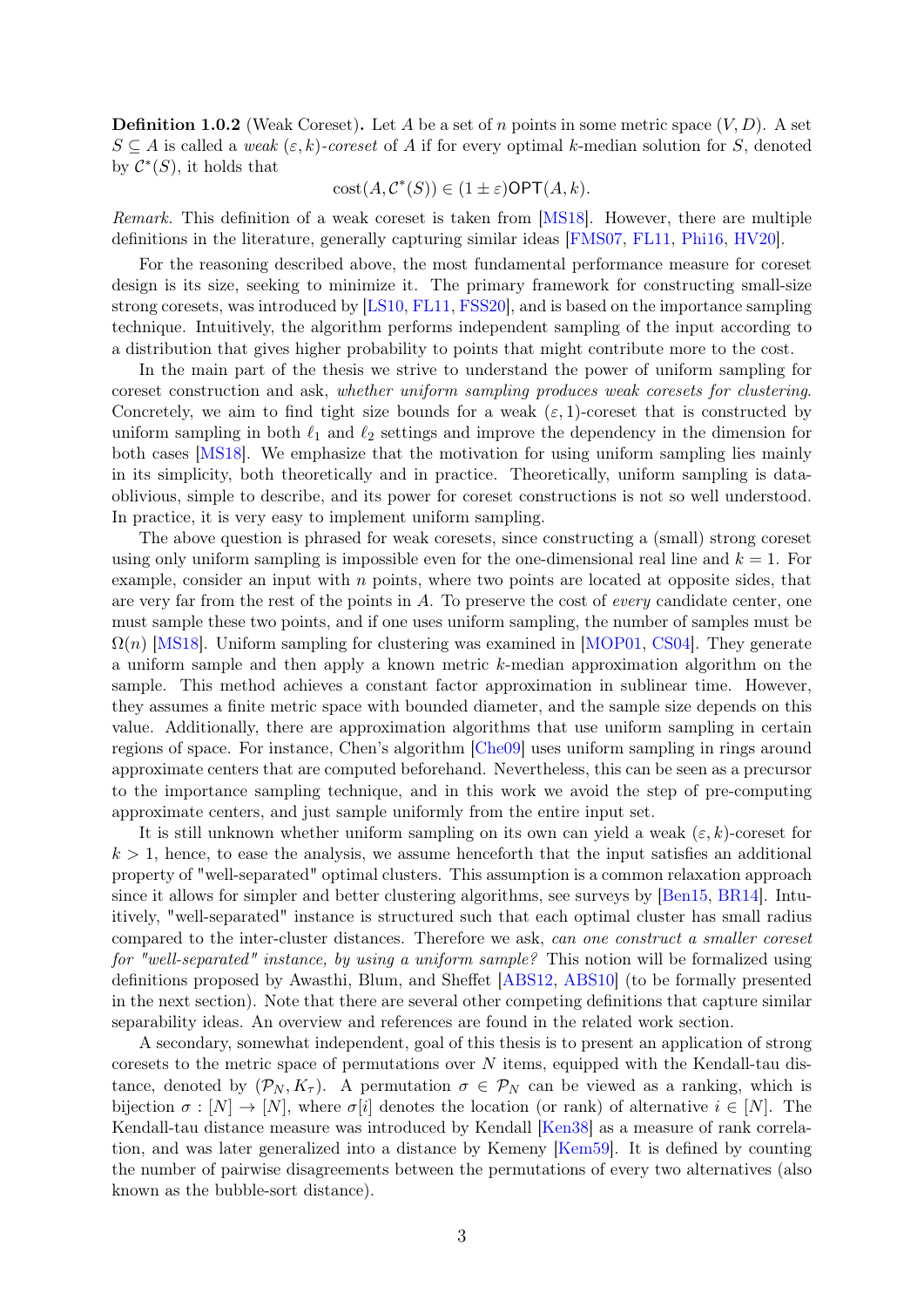**Definition 1.0.2** (Weak Coreset)**.** Let $A$ be a set of $n$ points in some metric space $(V, D)$. A set $S \subseteq A$ is called a *weak* $(\varepsilon, k)$*-coreset* of $A$ if for every optimal $k$-median solution for $S$, denoted by $\mathcal{C}^*(S)$, it holds that

$$\text{cost}(A, \mathcal{C}^*(S)) \in (1 \pm \varepsilon)\mathsf{OPT}(A, k).$$

*Remark.* This definition of a weak coreset is taken from [MS18]. However, there are multiple definitions in the literature, generally capturing similar ideas [FMS07, FL11, Phi16, HV20].

For the reasoning described above, the most fundamental performance measure for coreset design is its size, seeking to minimize it. The primary framework for constructing small-size strong coresets, was introduced by [LS10, FL11, FSS20], and is based on the importance sampling technique. Intuitively, the algorithm performs independent sampling of the input according to a distribution that gives higher probability to points that might contribute more to the cost.

In the main part of the thesis we strive to understand the power of uniform sampling for coreset construction and ask, *whether uniform sampling produces weak coresets for clustering*. Concretely, we aim to find tight size bounds for a weak $(\varepsilon, 1)$-coreset that is constructed by uniform sampling in both $\ell_1$ and $\ell_2$ settings and improve the dependency in the dimension for both cases [MS18]. We emphasize that the motivation for using uniform sampling lies mainly in its simplicity, both theoretically and in practice. Theoretically, uniform sampling is data-oblivious, simple to describe, and its power for coreset constructions is not so well understood. In practice, it is very easy to implement uniform sampling.

The above question is phrased for weak coresets, since constructing a (small) strong coreset using only uniform sampling is impossible even for the one-dimensional real line and $k = 1$. For example, consider an input with $n$ points, where two points are located at opposite sides, that are very far from the rest of the points in $A$. To preserve the cost of *every* candidate center, one must sample these two points, and if one uses uniform sampling, the number of samples must be $\Omega(n)$ [MS18]. Uniform sampling for clustering was examined in [MOP01, CS04]. They generate a uniform sample and then apply a known metric $k$-median approximation algorithm on the sample. This method achieves a constant factor approximation in sublinear time. However, they assumes a finite metric space with bounded diameter, and the sample size depends on this value. Additionally, there are approximation algorithms that use uniform sampling in certain regions of space. For instance, Chen's algorithm [Che09] uses uniform sampling in rings around approximate centers that are computed beforehand. Nevertheless, this can be seen as a precursor to the importance sampling technique, and in this work we avoid the step of pre-computing approximate centers, and just sample uniformly from the entire input set.

It is still unknown whether uniform sampling on its own can yield a weak $(\varepsilon, k)$-coreset for $k > 1$, hence, to ease the analysis, we assume henceforth that the input satisfies an additional property of "well-separated" optimal clusters. This assumption is a common relaxation approach since it allows for simpler and better clustering algorithms, see surveys by [Ben15, BR14]. Intuitively, "well-separated" instance is structured such that each optimal cluster has small radius compared to the inter-cluster distances. Therefore we ask, *can one construct a smaller coreset for "well-separated" instance, by using a uniform sample?* This notion will be formalized using definitions proposed by Awasthi, Blum, and Sheffet [ABS12, ABS10] (to be formally presented in the next section). Note that there are several other competing definitions that capture similar separability ideas. An overview and references are found in the related work section.

A secondary, somewhat independent, goal of this thesis is to present an application of strong coresets to the metric space of permutations over $N$ items, equipped with the Kendall-tau distance, denoted by $(\mathcal{P}_N, K_\tau)$. A permutation $\sigma \in \mathcal{P}_N$ can be viewed as a ranking, which is bijection $\sigma : [N] \to [N]$, where $\sigma[i]$ denotes the location (or rank) of alternative $i \in [N]$. The Kendall-tau distance measure was introduced by Kendall [Ken38] as a measure of rank correlation, and was later generalized into a distance by Kemeny [Kem59]. It is defined by counting the number of pairwise disagreements between the permutations of every two alternatives (also known as the bubble-sort distance).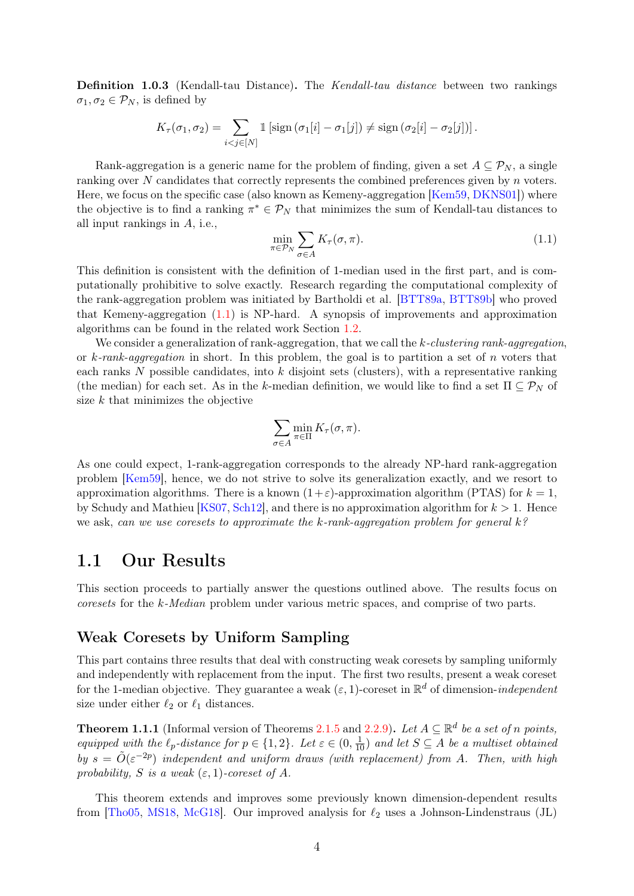**Definition 1.0.3** (Kendall-tau Distance)**.** The *Kendall-tau distance* between two rankings $\sigma_1, \sigma_2 \in \mathcal{P}_N$, is defined by

$$K_\tau(\sigma_1, \sigma_2) = \sum_{i<j\in[N]} \mathbb{1}\left[\text{sign}\left(\sigma_1[i] - \sigma_1[j]\right) \neq \text{sign}\left(\sigma_2[i] - \sigma_2[j]\right)\right].$$

Rank-aggregation is a generic name for the problem of finding, given a set $A \subseteq \mathcal{P}_N$, a single ranking over $N$ candidates that correctly represents the combined preferences given by $n$ voters. Here, we focus on the specific case (also known as Kemeny-aggregation [Kem59, DKNS01]) where the objective is to find a ranking $\pi^* \in \mathcal{P}_N$ that minimizes the sum of Kendall-tau distances to all input rankings in $A$, i.e.,

$$\min_{\pi\in\mathcal{P}_N} \sum_{\sigma\in A} K_\tau(\sigma, \pi). \tag{1.1}$$

This definition is consistent with the definition of 1-median used in the first part, and is computationally prohibitive to solve exactly. Research regarding the computational complexity of the rank-aggregation problem was initiated by Bartholdi et al. [BTT89a, BTT89b] who proved that Kemeny-aggregation (1.1) is NP-hard. A synopsis of improvements and approximation algorithms can be found in the related work Section 1.2.

We consider a generalization of rank-aggregation, that we call the *k-clustering rank-aggregation*, or *k-rank-aggregation* in short. In this problem, the goal is to partition a set of $n$ voters that each ranks $N$ possible candidates, into $k$ disjoint sets (clusters), with a representative ranking (the median) for each set. As in the $k$-median definition, we would like to find a set $\Pi \subseteq \mathcal{P}_N$ of size $k$ that minimizes the objective

$$\sum_{\sigma\in A} \min_{\pi\in\Pi} K_\tau(\sigma, \pi).$$

As one could expect, 1-rank-aggregation corresponds to the already NP-hard rank-aggregation problem [Kem59], hence, we do not strive to solve its generalization exactly, and we resort to approximation algorithms. There is a known $(1+\varepsilon)$-approximation algorithm (PTAS) for $k = 1$, by Schudy and Mathieu [KS07, Sch12], and there is no approximation algorithm for $k > 1$. Hence we ask, *can we use coresets to approximate the k-rank-aggregation problem for general k?*

## 1.1 Our Results

This section proceeds to partially answer the questions outlined above. The results focus on *coresets* for the *k-Median* problem under various metric spaces, and comprise of two parts.

### Weak Coresets by Uniform Sampling

This part contains three results that deal with constructing weak coresets by sampling uniformly and independently with replacement from the input. The first two results, present a weak coreset for the 1-median objective. They guarantee a weak $(\varepsilon, 1)$-coreset in $\mathbb{R}^d$ of dimension-*independent* size under either $\ell_2$ or $\ell_1$ distances.

**Theorem 1.1.1** (Informal version of Theorems 2.1.5 and 2.2.9)**.** *Let $A \subseteq \mathbb{R}^d$ be a set of $n$ points, equipped with the $\ell_p$-distance for $p \in \{1, 2\}$. Let $\varepsilon \in (0, \frac{1}{10})$ and let $S \subseteq A$ be a multiset obtained by $s = \tilde{O}(\varepsilon^{-2p})$ independent and uniform draws (with replacement) from $A$. Then, with high probability, $S$ is a weak $(\varepsilon, 1)$-coreset of $A$.*

This theorem extends and improves some previously known dimension-dependent results from [Tho05, MS18, McG18]. Our improved analysis for $\ell_2$ uses a Johnson-Lindenstraus (JL)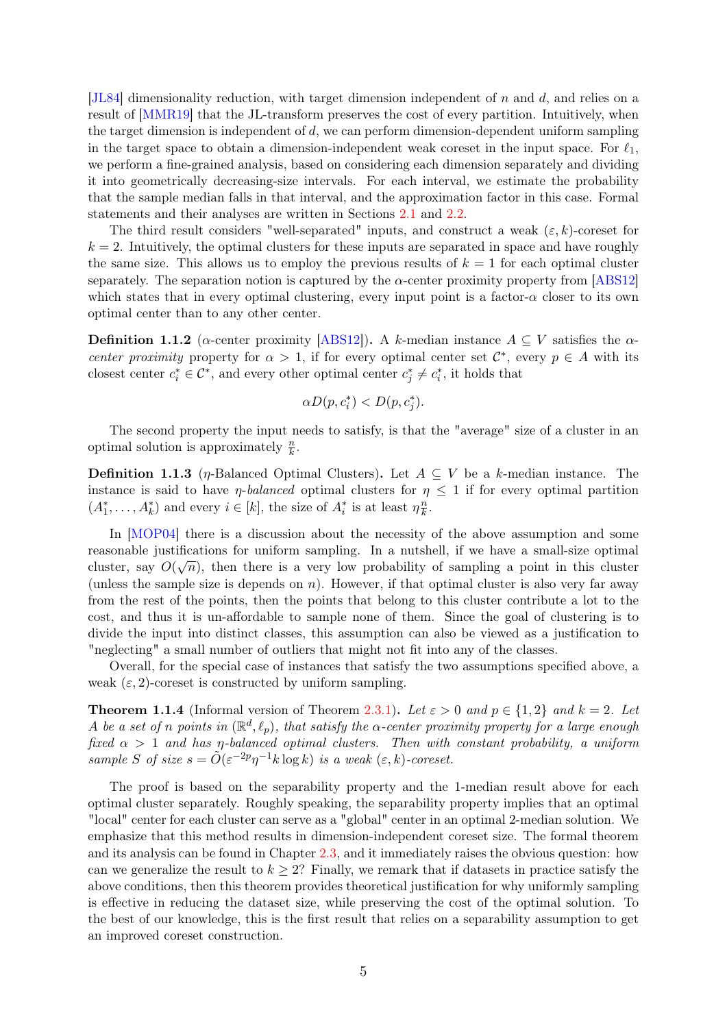[JL84] dimensionality reduction, with target dimension independent of $n$ and $d$, and relies on a result of [MMR19] that the JL-transform preserves the cost of every partition. Intuitively, when the target dimension is independent of $d$, we can perform dimension-dependent uniform sampling in the target space to obtain a dimension-independent weak coreset in the input space. For $\ell_1$, we perform a fine-grained analysis, based on considering each dimension separately and dividing it into geometrically decreasing-size intervals. For each interval, we estimate the probability that the sample median falls in that interval, and the approximation factor in this case. Formal statements and their analyses are written in Sections 2.1 and 2.2.

The third result considers "well-separated" inputs, and construct a weak $(\varepsilon, k)$-coreset for $k = 2$. Intuitively, the optimal clusters for these inputs are separated in space and have roughly the same size. This allows us to employ the previous results of $k = 1$ for each optimal cluster separately. The separation notion is captured by the $\alpha$-center proximity property from [ABS12] which states that in every optimal clustering, every input point is a factor-$\alpha$ closer to its own optimal center than to any other center.

**Definition 1.1.2** ($\alpha$-center proximity [ABS12])**.** A $k$-median instance $A \subseteq V$ satisfies the *$\alpha$-center proximity* property for $\alpha > 1$, if for every optimal center set $\mathcal{C}^*$, every $p \in A$ with its closest center $c_i^* \in \mathcal{C}^*$, and every other optimal center $c_j^* \neq c_i^*$, it holds that

$$\alpha D(p, c_i^*) < D(p, c_j^*).$$

The second property the input needs to satisfy, is that the "average" size of a cluster in an optimal solution is approximately $\frac{n}{k}$.

**Definition 1.1.3** ($\eta$-Balanced Optimal Clusters)**.** Let $A \subseteq V$ be a $k$-median instance. The instance is said to have *$\eta$-balanced* optimal clusters for $\eta \leq 1$ if for every optimal partition $(A_1^*, \ldots, A_k^*)$ and every $i \in [k]$, the size of $A_i^*$ is at least $\eta \frac{n}{k}$.

In [MOP04] there is a discussion about the necessity of the above assumption and some reasonable justifications for uniform sampling. In a nutshell, if we have a small-size optimal cluster, say $O(\sqrt{n})$, then there is a very low probability of sampling a point in this cluster (unless the sample size is depends on $n$). However, if that optimal cluster is also very far away from the rest of the points, then the points that belong to this cluster contribute a lot to the cost, and thus it is un-affordable to sample none of them. Since the goal of clustering is to divide the input into distinct classes, this assumption can also be viewed as a justification to "neglecting" a small number of outliers that might not fit into any of the classes.

Overall, for the special case of instances that satisfy the two assumptions specified above, a weak $(\varepsilon, 2)$-coreset is constructed by uniform sampling.

**Theorem 1.1.4** (Informal version of Theorem 2.3.1)**.** *Let $\varepsilon > 0$ and $p \in \{1, 2\}$ and $k = 2$. Let $A$ be a set of $n$ points in $(\mathbb{R}^d, \ell_p)$, that satisfy the $\alpha$-center proximity property for a large enough fixed $\alpha > 1$ and has $\eta$-balanced optimal clusters. Then with constant probability, a uniform sample $S$ of size $s = \tilde{O}(\varepsilon^{-2p}\eta^{-1}k \log k)$ is a weak $(\varepsilon, k)$-coreset.*

The proof is based on the separability property and the 1-median result above for each optimal cluster separately. Roughly speaking, the separability property implies that an optimal "local" center for each cluster can serve as a "global" center in an optimal 2-median solution. We emphasize that this method results in dimension-independent coreset size. The formal theorem and its analysis can be found in Chapter 2.3, and it immediately raises the obvious question: how can we generalize the result to $k \geq 2$? Finally, we remark that if datasets in practice satisfy the above conditions, then this theorem provides theoretical justification for why uniformly sampling is effective in reducing the dataset size, while preserving the cost of the optimal solution. To the best of our knowledge, this is the first result that relies on a separability assumption to get an improved coreset construction.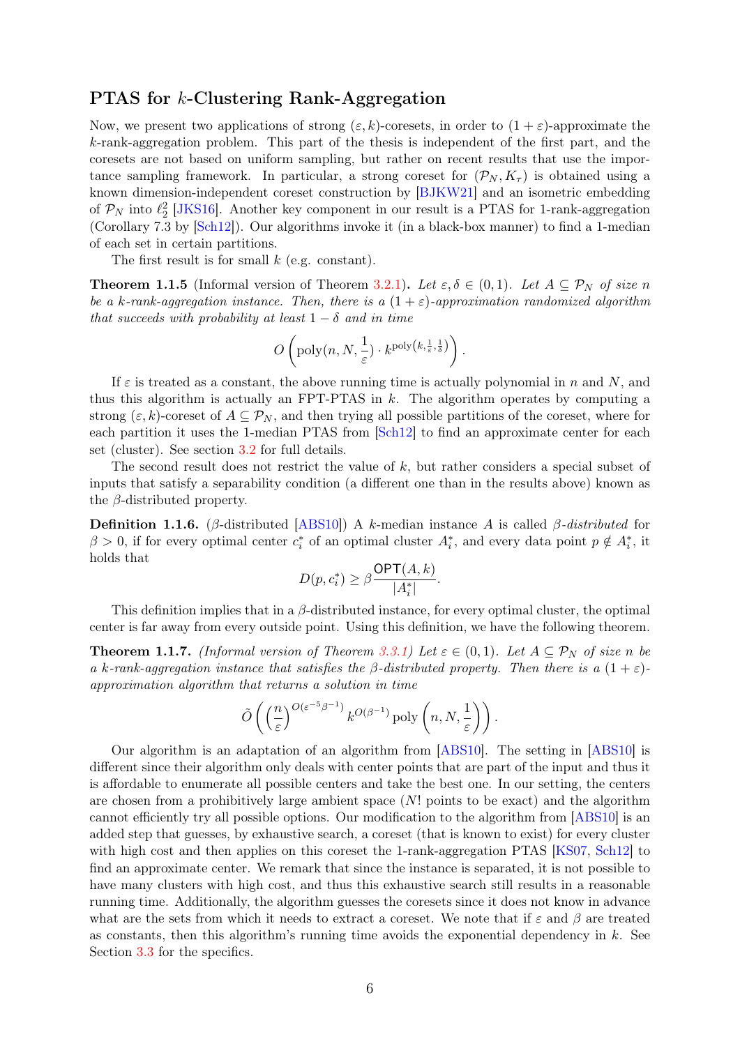### PTAS for $k$-Clustering Rank-Aggregation

Now, we present two applications of strong $(\varepsilon, k)$-coresets, in order to $(1+\varepsilon)$-approximate the $k$-rank-aggregation problem. This part of the thesis is independent of the first part, and the coresets are not based on uniform sampling, but rather on recent results that use the importance sampling framework. In particular, a strong coreset for $(\mathcal{P}_N, K_\tau)$ is obtained using a known dimension-independent coreset construction by [BJKW21] and an isometric embedding of $\mathcal{P}_N$ into $\ell_2^2$ [JKS16]. Another key component in our result is a PTAS for 1-rank-aggregation (Corollary 7.3 by [Sch12]). Our algorithms invoke it (in a black-box manner) to find a 1-median of each set in certain partitions.

The first result is for small $k$ (e.g. constant).

**Theorem 1.1.5** (Informal version of Theorem 3.2.1)**.** *Let $\varepsilon, \delta \in (0,1)$. Let $A \subseteq \mathcal{P}_N$ of size $n$ be a $k$-rank-aggregation instance. Then, there is a $(1+\varepsilon)$-approximation randomized algorithm that succeeds with probability at least $1-\delta$ and in time*

$$O\left(\mathrm{poly}(n, N, \frac{1}{\varepsilon}) \cdot k^{\mathrm{poly}\left(k, \frac{1}{\varepsilon}, \frac{1}{\delta}\right)}\right).$$

If $\varepsilon$ is treated as a constant, the above running time is actually polynomial in $n$ and $N$, and thus this algorithm is actually an FPT-PTAS in $k$. The algorithm operates by computing a strong $(\varepsilon, k)$-coreset of $A \subseteq \mathcal{P}_N$, and then trying all possible partitions of the coreset, where for each partition it uses the 1-median PTAS from [Sch12] to find an approximate center for each set (cluster). See section 3.2 for full details.

The second result does not restrict the value of $k$, but rather considers a special subset of inputs that satisfy a separability condition (a different one than in the results above) known as the $\beta$-distributed property.

**Definition 1.1.6.** ($\beta$-distributed [ABS10]) A $k$-median instance $A$ is called *$\beta$-distributed* for $\beta > 0$, if for every optimal center $c_i^*$ of an optimal cluster $A_i^*$, and every data point $p \notin A_i^*$, it holds that

$$D(p, c_i^*) \geq \beta \frac{\mathsf{OPT}(A,k)}{|A_i^*|}.$$

This definition implies that in a $\beta$-distributed instance, for every optimal cluster, the optimal center is far away from every outside point. Using this definition, we have the following theorem.

**Theorem 1.1.7.** *(Informal version of Theorem 3.3.1) Let $\varepsilon \in (0,1)$. Let $A \subseteq \mathcal{P}_N$ of size $n$ be a $k$-rank-aggregation instance that satisfies the $\beta$-distributed property. Then there is a $(1+\varepsilon)$-approximation algorithm that returns a solution in time*

$$\tilde{O}\left(\left(\frac{n}{\varepsilon}\right)^{O(\varepsilon^{-5}\beta^{-1})} k^{O(\beta^{-1})} \,\mathrm{poly}\left(n, N, \frac{1}{\varepsilon}\right)\right).$$

Our algorithm is an adaptation of an algorithm from [ABS10]. The setting in [ABS10] is different since their algorithm only deals with center points that are part of the input and thus it is affordable to enumerate all possible centers and take the best one. In our setting, the centers are chosen from a prohibitively large ambient space ($N!$ points to be exact) and the algorithm cannot efficiently try all possible options. Our modification to the algorithm from [ABS10] is an added step that guesses, by exhaustive search, a coreset (that is known to exist) for every cluster with high cost and then applies on this coreset the 1-rank-aggregation PTAS [KS07, Sch12] to find an approximate center. We remark that since the instance is separated, it is not possible to have many clusters with high cost, and thus this exhaustive search still results in a reasonable running time. Additionally, the algorithm guesses the coresets since it does not know in advance what are the sets from which it needs to extract a coreset. We note that if $\varepsilon$ and $\beta$ are treated as constants, then this algorithm's running time avoids the exponential dependency in $k$. See Section 3.3 for the specifics.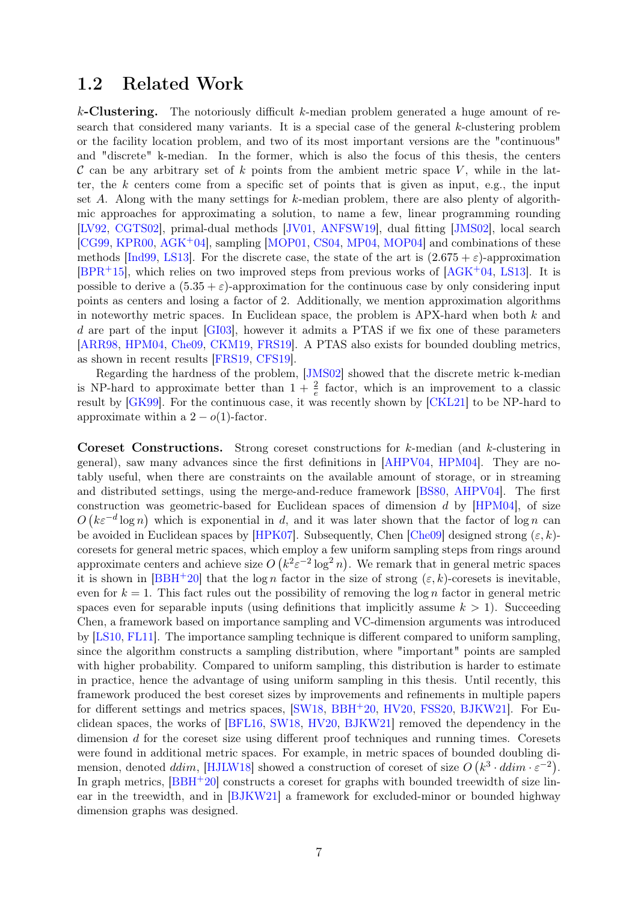## 1.2 Related Work

**$k$-Clustering.** The notoriously difficult $k$-median problem generated a huge amount of research that considered many variants. It is a special case of the general $k$-clustering problem or the facility location problem, and two of its most important versions are the "continuous" and "discrete" k-median. In the former, which is also the focus of this thesis, the centers $\mathcal{C}$ can be any arbitrary set of $k$ points from the ambient metric space $V$, while in the latter, the $k$ centers come from a specific set of points that is given as input, e.g., the input set $A$. Along with the many settings for $k$-median problem, there are also plenty of algorithmic approaches for approximating a solution, to name a few, linear programming rounding [LV92, CGTS02], primal-dual methods [JV01, ANFSW19], dual fitting [JMS02], local search [CG99, KPR00, AGK+04], sampling [MOP01, CS04, MP04, MOP04] and combinations of these methods [Ind99, LS13]. For the discrete case, the state of the art is $(2.675+\varepsilon)$-approximation [BPR+15], which relies on two improved steps from previous works of [AGK+04, LS13]. It is possible to derive a $(5.35+\varepsilon)$-approximation for the continuous case by only considering input points as centers and losing a factor of 2. Additionally, we mention approximation algorithms in noteworthy metric spaces. In Euclidean space, the problem is APX-hard when both $k$ and $d$ are part of the input [GI03], however it admits a PTAS if we fix one of these parameters [ARR98, HPM04, Che09, CKM19, FRS19]. A PTAS also exists for bounded doubling metrics, as shown in recent results [FRS19, CFS19].

Regarding the hardness of the problem, [JMS02] showed that the discrete metric k-median is NP-hard to approximate better than $1+\frac{2}{e}$ factor, which is an improvement to a classic result by [GK99]. For the continuous case, it was recently shown by [CKL21] to be NP-hard to approximate within a $2-o(1)$-factor.

**Coreset Constructions.** Strong coreset constructions for $k$-median (and $k$-clustering in general), saw many advances since the first definitions in [AHPV04, HPM04]. They are notably useful, when there are constraints on the available amount of storage, or in streaming and distributed settings, using the merge-and-reduce framework [BS80, AHPV04]. The first construction was geometric-based for Euclidean spaces of dimension $d$ by [HPM04], of size $O\left(k\varepsilon^{-d}\log n\right)$ which is exponential in $d$, and it was later shown that the factor of $\log n$ can be avoided in Euclidean spaces by [HPK07]. Subsequently, Chen [Che09] designed strong $(\varepsilon,k)$-coresets for general metric spaces, which employ a few uniform sampling steps from rings around approximate centers and achieve size $O\left(k^2\varepsilon^{-2}\log^2 n\right)$. We remark that in general metric spaces it is shown in [BBH+20] that the $\log n$ factor in the size of strong $(\varepsilon,k)$-coresets is inevitable, even for $k=1$. This fact rules out the possibility of removing the $\log n$ factor in general metric spaces even for separable inputs (using definitions that implicitly assume $k>1$). Succeeding Chen, a framework based on importance sampling and VC-dimension arguments was introduced by [LS10, FL11]. The importance sampling technique is different compared to uniform sampling, since the algorithm constructs a sampling distribution, where "important" points are sampled with higher probability. Compared to uniform sampling, this distribution is harder to estimate in practice, hence the advantage of using uniform sampling in this thesis. Until recently, this framework produced the best coreset sizes by improvements and refinements in multiple papers for different settings and metrics spaces, [SW18, BBH+20, HV20, FSS20, BJKW21]. For Euclidean spaces, the works of [BFL16, SW18, HV20, BJKW21] removed the dependency in the dimension $d$ for the coreset size using different proof techniques and running times. Coresets were found in additional metric spaces. For example, in metric spaces of bounded doubling dimension, denoted $ddim$, [HJLW18] showed a construction of coreset of size $O\left(k^3\cdot ddim\cdot\varepsilon^{-2}\right)$. In graph metrics, [BBH+20] constructs a coreset for graphs with bounded treewidth of size linear in the treewidth, and in [BJKW21] a framework for excluded-minor or bounded highway dimension graphs was designed.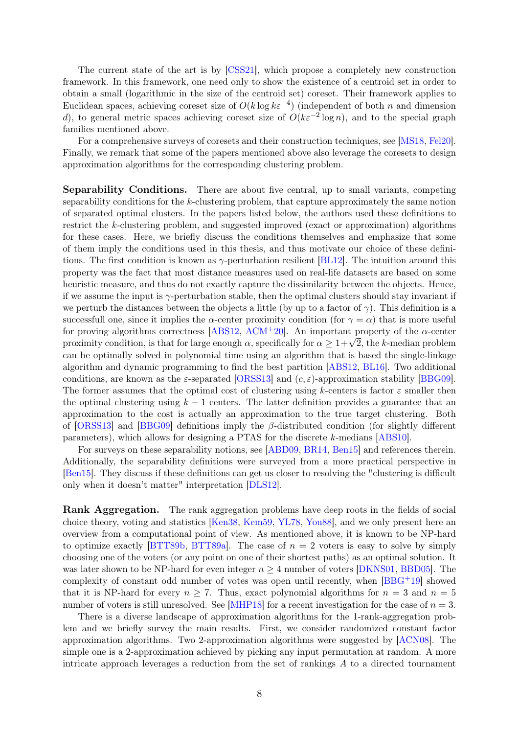The current state of the art is by [CSS21], which propose a completely new construction framework. In this framework, one need only to show the existence of a centroid set in order to obtain a small (logarithmic in the size of the centroid set) coreset. Their framework applies to Euclidean spaces, achieving coreset size of $O(k \log k\varepsilon^{-4})$ (independent of both $n$ and dimension $d$), to general metric spaces achieving coreset size of $O(k\varepsilon^{-2} \log n)$, and to the special graph families mentioned above.

For a comprehensive surveys of coresets and their construction techniques, see [MS18, Fel20]. Finally, we remark that some of the papers mentioned above also leverage the coresets to design approximation algorithms for the corresponding clustering problem.

**Separability Conditions.** There are about five central, up to small variants, competing separability conditions for the $k$-clustering problem, that capture approximately the same notion of separated optimal clusters. In the papers listed below, the authors used these definitions to restrict the $k$-clustering problem, and suggested improved (exact or approximation) algorithms for these cases. Here, we briefly discuss the conditions themselves and emphasize that some of them imply the conditions used in this thesis, and thus motivate our choice of these definitions. The first condition is known as $\gamma$-perturbation resilient [BL12]. The intuition around this property was the fact that most distance measures used on real-life datasets are based on some heuristic measure, and thus do not exactly capture the dissimilarity between the objects. Hence, if we assume the input is $\gamma$-perturbation stable, then the optimal clusters should stay invariant if we perturb the distances between the objects a little (by up to a factor of $\gamma$). This definition is a successfull one, since it implies the $\alpha$-center proximity condition (for $\gamma = \alpha$) that is more useful for proving algorithms correctness [ABS12, ACM+20]. An important property of the $\alpha$-center proximity condition, is that for large enough $\alpha$, specifically for $\alpha \geq 1+\sqrt{2}$, the $k$-median problem can be optimally solved in polynomial time using an algorithm that is based the single-linkage algorithm and dynamic programming to find the best partition [ABS12, BL16]. Two additional conditions, are known as the $\varepsilon$-separated [ORSS13] and $(c, \varepsilon)$-approximation stability [BBG09]. The former assumes that the optimal cost of clustering using $k$-centers is factor $\varepsilon$ smaller then the optimal clustering using $k-1$ centers. The latter definition provides a guarantee that an approximation to the cost is actually an approximation to the true target clustering. Both of [ORSS13] and [BBG09] definitions imply the $\beta$-distributed condition (for slightly different parameters), which allows for designing a PTAS for the discrete $k$-medians [ABS10].

For surveys on these separability notions, see [ABD09, BR14, Ben15] and references therein. Additionally, the separability definitions were surveyed from a more practical perspective in [Ben15]. They discuss if these definitions can get us closer to resolving the "clustering is difficult only when it doesn't matter" interpretation [DLS12].

**Rank Aggregation.** The rank aggregation problems have deep roots in the fields of social choice theory, voting and statistics [Ken38, Kem59, YL78, You88], and we only present here an overview from a computational point of view. As mentioned above, it is known to be NP-hard to optimize exactly [BTT89b, BTT89a]. The case of $n = 2$ voters is easy to solve by simply choosing one of the voters (or any point on one of their shortest paths) as an optimal solution. It was later shown to be NP-hard for even integer $n \geq 4$ number of voters [DKNS01, BBD05]. The complexity of constant odd number of votes was open until recently, when [BBG+19] showed that it is NP-hard for every $n \geq 7$. Thus, exact polynomial algorithms for $n = 3$ and $n = 5$ number of voters is still unresolved. See [MHP18] for a recent investigation for the case of $n = 3$.

There is a diverse landscape of approximation algorithms for the 1-rank-aggregation problem and we briefly survey the main results. First, we consider randomized constant factor approximation algorithms. Two 2-approximation algorithms were suggested by [ACN08]. The simple one is a 2-approximation achieved by picking any input permutation at random. A more intricate approach leverages a reduction from the set of rankings $A$ to a directed tournament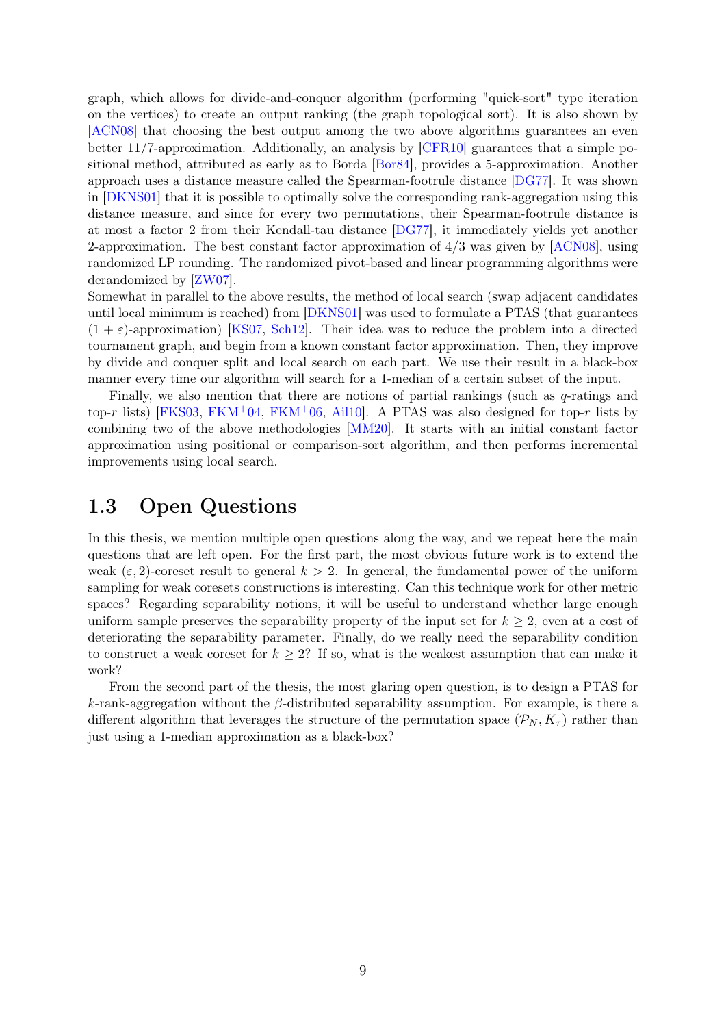graph, which allows for divide-and-conquer algorithm (performing "quick-sort" type iteration on the vertices) to create an output ranking (the graph topological sort). It is also shown by [ACN08] that choosing the best output among the two above algorithms guarantees an even better 11/7-approximation. Additionally, an analysis by [CFR10] guarantees that a simple positional method, attributed as early as to Borda [Bor84], provides a 5-approximation. Another approach uses a distance measure called the Spearman-footrule distance [DG77]. It was shown in [DKNS01] that it is possible to optimally solve the corresponding rank-aggregation using this distance measure, and since for every two permutations, their Spearman-footrule distance is at most a factor 2 from their Kendall-tau distance [DG77], it immediately yields yet another 2-approximation. The best constant factor approximation of 4/3 was given by [ACN08], using randomized LP rounding. The randomized pivot-based and linear programming algorithms were derandomized by [ZW07].
Somewhat in parallel to the above results, the method of local search (swap adjacent candidates until local minimum is reached) from [DKNS01] was used to formulate a PTAS (that guarantees $(1+\varepsilon)$-approximation) [KS07, Sch12]. Their idea was to reduce the problem into a directed tournament graph, and begin from a known constant factor approximation. Then, they improve by divide and conquer split and local search on each part. We use their result in a black-box manner every time our algorithm will search for a 1-median of a certain subset of the input.

Finally, we also mention that there are notions of partial rankings (such as $q$-ratings and top-$r$ lists) [FKS03, FKM+04, FKM+06, Ail10]. A PTAS was also designed for top-$r$ lists by combining two of the above methodologies [MM20]. It starts with an initial constant factor approximation using positional or comparison-sort algorithm, and then performs incremental improvements using local search.

## 1.3 Open Questions

In this thesis, we mention multiple open questions along the way, and we repeat here the main questions that are left open. For the first part, the most obvious future work is to extend the weak $(\varepsilon, 2)$-coreset result to general $k > 2$. In general, the fundamental power of the uniform sampling for weak coresets constructions is interesting. Can this technique work for other metric spaces? Regarding separability notions, it will be useful to understand whether large enough uniform sample preserves the separability property of the input set for $k \geq 2$, even at a cost of deteriorating the separability parameter. Finally, do we really need the separability condition to construct a weak coreset for $k \geq 2$? If so, what is the weakest assumption that can make it work?

From the second part of the thesis, the most glaring open question, is to design a PTAS for $k$-rank-aggregation without the $\beta$-distributed separability assumption. For example, is there a different algorithm that leverages the structure of the permutation space $(\mathcal{P}_N, K_\tau)$ rather than just using a 1-median approximation as a black-box?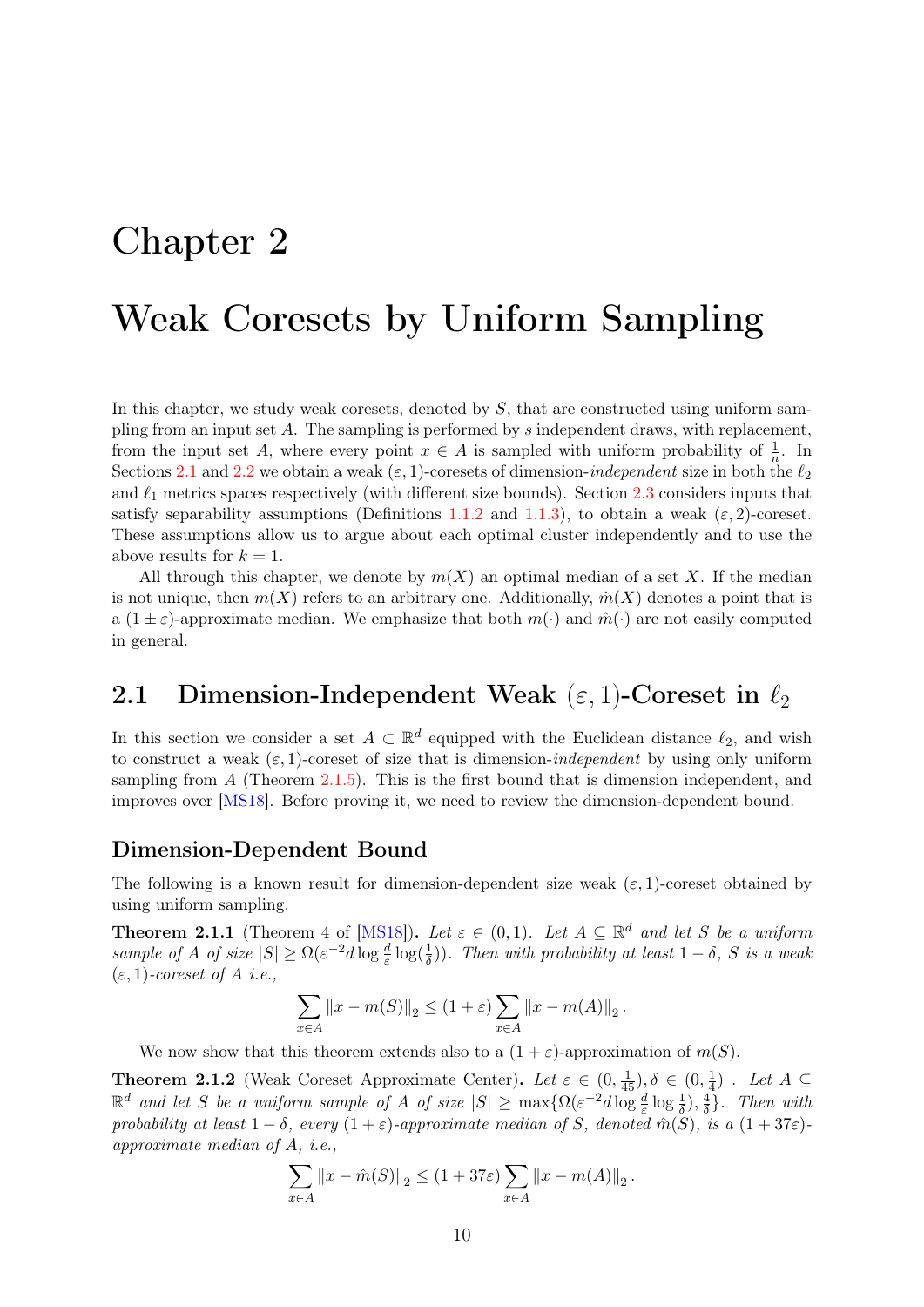# Chapter 2

# Weak Coresets by Uniform Sampling

In this chapter, we study weak coresets, denoted by $S$, that are constructed using uniform sampling from an input set $A$. The sampling is performed by $s$ independent draws, with replacement, from the input set $A$, where every point $x \in A$ is sampled with uniform probability of $\frac{1}{n}$. In Sections 2.1 and 2.2 we obtain a weak $(\varepsilon, 1)$-coresets of dimension-*independent* size in both the $\ell_2$ and $\ell_1$ metrics spaces respectively (with different size bounds). Section 2.3 considers inputs that satisfy separability assumptions (Definitions 1.1.2 and 1.1.3), to obtain a weak $(\varepsilon, 2)$-coreset. These assumptions allow us to argue about each optimal cluster independently and to use the above results for $k = 1$.

All through this chapter, we denote by $m(X)$ an optimal median of a set $X$. If the median is not unique, then $m(X)$ refers to an arbitrary one. Additionally, $\hat{m}(X)$ denotes a point that is a $(1 \pm \varepsilon)$-approximate median. We emphasize that both $m(\cdot)$ and $\hat{m}(\cdot)$ are not easily computed in general.

## 2.1 Dimension-Independent Weak $(\varepsilon, 1)$-Coreset in $\ell_2$

In this section we consider a set $A \subset \mathbb{R}^d$ equipped with the Euclidean distance $\ell_2$, and wish to construct a weak $(\varepsilon, 1)$-coreset of size that is dimension-*independent* by using only uniform sampling from $A$ (Theorem 2.1.5). This is the first bound that is dimension independent, and improves over [MS18]. Before proving it, we need to review the dimension-dependent bound.

### Dimension-Dependent Bound

The following is a known result for dimension-dependent size weak $(\varepsilon, 1)$-coreset obtained by using uniform sampling.

**Theorem 2.1.1** (Theorem 4 of [MS18]). *Let $\varepsilon \in (0, 1)$. Let $A \subseteq \mathbb{R}^d$ and let $S$ be a uniform sample of $A$ of size $|S| \geq \Omega(\varepsilon^{-2} d \log \frac{d}{\varepsilon} \log(\frac{1}{\delta}))$. Then with probability at least $1 - \delta$, $S$ is a weak $(\varepsilon, 1)$-coreset of $A$ i.e.,*

$$\sum_{x \in A} \|x - m(S)\|_2 \leq (1 + \varepsilon) \sum_{x \in A} \|x - m(A)\|_2 .$$

We now show that this theorem extends also to a $(1 + \varepsilon)$-approximation of $m(S)$.

**Theorem 2.1.2** (Weak Coreset Approximate Center). *Let $\varepsilon \in (0, \frac{1}{45}), \delta \in (0, \frac{1}{4})$ . Let $A \subseteq \mathbb{R}^d$ and let $S$ be a uniform sample of $A$ of size $|S| \geq \max\{\Omega(\varepsilon^{-2} d \log \frac{d}{\varepsilon} \log \frac{1}{\delta}), \frac{4}{\delta}\}$. Then with probability at least $1 - \delta$, every $(1 + \varepsilon)$-approximate median of $S$, denoted $\hat{m}(S)$, is a $(1 + 37\varepsilon)$-approximate median of $A$, i.e.,*

$$\sum_{x \in A} \|x - \hat{m}(S)\|_2 \leq (1 + 37\varepsilon) \sum_{x \in A} \|x - m(A)\|_2 .$$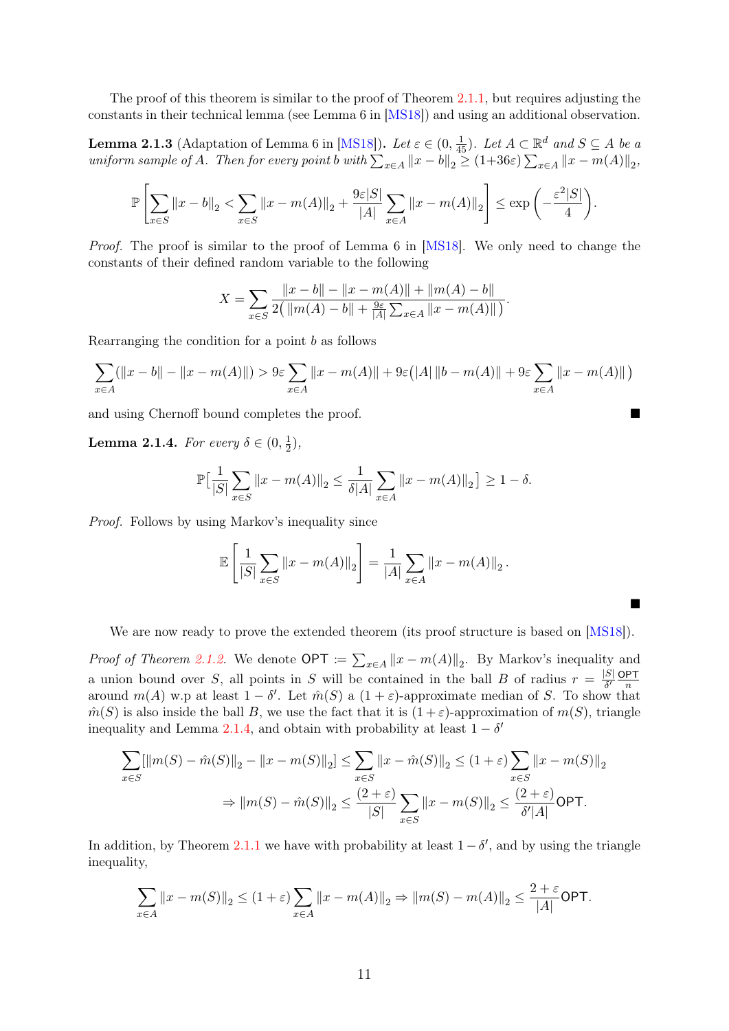The proof of this theorem is similar to the proof of Theorem 2.1.1, but requires adjusting the constants in their technical lemma (see Lemma 6 in [MS18]) and using an additional observation.

**Lemma 2.1.3** (Adaptation of Lemma 6 in [MS18])**.** *Let $\varepsilon \in (0, \frac{1}{45})$. Let $A \subset \mathbb{R}^d$ and $S \subseteq A$ be a uniform sample of $A$. Then for every point $b$ with $\sum_{x \in A} \|x - b\|_2 \geq (1+36\varepsilon) \sum_{x \in A} \|x - m(A)\|_2$,*

$$\mathbb{P}\left[\sum_{x \in S} \|x - b\|_2 < \sum_{x \in S} \|x - m(A)\|_2 + \frac{9\varepsilon |S|}{|A|} \sum_{x \in A} \|x - m(A)\|_2\right] \leq \exp\left(-\frac{\varepsilon^2 |S|}{4}\right).$$

*Proof.* The proof is similar to the proof of Lemma 6 in [MS18]. We only need to change the constants of their defined random variable to the following

$$X = \sum_{x \in S} \frac{\|x - b\| - \|x - m(A)\| + \|m(A) - b\|}{2\big(\|m(A) - b\| + \frac{9\varepsilon}{|A|} \sum_{x \in A} \|x - m(A)\|\big)}.$$

Rearranging the condition for a point $b$ as follows

$$\sum_{x \in A} (\|x - b\| - \|x - m(A)\|) > 9\varepsilon \sum_{x \in A} \|x - m(A)\| + 9\varepsilon\big(|A| \, \|b - m(A)\| + 9\varepsilon \sum_{x \in A} \|x - m(A)\|\big)$$

and using Chernoff bound completes the proof. ■

**Lemma 2.1.4.** *For every $\delta \in (0, \frac{1}{2})$,*

$$\mathbb{P}\Big[\frac{1}{|S|} \sum_{x \in S} \|x - m(A)\|_2 \leq \frac{1}{\delta |A|} \sum_{x \in A} \|x - m(A)\|_2\Big] \geq 1 - \delta.$$

*Proof.* Follows by using Markov's inequality since

$$\mathbb{E}\left[\frac{1}{|S|} \sum_{x \in S} \|x - m(A)\|_2\right] = \frac{1}{|A|} \sum_{x \in A} \|x - m(A)\|_2 .$$

■

We are now ready to prove the extended theorem (its proof structure is based on [MS18]).

*Proof of Theorem 2.1.2.* We denote $\mathsf{OPT} := \sum_{x \in A} \|x - m(A)\|_2$. By Markov's inequality and a union bound over $S$, all points in $S$ will be contained in the ball $B$ of radius $r = \frac{|S|}{\delta'} \frac{\mathsf{OPT}}{n}$ around $m(A)$ w.p at least $1 - \delta'$. Let $\hat{m}(S)$ a $(1+\varepsilon)$-approximate median of $S$. To show that $\hat{m}(S)$ is also inside the ball $B$, we use the fact that it is $(1+\varepsilon)$-approximation of $m(S)$, triangle inequality and Lemma 2.1.4, and obtain with probability at least $1 - \delta'$

$$\begin{aligned}\sum_{x \in S} [\|m(S) - \hat{m}(S)\|_2 - \|x - m(S)\|_2] &\leq \sum_{x \in S} \|x - \hat{m}(S)\|_2 \leq (1+\varepsilon) \sum_{x \in S} \|x - m(S)\|_2 \\ \Rightarrow \|m(S) - \hat{m}(S)\|_2 &\leq \frac{(2+\varepsilon)}{|S|} \sum_{x \in S} \|x - m(S)\|_2 \leq \frac{(2+\varepsilon)}{\delta' |A|} \mathsf{OPT}.\end{aligned}$$

In addition, by Theorem 2.1.1 we have with probability at least $1 - \delta'$, and by using the triangle inequality,

$$\sum_{x \in A} \|x - m(S)\|_2 \leq (1+\varepsilon) \sum_{x \in A} \|x - m(A)\|_2 \Rightarrow \|m(S) - m(A)\|_2 \leq \frac{2+\varepsilon}{|A|} \mathsf{OPT}.$$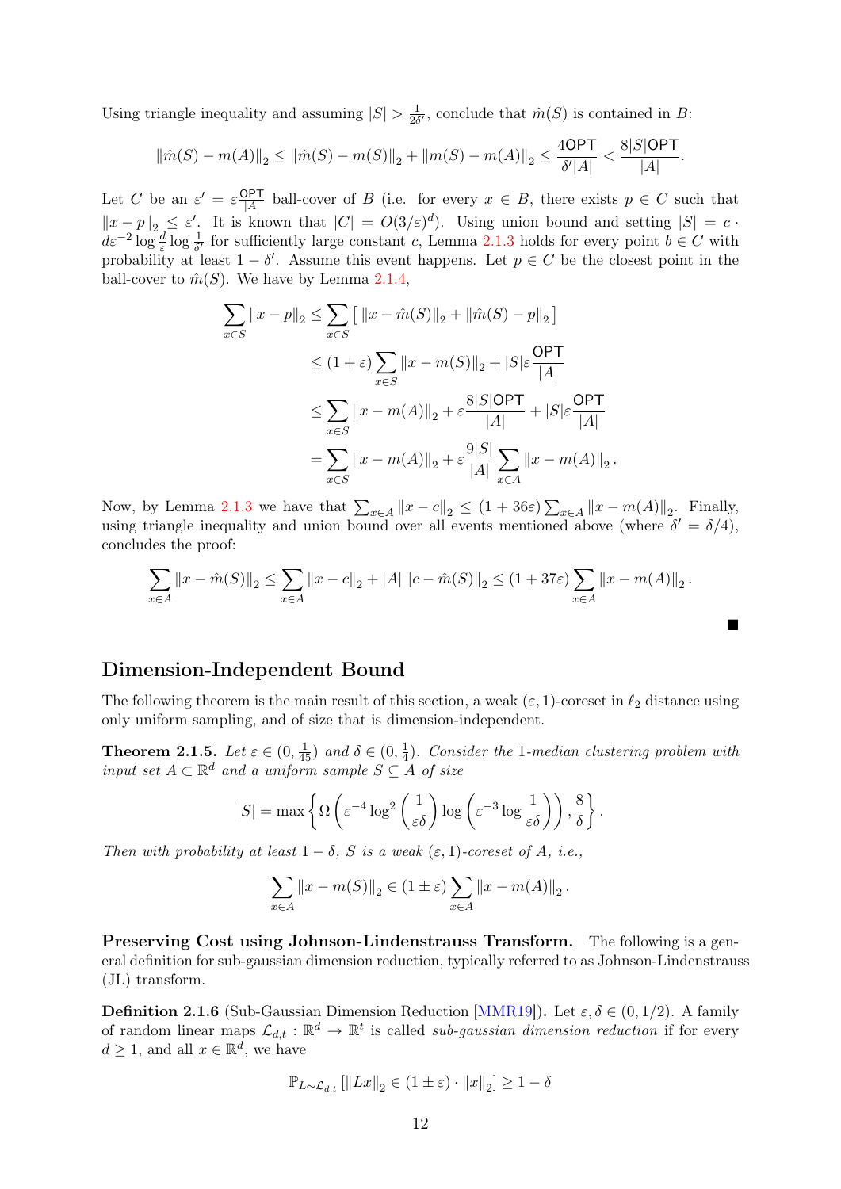Using triangle inequality and assuming $|S| > \frac{1}{2\delta'}$, conclude that $\hat{m}(S)$ is contained in $B$:

$$\|\hat{m}(S) - m(A)\|_2 \le \|\hat{m}(S) - m(S)\|_2 + \|m(S) - m(A)\|_2 \le \frac{4\mathsf{OPT}}{\delta'|A|} < \frac{8|S|\mathsf{OPT}}{|A|}.$$

Let $C$ be an $\varepsilon' = \varepsilon\frac{\mathsf{OPT}}{|A|}$ ball-cover of $B$ (i.e. for every $x \in B$, there exists $p \in C$ such that $\|x - p\|_2 \le \varepsilon'$. It is known that $|C| = O(3/\varepsilon)^d$). Using union bound and setting $|S| = c \cdot d\varepsilon^{-2} \log\frac{d}{\varepsilon} \log\frac{1}{\delta'}$ for sufficiently large constant $c$, Lemma 2.1.3 holds for every point $b \in C$ with probability at least $1 - \delta'$. Assume this event happens. Let $p \in C$ be the closest point in the ball-cover to $\hat{m}(S)$. We have by Lemma 2.1.4,

$$\begin{aligned}
\sum_{x\in S} \|x - p\|_2 &\le \sum_{x\in S} \left[\, \|x - \hat{m}(S)\|_2 + \|\hat{m}(S) - p\|_2 \right] \\
&\le (1+\varepsilon) \sum_{x\in S} \|x - m(S)\|_2 + |S|\varepsilon\frac{\mathsf{OPT}}{|A|} \\
&\le \sum_{x\in S} \|x - m(A)\|_2 + \varepsilon\frac{8|S|\mathsf{OPT}}{|A|} + |S|\varepsilon\frac{\mathsf{OPT}}{|A|} \\
&= \sum_{x\in S} \|x - m(A)\|_2 + \varepsilon\frac{9|S|}{|A|} \sum_{x\in A} \|x - m(A)\|_2 .
\end{aligned}$$

Now, by Lemma 2.1.3 we have that $\sum_{x\in A} \|x - c\|_2 \le (1 + 36\varepsilon) \sum_{x\in A} \|x - m(A)\|_2$. Finally, using triangle inequality and union bound over all events mentioned above (where $\delta' = \delta/4$), concludes the proof:

$$\sum_{x\in A} \|x - \hat{m}(S)\|_2 \le \sum_{x\in A} \|x - c\|_2 + |A|\, \|c - \hat{m}(S)\|_2 \le (1 + 37\varepsilon) \sum_{x\in A} \|x - m(A)\|_2 .$$

■

## Dimension-Independent Bound

The following theorem is the main result of this section, a weak $(\varepsilon, 1)$-coreset in $\ell_2$ distance using only uniform sampling, and of size that is dimension-independent.

**Theorem 2.1.5.** *Let $\varepsilon \in (0, \frac{1}{45})$ and $\delta \in (0, \frac{1}{4})$. Consider the 1-median clustering problem with input set $A \subset \mathbb{R}^d$ and a uniform sample $S \subseteq A$ of size*

$$|S| = \max\left\{ \Omega\left(\varepsilon^{-4} \log^2\left(\frac{1}{\varepsilon\delta}\right) \log\left(\varepsilon^{-3} \log\frac{1}{\varepsilon\delta}\right)\right), \frac{8}{\delta} \right\}.$$

*Then with probability at least $1 - \delta$, $S$ is a weak $(\varepsilon, 1)$-coreset of $A$, i.e.,*

$$\sum_{x\in A} \|x - m(S)\|_2 \in (1 \pm \varepsilon) \sum_{x\in A} \|x - m(A)\|_2 .$$

**Preserving Cost using Johnson-Lindenstrauss Transform.** The following is a general definition for sub-gaussian dimension reduction, typically referred to as Johnson-Lindenstrauss (JL) transform.

**Definition 2.1.6** (Sub-Gaussian Dimension Reduction [MMR19]). Let $\varepsilon, \delta \in (0, 1/2)$. A family of random linear maps $\mathcal{L}_{d,t} : \mathbb{R}^d \to \mathbb{R}^t$ is called *sub-gaussian dimension reduction* if for every $d \ge 1$, and all $x \in \mathbb{R}^d$, we have

$$\mathbb{P}_{L\sim\mathcal{L}_{d,t}} \left[\|Lx\|_2 \in (1 \pm \varepsilon) \cdot \|x\|_2\right] \ge 1 - \delta$$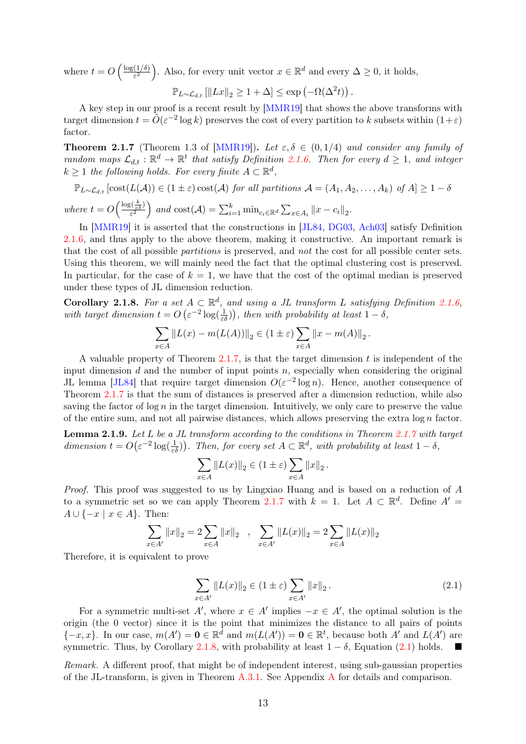where $t = O\left(\frac{\log(1/\delta)}{\varepsilon^2}\right)$. Also, for every unit vector $x \in \mathbb{R}^d$ and every $\Delta \geq 0$, it holds,

$$\mathbb{P}_{L \sim \mathcal{L}_{d,t}}\left[\|Lx\|_2 \geq 1 + \Delta\right] \leq \exp\left(-\Omega(\Delta^2 t)\right).$$

A key step in our proof is a recent result by [MMR19] that shows the above transforms with target dimension $t = \tilde{O}(\varepsilon^{-2} \log k)$ preserves the cost of every partition to $k$ subsets within $(1+\varepsilon)$ factor.

**Theorem 2.1.7** (Theorem 1.3 of [MMR19])**.** *Let $\varepsilon, \delta \in (0, 1/4)$ and consider any family of random maps $\mathcal{L}_{d,t} : \mathbb{R}^d \to \mathbb{R}^t$ that satisfy Definition 2.1.6. Then for every $d \geq 1$, and integer $k \geq 1$ the following holds. For every finite $A \subset \mathbb{R}^d$,*

$$\mathbb{P}_{L \sim \mathcal{L}_{d,t}}\left[\text{cost}(L(\mathcal{A})) \in (1 \pm \varepsilon)\,\text{cost}(\mathcal{A}) \text{ for all partitions } \mathcal{A} = (A_1, A_2, \ldots, A_k) \text{ of } A\right] \geq 1 - \delta$$

*where $t = O\left(\frac{\log(\frac{k}{\varepsilon\delta})}{\varepsilon^2}\right)$ and $\text{cost}(\mathcal{A}) = \sum_{i=1}^{k} \min_{c_i \in \mathbb{R}^d} \sum_{x \in A_i} \|x - c_i\|_2$.*

In [MMR19] it is asserted that the constructions in [JL84, DG03, Ach03] satisfy Definition 2.1.6, and thus apply to the above theorem, making it constructive. An important remark is that the cost of all possible *partitions* is preserved, and *not* the cost for all possible center sets. Using this theorem, we will mainly need the fact that the optimal clustering cost is preserved. In particular, for the case of $k = 1$, we have that the cost of the optimal median is preserved under these types of JL dimension reduction.

**Corollary 2.1.8.** *For a set $A \subset \mathbb{R}^d$, and using a JL transform $L$ satisfying Definition 2.1.6, with target dimension $t = O\left(\varepsilon^{-2} \log(\frac{1}{\varepsilon\delta})\right)$, then with probability at least $1 - \delta$,*

$$\sum_{x \in A} \|L(x) - m(L(A))\|_2 \in (1 \pm \varepsilon) \sum_{x \in A} \|x - m(A)\|_2.$$

A valuable property of Theorem 2.1.7, is that the target dimension $t$ is independent of the input dimension $d$ and the number of input points $n$, especially when considering the original JL lemma [JL84] that require target dimension $O(\varepsilon^{-2} \log n)$. Hence, another consequence of Theorem 2.1.7 is that the sum of distances is preserved after a dimension reduction, while also saving the factor of $\log n$ in the target dimension. Intuitively, we only care to preserve the value of the entire sum, and not all pairwise distances, which allows preserving the extra $\log n$ factor.

**Lemma 2.1.9.** *Let $L$ be a JL transform according to the conditions in Theorem 2.1.7 with target dimension $t = O\left(\varepsilon^{-2} \log(\frac{1}{\varepsilon\delta})\right)$. Then, for every set $A \subset \mathbb{R}^d$, with probability at least $1 - \delta$,*

$$\sum_{x \in A} \|L(x)\|_2 \in (1 \pm \varepsilon) \sum_{x \in A} \|x\|_2.$$

*Proof.* This proof was suggested to us by Lingxiao Huang and is based on a reduction of $A$ to a symmetric set so we can apply Theorem 2.1.7 with $k = 1$. Let $A \subset \mathbb{R}^d$. Define $A' = A \cup \{-x \mid x \in A\}$. Then:

$$\sum_{x \in A'} \|x\|_2 = 2 \sum_{x \in A} \|x\|_2 \quad , \quad \sum_{x \in A'} \|L(x)\|_2 = 2 \sum_{x \in A} \|L(x)\|_2$$

Therefore, it is equivalent to prove

$$\sum_{x \in A'} \|L(x)\|_2 \in (1 \pm \varepsilon) \sum_{x \in A'} \|x\|_2. \tag{2.1}$$

For a symmetric multi-set $A'$, where $x \in A'$ implies $-x \in A'$, the optimal solution is the origin (the 0 vector) since it is the point that minimizes the distance to all pairs of points $\{-x, x\}$. In our case, $m(A') = \mathbf{0} \in \mathbb{R}^d$ and $m(L(A')) = \mathbf{0} \in \mathbb{R}^t$, because both $A'$ and $L(A')$ are symmetric. Thus, by Corollary 2.1.8, with probability at least $1 - \delta$, Equation (2.1) holds. ■

*Remark.* A different proof, that might be of independent interest, using sub-gaussian properties of the JL-transform, is given in Theorem A.3.1. See Appendix A for details and comparison.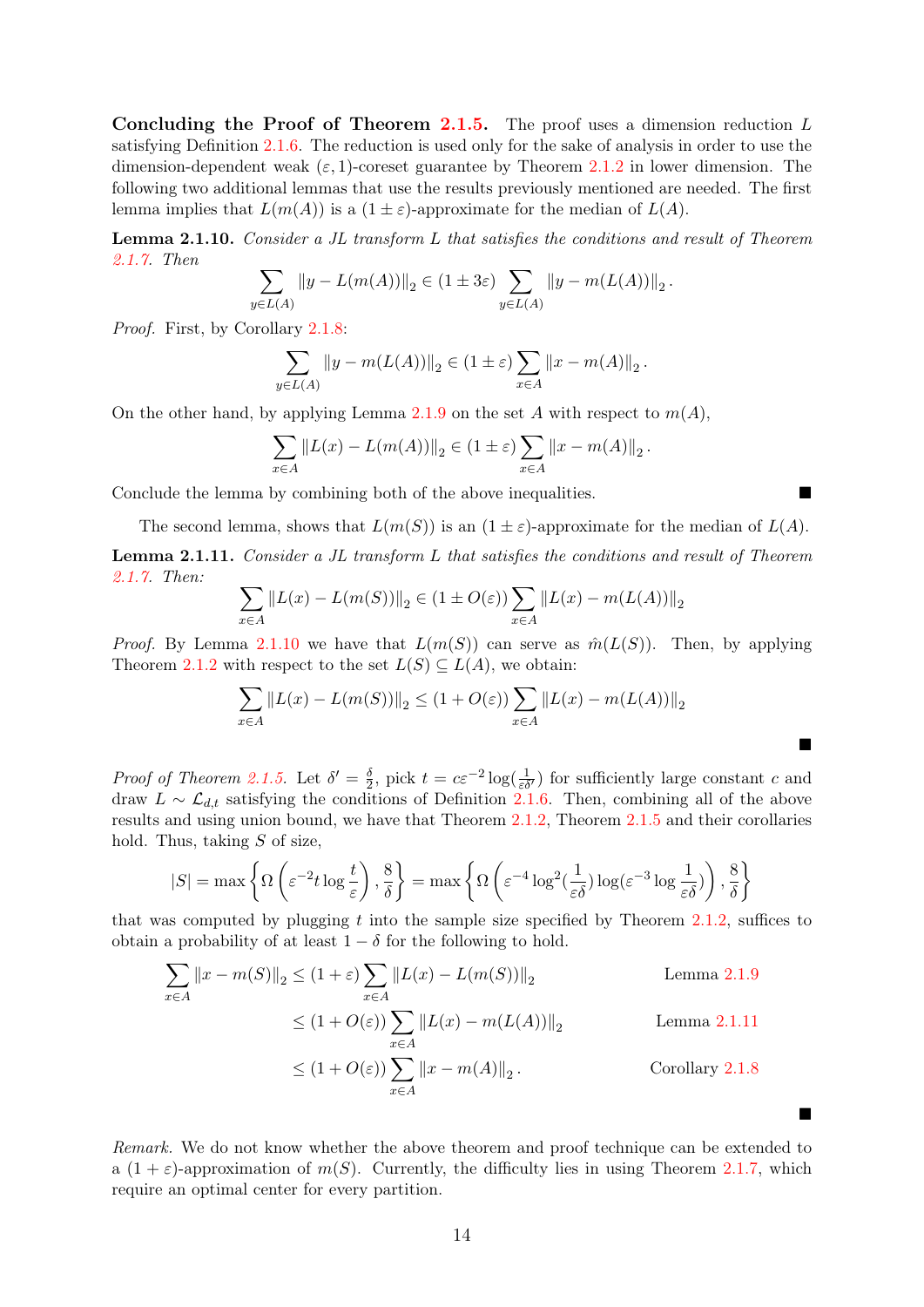**Concluding the Proof of Theorem 2.1.5.** The proof uses a dimension reduction $L$ satisfying Definition 2.1.6. The reduction is used only for the sake of analysis in order to use the dimension-dependent weak $(\varepsilon, 1)$-coreset guarantee by Theorem 2.1.2 in lower dimension. The following two additional lemmas that use the results previously mentioned are needed. The first lemma implies that $L(m(A))$ is a $(1 \pm \varepsilon)$-approximate for the median of $L(A)$.

**Lemma 2.1.10.** *Consider a JL transform $L$ that satisfies the conditions and result of Theorem 2.1.7. Then*

$$\sum_{y \in L(A)} \|y - L(m(A))\|_2 \in (1 \pm 3\varepsilon) \sum_{y \in L(A)} \|y - m(L(A))\|_2 .$$

*Proof.* First, by Corollary 2.1.8:

$$\sum_{y \in L(A)} \|y - m(L(A))\|_2 \in (1 \pm \varepsilon) \sum_{x \in A} \|x - m(A)\|_2 .$$

On the other hand, by applying Lemma 2.1.9 on the set $A$ with respect to $m(A)$,

$$\sum_{x \in A} \|L(x) - L(m(A))\|_2 \in (1 \pm \varepsilon) \sum_{x \in A} \|x - m(A)\|_2 .$$

Conclude the lemma by combining both of the above inequalities. ∎

The second lemma, shows that $L(m(S))$ is an $(1 \pm \varepsilon)$-approximate for the median of $L(A)$.

**Lemma 2.1.11.** *Consider a JL transform $L$ that satisfies the conditions and result of Theorem 2.1.7. Then:*

$$\sum_{x \in A} \|L(x) - L(m(S))\|_2 \in (1 \pm O(\varepsilon)) \sum_{x \in A} \|L(x) - m(L(A))\|_2$$

*Proof.* By Lemma 2.1.10 we have that $L(m(S))$ can serve as $\hat{m}(L(S))$. Then, by applying Theorem 2.1.2 with respect to the set $L(S) \subseteq L(A)$, we obtain:

$$\sum_{x \in A} \|L(x) - L(m(S))\|_2 \leq (1 + O(\varepsilon)) \sum_{x \in A} \|L(x) - m(L(A))\|_2$$

∎

*Proof of Theorem 2.1.5.* Let $\delta' = \frac{\delta}{2}$, pick $t = c\varepsilon^{-2} \log(\frac{1}{\varepsilon\delta'})$ for sufficiently large constant $c$ and draw $L \sim \mathcal{L}_{d,t}$ satisfying the conditions of Definition 2.1.6. Then, combining all of the above results and using union bound, we have that Theorem 2.1.2, Theorem 2.1.5 and their corollaries hold. Thus, taking $S$ of size,

$$|S| = \max\left\{ \Omega\left(\varepsilon^{-2} t \log \frac{t}{\varepsilon}\right), \frac{8}{\delta} \right\} = \max\left\{ \Omega\left(\varepsilon^{-4} \log^2(\frac{1}{\varepsilon\delta}) \log(\varepsilon^{-3} \log \frac{1}{\varepsilon\delta})\right), \frac{8}{\delta} \right\}$$

that was computed by plugging $t$ into the sample size specified by Theorem 2.1.2, suffices to obtain a probability of at least $1 - \delta$ for the following to hold.

$$\begin{aligned}
\sum_{x \in A} \|x - m(S)\|_2 &\leq (1 + \varepsilon) \sum_{x \in A} \|L(x) - L(m(S))\|_2 && \text{Lemma 2.1.9} \\
&\leq (1 + O(\varepsilon)) \sum_{x \in A} \|L(x) - m(L(A))\|_2 && \text{Lemma 2.1.11} \\
&\leq (1 + O(\varepsilon)) \sum_{x \in A} \|x - m(A)\|_2 . && \text{Corollary 2.1.8}
\end{aligned}$$

∎

*Remark.* We do not know whether the above theorem and proof technique can be extended to a $(1 + \varepsilon)$-approximation of $m(S)$. Currently, the difficulty lies in using Theorem 2.1.7, which require an optimal center for every partition.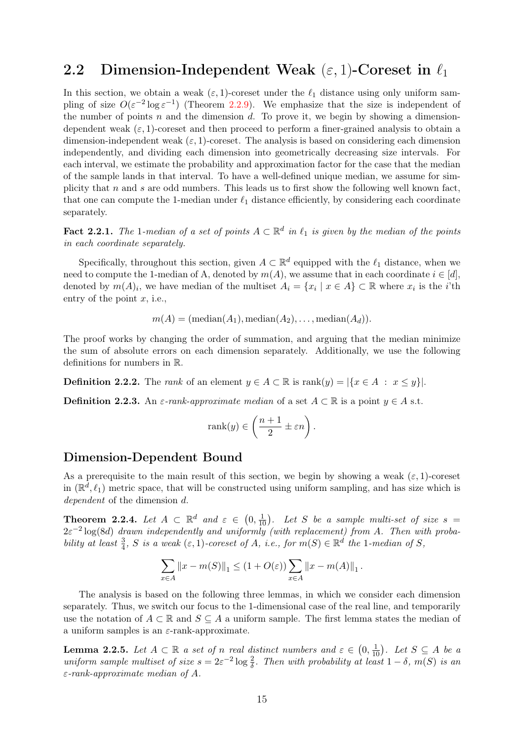## 2.2 Dimension-Independent Weak $(\varepsilon, 1)$-Coreset in $\ell_1$

In this section, we obtain a weak $(\varepsilon, 1)$-coreset under the $\ell_1$ distance using only uniform sampling of size $O(\varepsilon^{-2} \log \varepsilon^{-1})$ (Theorem 2.2.9). We emphasize that the size is independent of the number of points $n$ and the dimension $d$. To prove it, we begin by showing a dimension-dependent weak $(\varepsilon, 1)$-coreset and then proceed to perform a finer-grained analysis to obtain a dimension-independent weak $(\varepsilon, 1)$-coreset. The analysis is based on considering each dimension independently, and dividing each dimension into geometrically decreasing size intervals. For each interval, we estimate the probability and approximation factor for the case that the median of the sample lands in that interval. To have a well-defined unique median, we assume for simplicity that $n$ and $s$ are odd numbers. This leads us to first show the following well known fact, that one can compute the 1-median under $\ell_1$ distance efficiently, by considering each coordinate separately.

**Fact 2.2.1.** *The* 1*-median of a set of points $A \subset \mathbb{R}^d$ in $\ell_1$ is given by the median of the points in each coordinate separately.*

Specifically, throughout this section, given $A \subset \mathbb{R}^d$ equipped with the $\ell_1$ distance, when we need to compute the 1-median of A, denoted by $m(A)$, we assume that in each coordinate $i \in [d]$, denoted by $m(A)_i$, we have median of the multiset $A_i = \{x_i \mid x \in A\} \subset \mathbb{R}$ where $x_i$ is the $i$'th entry of the point $x$, i.e.,

$$m(A) = (\text{median}(A_1), \text{median}(A_2), \ldots, \text{median}(A_d)).$$

The proof works by changing the order of summation, and arguing that the median minimize the sum of absolute errors on each dimension separately. Additionally, we use the following definitions for numbers in $\mathbb{R}$.

**Definition 2.2.2.** The *rank* of an element $y \in A \subset \mathbb{R}$ is $\text{rank}(y) = |\{x \in A \ : \ x \leq y\}|$.

**Definition 2.2.3.** An *$\varepsilon$-rank-approximate median* of a set $A \subset \mathbb{R}$ is a point $y \in A$ s.t.

$$\text{rank}(y) \in \left(\frac{n+1}{2} \pm \varepsilon n\right).$$

### Dimension-Dependent Bound

As a prerequisite to the main result of this section, we begin by showing a weak $(\varepsilon, 1)$-coreset in $(\mathbb{R}^d, \ell_1)$ metric space, that will be constructed using uniform sampling, and has size which is *dependent* of the dimension $d$.

**Theorem 2.2.4.** *Let $A \subset \mathbb{R}^d$ and $\varepsilon \in \left(0, \frac{1}{10}\right)$. Let $S$ be a sample multi-set of size $s = 2\varepsilon^{-2} \log(8d)$ drawn independently and uniformly (with replacement) from $A$. Then with probability at least $\frac{3}{4}$, $S$ is a weak $(\varepsilon, 1)$-coreset of $A$, i.e., for $m(S) \in \mathbb{R}^d$ the* 1*-median of $S$,*

$$\sum_{x \in A} \|x - m(S)\|_1 \leq (1 + O(\varepsilon)) \sum_{x \in A} \|x - m(A)\|_1 .$$

The analysis is based on the following three lemmas, in which we consider each dimension separately. Thus, we switch our focus to the 1-dimensional case of the real line, and temporarily use the notation of $A \subset \mathbb{R}$ and $S \subseteq A$ a uniform sample. The first lemma states the median of a uniform samples is an $\varepsilon$-rank-approximate.

**Lemma 2.2.5.** *Let $A \subset \mathbb{R}$ a set of $n$ real distinct numbers and $\varepsilon \in \left(0, \frac{1}{10}\right)$. Let $S \subseteq A$ be a uniform sample multiset of size $s = 2\varepsilon^{-2} \log \frac{2}{\delta}$. Then with probability at least $1 - \delta$, $m(S)$ is an $\varepsilon$-rank-approximate median of $A$.*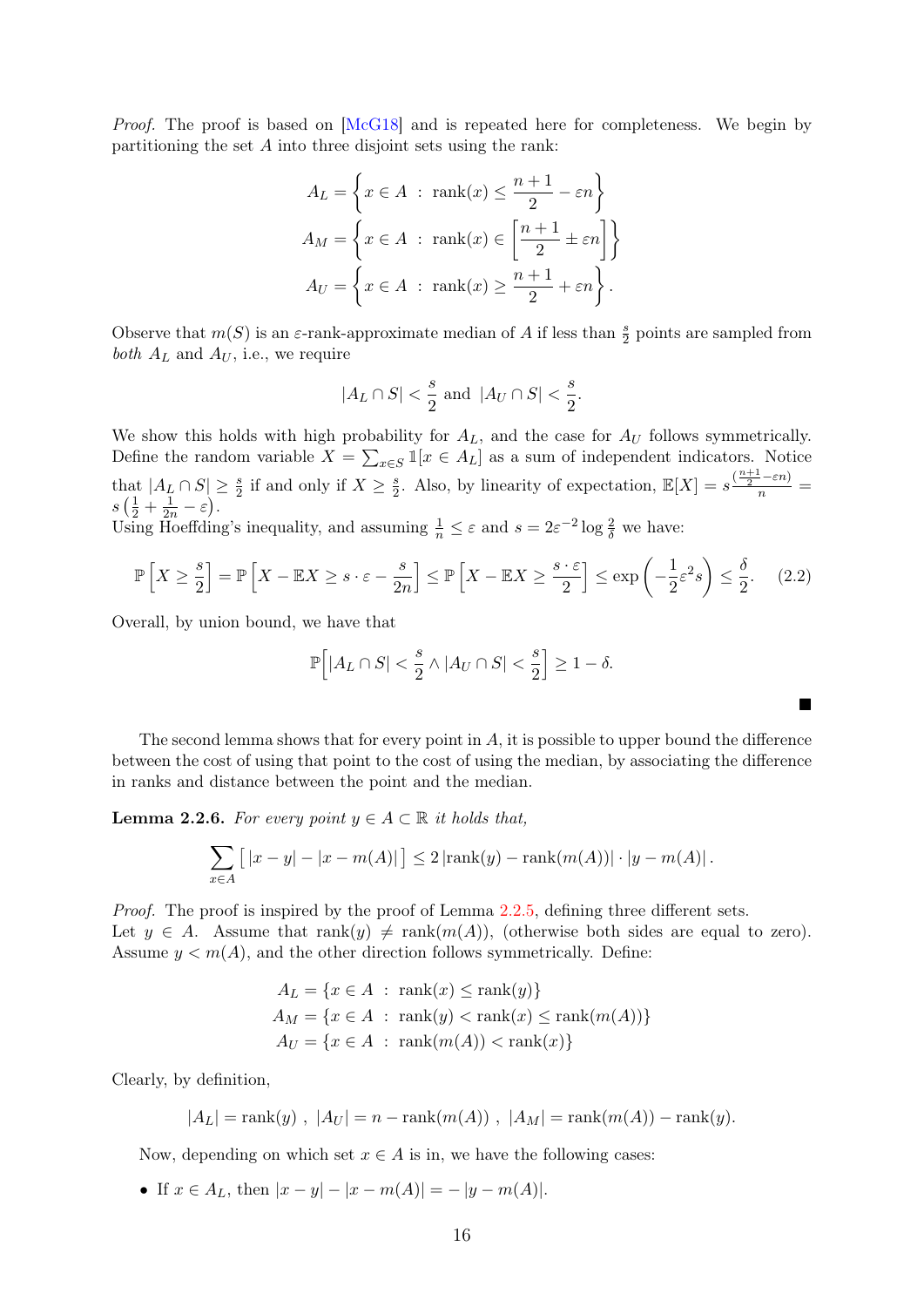*Proof.* The proof is based on [McG18] and is repeated here for completeness. We begin by partitioning the set $A$ into three disjoint sets using the rank:

$$A_L = \left\{ x \in A \ : \ \text{rank}(x) \leq \frac{n+1}{2} - \varepsilon n \right\}$$
$$A_M = \left\{ x \in A \ : \ \text{rank}(x) \in \left[ \frac{n+1}{2} \pm \varepsilon n \right] \right\}$$
$$A_U = \left\{ x \in A \ : \ \text{rank}(x) \geq \frac{n+1}{2} + \varepsilon n \right\}.$$

Observe that $m(S)$ is an $\varepsilon$-rank-approximate median of $A$ if less than $\frac{s}{2}$ points are sampled from *both* $A_L$ and $A_U$, i.e., we require

$$|A_L \cap S| < \frac{s}{2} \text{ and } |A_U \cap S| < \frac{s}{2}.$$

We show this holds with high probability for $A_L$, and the case for $A_U$ follows symmetrically. Define the random variable $X = \sum_{x \in S} \mathbb{1}[x \in A_L]$ as a sum of independent indicators. Notice that $|A_L \cap S| \geq \frac{s}{2}$ if and only if $X \geq \frac{s}{2}$. Also, by linearity of expectation, $\mathbb{E}[X] = s \frac{(\frac{n+1}{2} - \varepsilon n)}{n} = s\left(\frac{1}{2} + \frac{1}{2n} - \varepsilon\right)$.
Using Hoeffding's inequality, and assuming $\frac{1}{n} \leq \varepsilon$ and $s = 2\varepsilon^{-2} \log \frac{2}{\delta}$ we have:

$$\mathbb{P}\left[X \geq \frac{s}{2}\right] = \mathbb{P}\left[X - \mathbb{E}X \geq s \cdot \varepsilon - \frac{s}{2n}\right] \leq \mathbb{P}\left[X - \mathbb{E}X \geq \frac{s \cdot \varepsilon}{2}\right] \leq \exp\left(-\frac{1}{2}\varepsilon^2 s\right) \leq \frac{\delta}{2}. \quad (2.2)$$

Overall, by union bound, we have that

$$\mathbb{P}\Big[|A_L \cap S| < \frac{s}{2} \wedge |A_U \cap S| < \frac{s}{2}\Big] \geq 1 - \delta.$$

∎

The second lemma shows that for every point in $A$, it is possible to upper bound the difference between the cost of using that point to the cost of using the median, by associating the difference in ranks and distance between the point and the median.

**Lemma 2.2.6.** *For every point $y \in A \subset \mathbb{R}$ it holds that,*

$$\sum_{x \in A} \big[\, |x - y| - |x - m(A)| \,\big] \leq 2\, |\text{rank}(y) - \text{rank}(m(A))| \cdot |y - m(A)| \,.$$

*Proof.* The proof is inspired by the proof of Lemma 2.2.5, defining three different sets.
Let $y \in A$. Assume that $\text{rank}(y) \neq \text{rank}(m(A))$, (otherwise both sides are equal to zero). Assume $y < m(A)$, and the other direction follows symmetrically. Define:

$$A_L = \{x \in A \ : \ \text{rank}(x) \leq \text{rank}(y)\}$$
$$A_M = \{x \in A \ : \ \text{rank}(y) < \text{rank}(x) \leq \text{rank}(m(A))\}$$
$$A_U = \{x \in A \ : \ \text{rank}(m(A)) < \text{rank}(x)\}$$

Clearly, by definition,

$$|A_L| = \text{rank}(y) \ , \ |A_U| = n - \text{rank}(m(A)) \ , \ |A_M| = \text{rank}(m(A)) - \text{rank}(y).$$

Now, depending on which set $x \in A$ is in, we have the following cases:

- If $x \in A_L$, then $|x - y| - |x - m(A)| = -|y - m(A)|$.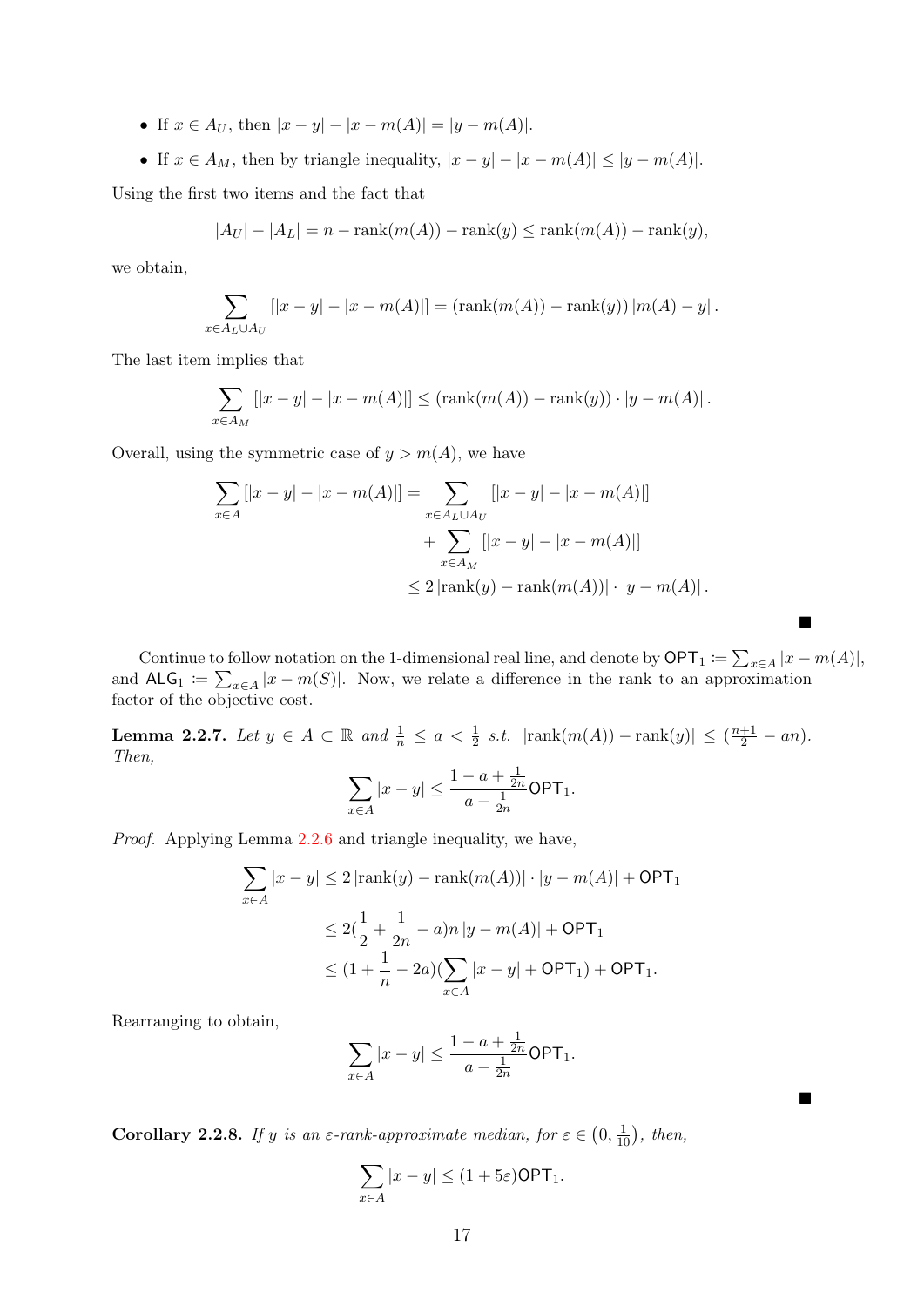- If $x \in A_U$, then $|x - y| - |x - m(A)| = |y - m(A)|$.
- If $x \in A_M$, then by triangle inequality, $|x - y| - |x - m(A)| \leq |y - m(A)|$.

Using the first two items and the fact that

$$|A_U| - |A_L| = n - \text{rank}(m(A)) - \text{rank}(y) \leq \text{rank}(m(A)) - \text{rank}(y),$$

we obtain,

$$\sum_{x \in A_L \cup A_U} [|x - y| - |x - m(A)|] = (\text{rank}(m(A)) - \text{rank}(y)) \, |m(A) - y| \, .$$

The last item implies that

$$\sum_{x \in A_M} [|x - y| - |x - m(A)|] \leq (\text{rank}(m(A)) - \text{rank}(y)) \cdot |y - m(A)| \, .$$

Overall, using the symmetric case of $y > m(A)$, we have

$$\begin{aligned}
\sum_{x \in A} [|x - y| - |x - m(A)|] &= \sum_{x \in A_L \cup A_U} [|x - y| - |x - m(A)|] \\
&\quad + \sum_{x \in A_M} [|x - y| - |x - m(A)|] \\
&\leq 2 \, |\text{rank}(y) - \text{rank}(m(A))| \cdot |y - m(A)| \, .
\end{aligned}$$

■

Continue to follow notation on the 1-dimensional real line, and denote by $\mathsf{OPT}_1 \coloneqq \sum_{x \in A} |x - m(A)|$, and $\mathsf{ALG}_1 \coloneqq \sum_{x \in A} |x - m(S)|$. Now, we relate a difference in the rank to an approximation factor of the objective cost.

**Lemma 2.2.7.** *Let $y \in A \subset \mathbb{R}$ and $\frac{1}{n} \leq a < \frac{1}{2}$ s.t. $|\text{rank}(m(A)) - \text{rank}(y)| \leq (\frac{n+1}{2} - an)$. Then,*

$$\sum_{x \in A} |x - y| \leq \frac{1 - a + \frac{1}{2n}}{a - \frac{1}{2n}} \mathsf{OPT}_1.$$

*Proof.* Applying Lemma 2.2.6 and triangle inequality, we have,

$$\begin{aligned}
\sum_{x \in A} |x - y| &\leq 2 \, |\text{rank}(y) - \text{rank}(m(A))| \cdot |y - m(A)| + \mathsf{OPT}_1 \\
&\leq 2 (\frac{1}{2} + \frac{1}{2n} - a) n \, |y - m(A)| + \mathsf{OPT}_1 \\
&\leq (1 + \frac{1}{n} - 2a) (\sum_{x \in A} |x - y| + \mathsf{OPT}_1) + \mathsf{OPT}_1.
\end{aligned}$$

Rearranging to obtain,

$$\sum_{x \in A} |x - y| \leq \frac{1 - a + \frac{1}{2n}}{a - \frac{1}{2n}} \mathsf{OPT}_1.$$

■

**Corollary 2.2.8.** *If $y$ is an $\varepsilon$-rank-approximate median, for $\varepsilon \in \left(0, \frac{1}{10}\right)$, then,*

$$\sum_{x \in A} |x - y| \leq (1 + 5\varepsilon) \mathsf{OPT}_1.$$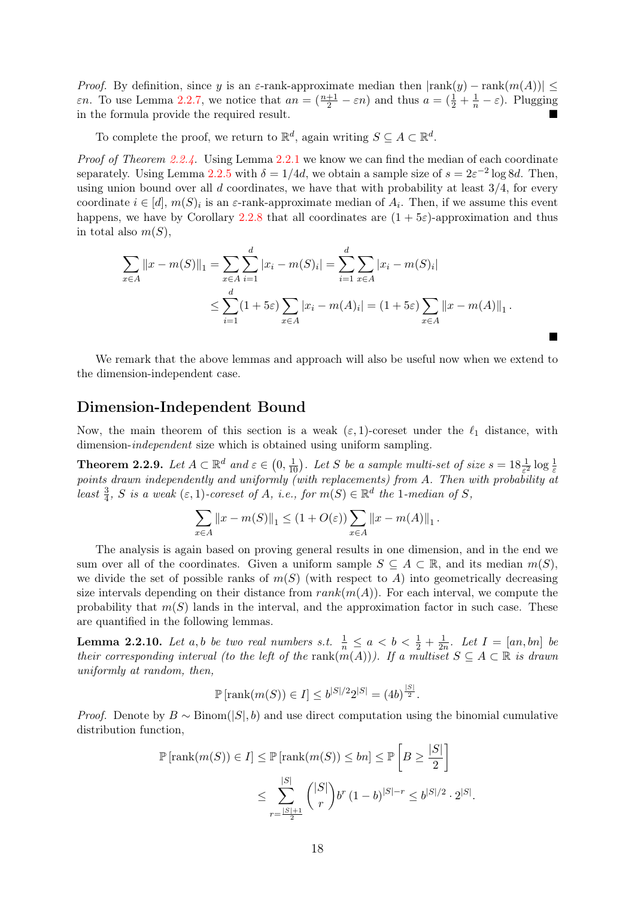*Proof.* By definition, since $y$ is an $\varepsilon$-rank-approximate median then $|\text{rank}(y) - \text{rank}(m(A))| \leq \varepsilon n$. To use Lemma 2.2.7, we notice that $an = (\frac{n+1}{2} - \varepsilon n)$ and thus $a = (\frac{1}{2} + \frac{1}{n} - \varepsilon)$. Plugging in the formula provide the required result. ∎

To complete the proof, we return to $\mathbb{R}^d$, again writing $S \subseteq A \subset \mathbb{R}^d$.

*Proof of Theorem 2.2.4.* Using Lemma 2.2.1 we know we can find the median of each coordinate separately. Using Lemma 2.2.5 with $\delta = 1/4d$, we obtain a sample size of $s = 2\varepsilon^{-2} \log 8d$. Then, using union bound over all $d$ coordinates, we have that with probability at least $3/4$, for every coordinate $i \in [d]$, $m(S)_i$ is an $\varepsilon$-rank-approximate median of $A_i$. Then, if we assume this event happens, we have by Corollary 2.2.8 that all coordinates are $(1 + 5\varepsilon)$-approximation and thus in total also $m(S)$,

$$\sum_{x \in A} \|x - m(S)\|_1 = \sum_{x \in A} \sum_{i=1}^{d} |x_i - m(S)_i| = \sum_{i=1}^{d} \sum_{x \in A} |x_i - m(S)_i|$$

$$\leq \sum_{i=1}^{d} (1 + 5\varepsilon) \sum_{x \in A} |x_i - m(A)_i| = (1 + 5\varepsilon) \sum_{x \in A} \|x - m(A)\|_1 .$$

∎

We remark that the above lemmas and approach will also be useful now when we extend to the dimension-independent case.

## Dimension-Independent Bound

Now, the main theorem of this section is a weak $(\varepsilon, 1)$-coreset under the $\ell_1$ distance, with dimension-*independent* size which is obtained using uniform sampling.

**Theorem 2.2.9.** *Let $A \subset \mathbb{R}^d$ and $\varepsilon \in \left(0, \frac{1}{10}\right)$. Let $S$ be a sample multi-set of size $s = 18\frac{1}{\varepsilon^2} \log \frac{1}{\varepsilon}$ points drawn independently and uniformly (with replacements) from $A$. Then with probability at least $\frac{3}{4}$, $S$ is a weak $(\varepsilon, 1)$-coreset of $A$, i.e., for $m(S) \in \mathbb{R}^d$ the 1-median of $S$,*

$$\sum_{x \in A} \|x - m(S)\|_1 \leq (1 + O(\varepsilon)) \sum_{x \in A} \|x - m(A)\|_1 .$$

The analysis is again based on proving general results in one dimension, and in the end we sum over all of the coordinates. Given a uniform sample $S \subseteq A \subset \mathbb{R}$, and its median $m(S)$, we divide the set of possible ranks of $m(S)$ (with respect to $A$) into geometrically decreasing size intervals depending on their distance from $rank(m(A))$. For each interval, we compute the probability that $m(S)$ lands in the interval, and the approximation factor in such case. These are quantified in the following lemmas.

**Lemma 2.2.10.** *Let $a, b$ be two real numbers s.t. $\frac{1}{n} \leq a < b < \frac{1}{2} + \frac{1}{2n}$. Let $I = [an, bn]$ be their corresponding interval (to the left of the* $\text{rank}(m(A))$*). If a multiset $S \subseteq A \subset \mathbb{R}$ is drawn uniformly at random, then,*

$$\mathbb{P}\left[\text{rank}(m(S)) \in I\right] \leq b^{|S|/2} 2^{|S|} = (4b)^{\frac{|S|}{2}}.$$

*Proof.* Denote by $B \sim \text{Binom}(|S|, b)$ and use direct computation using the binomial cumulative distribution function,

$$\mathbb{P}\left[\text{rank}(m(S)) \in I\right] \leq \mathbb{P}\left[\text{rank}(m(S)) \leq bn\right] \leq \mathbb{P}\left[B \geq \frac{|S|}{2}\right]$$

$$\leq \sum_{r=\frac{|S|+1}{2}}^{|S|} \binom{|S|}{r} b^r (1 - b)^{|S|-r} \leq b^{|S|/2} \cdot 2^{|S|}.$$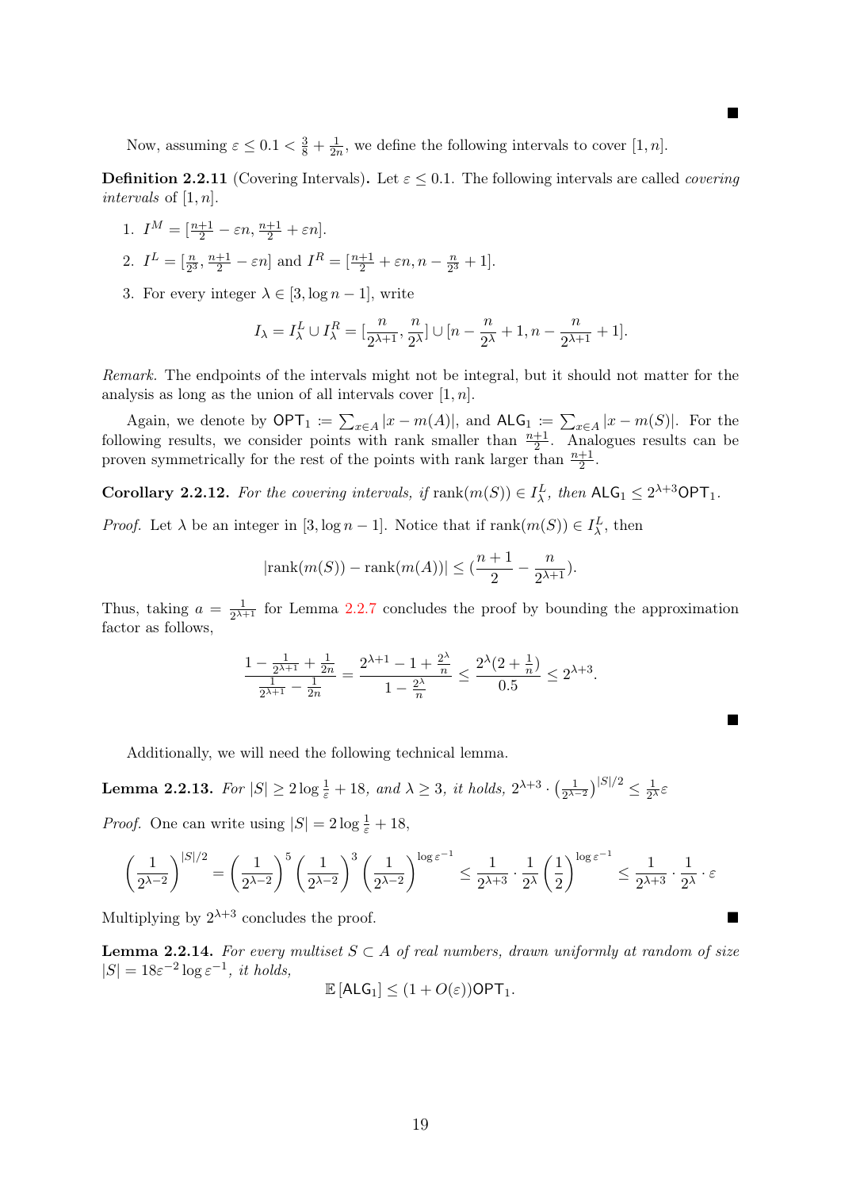∎

Now, assuming $\varepsilon \leq 0.1 < \frac{3}{8} + \frac{1}{2n}$, we define the following intervals to cover $[1, n]$.

**Definition 2.2.11** (Covering Intervals)**.** Let $\varepsilon \leq 0.1$. The following intervals are called *covering intervals* of $[1, n]$.

1. $I^M = [\frac{n+1}{2} - \varepsilon n, \frac{n+1}{2} + \varepsilon n]$.
2. $I^L = [\frac{n}{2^3}, \frac{n+1}{2} - \varepsilon n]$ and $I^R = [\frac{n+1}{2} + \varepsilon n, n - \frac{n}{2^3} + 1]$.
3. For every integer $\lambda \in [3, \log n - 1]$, write

$$I_\lambda = I^L_\lambda \cup I^R_\lambda = [\frac{n}{2^{\lambda+1}}, \frac{n}{2^\lambda}] \cup [n - \frac{n}{2^\lambda} + 1, n - \frac{n}{2^{\lambda+1}} + 1].$$

*Remark.* The endpoints of the intervals might not be integral, but it should not matter for the analysis as long as the union of all intervals cover $[1, n]$.

Again, we denote by $\mathsf{OPT}_1 := \sum_{x \in A} |x - m(A)|$, and $\mathsf{ALG}_1 := \sum_{x \in A} |x - m(S)|$. For the following results, we consider points with rank smaller than $\frac{n+1}{2}$. Analogues results can be proven symmetrically for the rest of the points with rank larger than $\frac{n+1}{2}$.

**Corollary 2.2.12.** *For the covering intervals, if* $\mathrm{rank}(m(S)) \in I^L_\lambda$*, then* $\mathsf{ALG}_1 \leq 2^{\lambda+3}\mathsf{OPT}_1$.

*Proof.* Let $\lambda$ be an integer in $[3, \log n - 1]$. Notice that if $\mathrm{rank}(m(S)) \in I^L_\lambda$, then

$$|\mathrm{rank}(m(S)) - \mathrm{rank}(m(A))| \leq (\frac{n+1}{2} - \frac{n}{2^{\lambda+1}}).$$

Thus, taking $a = \frac{1}{2^{\lambda+1}}$ for Lemma 2.2.7 concludes the proof by bounding the approximation factor as follows,

$$\frac{1 - \frac{1}{2^{\lambda+1}} + \frac{1}{2n}}{\frac{1}{2^{\lambda+1}} - \frac{1}{2n}} = \frac{2^{\lambda+1} - 1 + \frac{2^\lambda}{n}}{1 - \frac{2^\lambda}{n}} \leq \frac{2^\lambda(2 + \frac{1}{n})}{0.5} \leq 2^{\lambda+3}.$$

∎

Additionally, we will need the following technical lemma.

**Lemma 2.2.13.** *For* $|S| \geq 2\log\frac{1}{\varepsilon} + 18$*, and* $\lambda \geq 3$*, it holds,* $2^{\lambda+3} \cdot \left(\frac{1}{2^{\lambda-2}}\right)^{|S|/2} \leq \frac{1}{2^\lambda}\varepsilon$

*Proof.* One can write using $|S| = 2\log\frac{1}{\varepsilon} + 18$,

$$\left(\frac{1}{2^{\lambda-2}}\right)^{|S|/2} = \left(\frac{1}{2^{\lambda-2}}\right)^5 \left(\frac{1}{2^{\lambda-2}}\right)^3 \left(\frac{1}{2^{\lambda-2}}\right)^{\log\varepsilon^{-1}} \leq \frac{1}{2^{\lambda+3}} \cdot \frac{1}{2^\lambda}\left(\frac{1}{2}\right)^{\log\varepsilon^{-1}} \leq \frac{1}{2^{\lambda+3}} \cdot \frac{1}{2^\lambda} \cdot \varepsilon$$

Multiplying by $2^{\lambda+3}$ concludes the proof. ∎

**Lemma 2.2.14.** *For every multiset* $S \subset A$ *of real numbers, drawn uniformly at random of size* $|S| = 18\varepsilon^{-2}\log\varepsilon^{-1}$*, it holds,*

$$\mathbb{E}[\mathsf{ALG}_1] \leq (1 + O(\varepsilon))\mathsf{OPT}_1.$$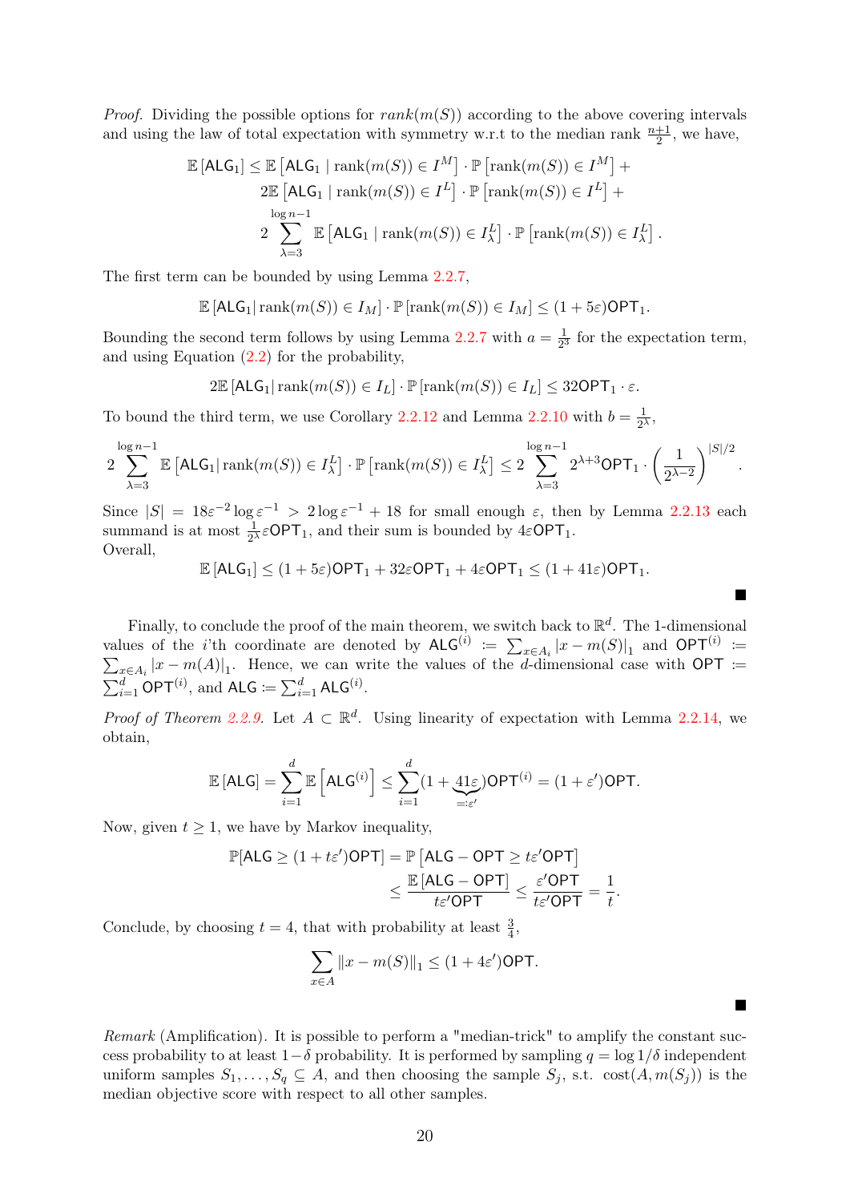*Proof.* Dividing the possible options for $rank(m(S))$ according to the above covering intervals and using the law of total expectation with symmetry w.r.t to the median rank $\frac{n+1}{2}$, we have,

$$
\begin{aligned}
\mathbb{E}\left[\mathsf{ALG}_1\right] \leq\ & \mathbb{E}\left[\mathsf{ALG}_1 \mid \mathrm{rank}(m(S)) \in I^M\right] \cdot \mathbb{P}\left[\mathrm{rank}(m(S)) \in I^M\right] + \\
& 2\mathbb{E}\left[\mathsf{ALG}_1 \mid \mathrm{rank}(m(S)) \in I^L\right] \cdot \mathbb{P}\left[\mathrm{rank}(m(S)) \in I^L\right] + \\
& 2\sum_{\lambda=3}^{\log n-1} \mathbb{E}\left[\mathsf{ALG}_1 \mid \mathrm{rank}(m(S)) \in I^L_\lambda\right] \cdot \mathbb{P}\left[\mathrm{rank}(m(S)) \in I^L_\lambda\right].
\end{aligned}
$$

The first term can be bounded by using Lemma 2.2.7,

$$\mathbb{E}\left[\mathsf{ALG}_1 | \, \mathrm{rank}(m(S)) \in I_M\right] \cdot \mathbb{P}\left[\mathrm{rank}(m(S)) \in I_M\right] \leq (1+5\varepsilon)\mathsf{OPT}_1.$$

Bounding the second term follows by using Lemma 2.2.7 with $a = \frac{1}{2^3}$ for the expectation term, and using Equation (2.2) for the probability,

$$2\mathbb{E}\left[\mathsf{ALG}_1 | \, \mathrm{rank}(m(S)) \in I_L\right] \cdot \mathbb{P}\left[\mathrm{rank}(m(S)) \in I_L\right] \leq 32\mathsf{OPT}_1 \cdot \varepsilon.$$

To bound the third term, we use Corollary 2.2.12 and Lemma 2.2.10 with $b = \frac{1}{2^\lambda}$,

$$2\sum_{\lambda=3}^{\log n-1} \mathbb{E}\left[\mathsf{ALG}_1 | \, \mathrm{rank}(m(S)) \in I^L_\lambda\right] \cdot \mathbb{P}\left[\mathrm{rank}(m(S)) \in I^L_\lambda\right] \leq 2\sum_{\lambda=3}^{\log n-1} 2^{\lambda+3}\mathsf{OPT}_1 \cdot \left(\frac{1}{2^{\lambda-2}}\right)^{|S|/2}.$$

Since $|S| = 18\varepsilon^{-2}\log\varepsilon^{-1} > 2\log\varepsilon^{-1} + 18$ for small enough $\varepsilon$, then by Lemma 2.2.13 each summand is at most $\frac{1}{2^\lambda}\varepsilon\mathsf{OPT}_1$, and their sum is bounded by $4\varepsilon\mathsf{OPT}_1$.
Overall,

$$\mathbb{E}\left[\mathsf{ALG}_1\right] \leq (1+5\varepsilon)\mathsf{OPT}_1 + 32\varepsilon\mathsf{OPT}_1 + 4\varepsilon\mathsf{OPT}_1 \leq (1+41\varepsilon)\mathsf{OPT}_1.$$

■

Finally, to conclude the proof of the main theorem, we switch back to $\mathbb{R}^d$. The 1-dimensional values of the $i$'th coordinate are denoted by $\mathsf{ALG}^{(i)} := \sum_{x\in A_i}|x - m(S)|_1$ and $\mathsf{OPT}^{(i)} := \sum_{x\in A_i}|x - m(A)|_1$. Hence, we can write the values of the $d$-dimensional case with $\mathsf{OPT} := \sum_{i=1}^{d}\mathsf{OPT}^{(i)}$, and $\mathsf{ALG} := \sum_{i=1}^{d}\mathsf{ALG}^{(i)}$.

*Proof of Theorem 2.2.9.* Let $A \subset \mathbb{R}^d$. Using linearity of expectation with Lemma 2.2.14, we obtain,

$$\mathbb{E}\left[\mathsf{ALG}\right] = \sum_{i=1}^{d}\mathbb{E}\left[\mathsf{ALG}^{(i)}\right] \leq \sum_{i=1}^{d}(1 + \underbrace{41\varepsilon}_{=:\varepsilon'})\mathsf{OPT}^{(i)} = (1+\varepsilon')\mathsf{OPT}.$$

Now, given $t \geq 1$, we have by Markov inequality,

$$
\begin{aligned}
\mathbb{P}[\mathsf{ALG} \geq (1+t\varepsilon')\mathsf{OPT}] &= \mathbb{P}\left[\mathsf{ALG} - \mathsf{OPT} \geq t\varepsilon'\mathsf{OPT}\right] \\
&\leq \frac{\mathbb{E}\left[\mathsf{ALG} - \mathsf{OPT}\right]}{t\varepsilon'\mathsf{OPT}} \leq \frac{\varepsilon'\mathsf{OPT}}{t\varepsilon'\mathsf{OPT}} = \frac{1}{t}.
\end{aligned}
$$

Conclude, by choosing $t = 4$, that with probability at least $\frac{3}{4}$,

$$\sum_{x\in A}\|x - m(S)\|_1 \leq (1+4\varepsilon')\mathsf{OPT}.$$

■

*Remark* (Amplification). It is possible to perform a "median-trick" to amplify the constant success probability to at least $1-\delta$ probability. It is performed by sampling $q = \log 1/\delta$ independent uniform samples $S_1, \ldots, S_q \subseteq A$, and then choosing the sample $S_j$, s.t. $\mathrm{cost}(A, m(S_j))$ is the median objective score with respect to all other samples.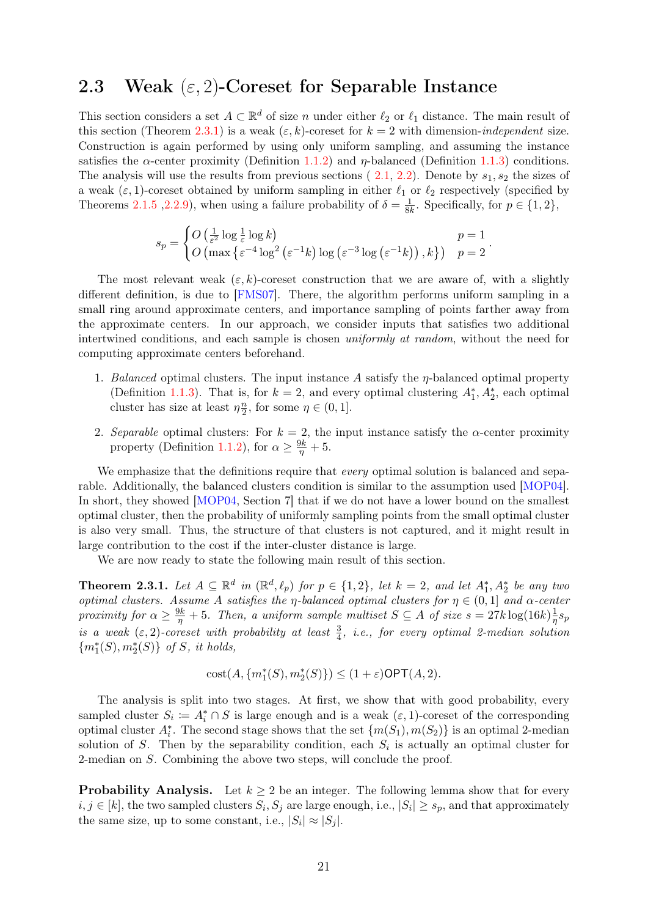## 2.3 Weak $(\varepsilon, 2)$-Coreset for Separable Instance

This section considers a set $A \subset \mathbb{R}^d$ of size $n$ under either $\ell_2$ or $\ell_1$ distance. The main result of this section (Theorem 2.3.1) is a weak $(\varepsilon, k)$-coreset for $k = 2$ with dimension-*independent* size. Construction is again performed by using only uniform sampling, and assuming the instance satisfies the $\alpha$-center proximity (Definition 1.1.2) and $\eta$-balanced (Definition 1.1.3) conditions. The analysis will use the results from previous sections ( 2.1, 2.2). Denote by $s_1, s_2$ the sizes of a weak $(\varepsilon, 1)$-coreset obtained by uniform sampling in either $\ell_1$ or $\ell_2$ respectively (specified by Theorems 2.1.5 ,2.2.9), when using a failure probability of $\delta = \frac{1}{8k}$. Specifically, for $p \in \{1, 2\}$,

$$s_p = \begin{cases} O\left(\frac{1}{\varepsilon^2} \log \frac{1}{\varepsilon} \log k\right) & p = 1 \\ O\left(\max\left\{\varepsilon^{-4} \log^2\left(\varepsilon^{-1} k\right) \log\left(\varepsilon^{-3} \log\left(\varepsilon^{-1} k\right)\right), k\right\}\right) & p = 2 \end{cases}.$$

The most relevant weak $(\varepsilon, k)$-coreset construction that we are aware of, with a slightly different definition, is due to [FMS07]. There, the algorithm performs uniform sampling in a small ring around approximate centers, and importance sampling of points farther away from the approximate centers. In our approach, we consider inputs that satisfies two additional intertwined conditions, and each sample is chosen *uniformly at random*, without the need for computing approximate centers beforehand.

1. *Balanced* optimal clusters. The input instance $A$ satisfy the $\eta$-balanced optimal property (Definition 1.1.3). That is, for $k = 2$, and every optimal clustering $A_1^*, A_2^*$, each optimal cluster has size at least $\eta \frac{n}{2}$, for some $\eta \in (0, 1]$.

2. *Separable* optimal clusters: For $k = 2$, the input instance satisfy the $\alpha$-center proximity property (Definition 1.1.2), for $\alpha \geq \frac{9k}{\eta} + 5$.

We emphasize that the definitions require that *every* optimal solution is balanced and separable. Additionally, the balanced clusters condition is similar to the assumption used [MOP04]. In short, they showed [MOP04, Section 7] that if we do not have a lower bound on the smallest optimal cluster, then the probability of uniformly sampling points from the small optimal cluster is also very small. Thus, the structure of that clusters is not captured, and it might result in large contribution to the cost if the inter-cluster distance is large.

We are now ready to state the following main result of this section.

**Theorem 2.3.1.** *Let $A \subseteq \mathbb{R}^d$ in $(\mathbb{R}^d, \ell_p)$ for $p \in \{1, 2\}$, let $k = 2$, and let $A_1^*, A_2^*$ be any two optimal clusters. Assume $A$ satisfies the $\eta$-balanced optimal clusters for $\eta \in (0, 1]$ and $\alpha$-center proximity for $\alpha \geq \frac{9k}{\eta} + 5$. Then, a uniform sample multiset $S \subseteq A$ of size $s = 27k \log(16k) \frac{1}{\eta} s_p$ is a weak $(\varepsilon, 2)$-coreset with probability at least $\frac{3}{4}$, i.e., for every optimal 2-median solution $\{m_1^*(S), m_2^*(S)\}$ of $S$, it holds,*

$$\text{cost}(A, \{m_1^*(S), m_2^*(S)\}) \leq (1 + \varepsilon)\mathsf{OPT}(A, 2).$$

The analysis is split into two stages. At first, we show that with good probability, every sampled cluster $S_i \coloneqq A_i^* \cap S$ is large enough and is a weak $(\varepsilon, 1)$-coreset of the corresponding optimal cluster $A_i^*$. The second stage shows that the set $\{m(S_1), m(S_2)\}$ is an optimal 2-median solution of $S$. Then by the separability condition, each $S_i$ is actually an optimal cluster for 2-median on $S$. Combining the above two steps, will conclude the proof.

**Probability Analysis.** Let $k \geq 2$ be an integer. The following lemma show that for every $i, j \in [k]$, the two sampled clusters $S_i, S_j$ are large enough, i.e., $|S_i| \geq s_p$, and that approximately the same size, up to some constant, i.e., $|S_i| \approx |S_j|$.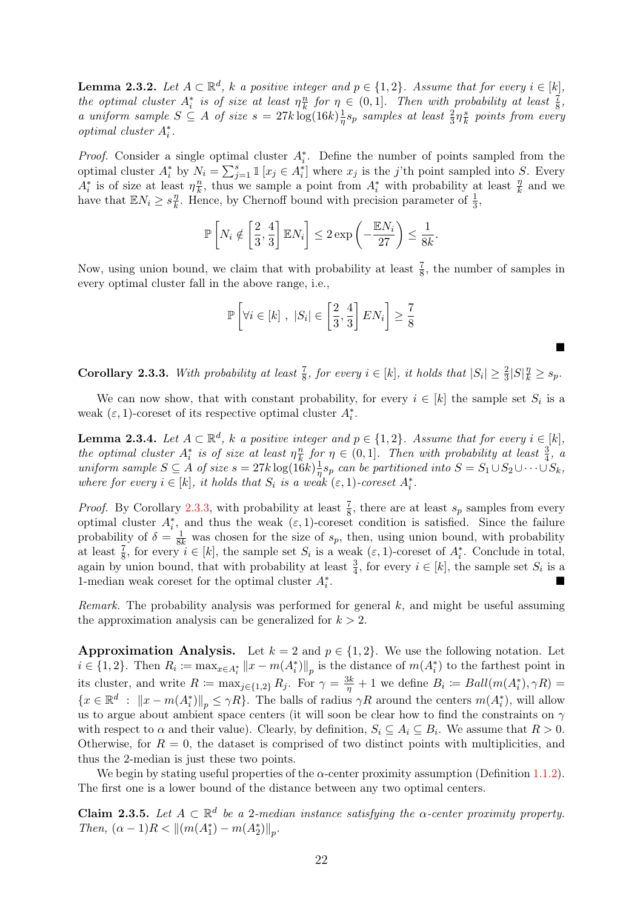**Lemma 2.3.2.** *Let $A \subset \mathbb{R}^d$, $k$ a positive integer and $p \in \{1, 2\}$. Assume that for every $i \in [k]$, the optimal cluster $A_i^*$ is of size at least $\eta \frac{n}{k}$ for $\eta \in (0, 1]$. Then with probability at least $\frac{7}{8}$, a uniform sample $S \subseteq A$ of size $s = 27k \log(16k) \frac{1}{\eta} s_p$ samples at least $\frac{2}{3} \eta \frac{s}{k}$ points from every optimal cluster $A_i^*$.*

*Proof.* Consider a single optimal cluster $A_i^*$. Define the number of points sampled from the optimal cluster $A_i^*$ by $N_i = \sum_{j=1}^{s} \mathbb{1}\left[x_j \in A_i^*\right]$ where $x_j$ is the $j$'th point sampled into $S$. Every $A_i^*$ is of size at least $\eta \frac{n}{k}$, thus we sample a point from $A_i^*$ with probability at least $\frac{\eta}{k}$ and we have that $\mathbb{E}N_i \geq s\frac{\eta}{k}$. Hence, by Chernoff bound with precision parameter of $\frac{1}{3}$,

$$\mathbb{P}\left[N_i \notin \left[\frac{2}{3}, \frac{4}{3}\right] \mathbb{E}N_i\right] \leq 2 \exp\left(-\frac{\mathbb{E}N_i}{27}\right) \leq \frac{1}{8k}.$$

Now, using union bound, we claim that with probability at least $\frac{7}{8}$, the number of samples in every optimal cluster fall in the above range, i.e.,

$$\mathbb{P}\left[\forall i \in [k] \ , \ |S_i| \in \left[\frac{2}{3}, \frac{4}{3}\right] EN_i\right] \geq \frac{7}{8}$$

■

**Corollary 2.3.3.** *With probability at least $\frac{7}{8}$, for every $i \in [k]$, it holds that $|S_i| \geq \frac{2}{3}|S|\frac{\eta}{k} \geq s_p$.*

We can now show, that with constant probability, for every $i \in [k]$ the sample set $S_i$ is a weak $(\varepsilon, 1)$-coreset of its respective optimal cluster $A_i^*$.

**Lemma 2.3.4.** *Let $A \subset \mathbb{R}^d$, $k$ a positive integer and $p \in \{1, 2\}$. Assume that for every $i \in [k]$, the optimal cluster $A_i^*$ is of size at least $\eta \frac{n}{k}$ for $\eta \in (0, 1]$. Then with probability at least $\frac{3}{4}$, a uniform sample $S \subseteq A$ of size $s = 27k \log(16k) \frac{1}{\eta} s_p$ can be partitioned into $S = S_1 \cup S_2 \cup \cdots \cup S_k$, where for every $i \in [k]$, it holds that $S_i$ is a weak $(\varepsilon, 1)$-coreset $A_i^*$.*

*Proof.* By Corollary 2.3.3, with probability at least $\frac{7}{8}$, there are at least $s_p$ samples from every optimal cluster $A_i^*$, and thus the weak $(\varepsilon, 1)$-coreset condition is satisfied. Since the failure probability of $\delta = \frac{1}{8k}$ was chosen for the size of $s_p$, then, using union bound, with probability at least $\frac{7}{8}$, for every $i \in [k]$, the sample set $S_i$ is a weak $(\varepsilon, 1)$-coreset of $A_i^*$. Conclude in total, again by union bound, that with probability at least $\frac{3}{4}$, for every $i \in [k]$, the sample set $S_i$ is a 1-median weak coreset for the optimal cluster $A_i^*$. ■

*Remark.* The probability analysis was performed for general $k$, and might be useful assuming the approximation analysis can be generalized for $k > 2$.

**Approximation Analysis.** Let $k = 2$ and $p \in \{1, 2\}$. We use the following notation. Let $i \in \{1, 2\}$. Then $R_i := \max_{x \in A_i^*} \|x - m(A_i^*)\|_p$ is the distance of $m(A_i^*)$ to the farthest point in its cluster, and write $R := \max_{j \in \{1,2\}} R_j$. For $\gamma = \frac{3k}{\eta} + 1$ we define $B_i := Ball(m(A_i^*), \gamma R) = \{x \in \mathbb{R}^d \ : \ \|x - m(A_i^*)\|_p \leq \gamma R\}$. The balls of radius $\gamma R$ around the centers $m(A_i^*)$, will allow us to argue about ambient space centers (it will soon be clear how to find the constraints on $\gamma$ with respect to $\alpha$ and their value). Clearly, by definition, $S_i \subseteq A_i \subseteq B_i$. We assume that $R > 0$. Otherwise, for $R = 0$, the dataset is comprised of two distinct points with multiplicities, and thus the 2-median is just these two points.

We begin by stating useful properties of the $\alpha$-center proximity assumption (Definition 1.1.2). The first one is a lower bound of the distance between any two optimal centers.

**Claim 2.3.5.** *Let $A \subset \mathbb{R}^d$ be a 2-median instance satisfying the $\alpha$-center proximity property. Then, $(\alpha - 1)R < \|(m(A_1^*) - m(A_2^*)\|_p$.*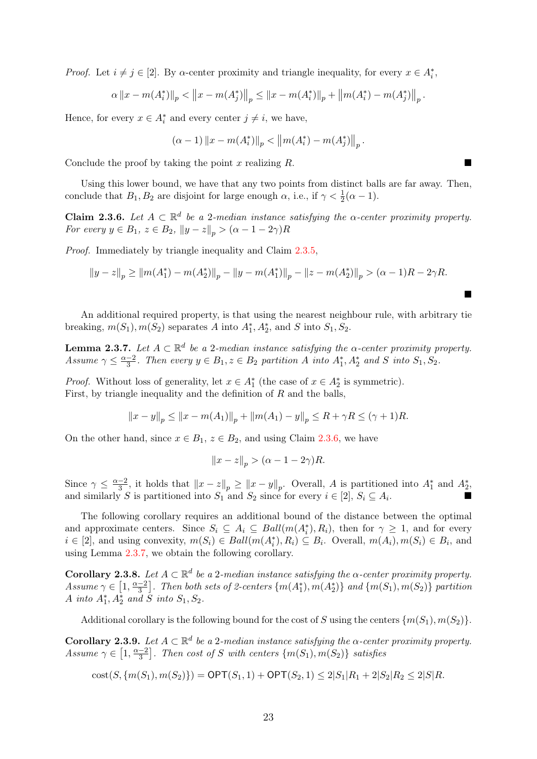*Proof.* Let $i \neq j \in [2]$. By $\alpha$-center proximity and triangle inequality, for every $x \in A_i^*$,

$$\alpha \|x - m(A_i^*)\|_p < \left\|x - m(A_j^*)\right\|_p \leq \|x - m(A_i^*)\|_p + \left\|m(A_i^*) - m(A_j^*)\right\|_p.$$

Hence, for every $x \in A_i^*$ and every center $j \neq i$, we have,

$$(\alpha - 1) \|x - m(A_i^*)\|_p < \left\|m(A_i^*) - m(A_j^*)\right\|_p.$$

Conclude the proof by taking the point $x$ realizing $R$. ∎

Using this lower bound, we have that any two points from distinct balls are far away. Then, conclude that $B_1, B_2$ are disjoint for large enough $\alpha$, i.e., if $\gamma < \frac{1}{2}(\alpha - 1)$.

**Claim 2.3.6.** *Let $A \subset \mathbb{R}^d$ be a 2-median instance satisfying the $\alpha$-center proximity property. For every $y \in B_1$, $z \in B_2$, $\|y - z\|_p > (\alpha - 1 - 2\gamma)R$*

*Proof.* Immediately by triangle inequality and Claim 2.3.5,

$$\|y - z\|_p \geq \|m(A_1^*) - m(A_2^*)\|_p - \|y - m(A_1^*)\|_p - \|z - m(A_2^*)\|_p > (\alpha - 1)R - 2\gamma R.$$

∎

An additional required property, is that using the nearest neighbour rule, with arbitrary tie breaking, $m(S_1), m(S_2)$ separates $A$ into $A_1^*, A_2^*$, and $S$ into $S_1, S_2$.

**Lemma 2.3.7.** *Let $A \subset \mathbb{R}^d$ be a 2-median instance satisfying the $\alpha$-center proximity property. Assume $\gamma \leq \frac{\alpha-2}{3}$. Then every $y \in B_1, z \in B_2$ partition $A$ into $A_1^*, A_2^*$ and $S$ into $S_1, S_2$.*

*Proof.* Without loss of generality, let $x \in A_1^*$ (the case of $x \in A_2^*$ is symmetric).
First, by triangle inequality and the definition of $R$ and the balls,

$$\|x - y\|_p \leq \|x - m(A_1)\|_p + \|m(A_1) - y\|_p \leq R + \gamma R \leq (\gamma + 1)R.$$

On the other hand, since $x \in B_1$, $z \in B_2$, and using Claim 2.3.6, we have

$$\|x - z\|_p > (\alpha - 1 - 2\gamma)R.$$

Since $\gamma \leq \frac{\alpha-2}{3}$, it holds that $\|x - z\|_p \geq \|x - y\|_p$. Overall, $A$ is partitioned into $A_1^*$ and $A_2^*$, and similarly $S$ is partitioned into $S_1$ and $S_2$ since for every $i \in [2]$, $S_i \subseteq A_i$. ∎

The following corollary requires an additional bound of the distance between the optimal and approximate centers. Since $S_i \subseteq A_i \subseteq Ball(m(A_i^*), R_i)$, then for $\gamma \geq 1$, and for every $i \in [2]$, and using convexity, $m(S_i) \in Ball(m(A_i^*), R_i) \subseteq B_i$. Overall, $m(A_i), m(S_i) \in B_i$, and using Lemma 2.3.7, we obtain the following corollary.

**Corollary 2.3.8.** *Let $A \subset \mathbb{R}^d$ be a 2-median instance satisfying the $\alpha$-center proximity property. Assume $\gamma \in \left[1, \frac{\alpha-2}{3}\right]$. Then both sets of 2-centers $\{m(A_1^*), m(A_2^*)\}$ and $\{m(S_1), m(S_2)\}$ partition $A$ into $A_1^*, A_2^*$ and $S$ into $S_1, S_2$.*

Additional corollary is the following bound for the cost of $S$ using the centers $\{m(S_1), m(S_2)\}$.

**Corollary 2.3.9.** *Let $A \subset \mathbb{R}^d$ be a 2-median instance satisfying the $\alpha$-center proximity property. Assume $\gamma \in \left[1, \frac{\alpha-2}{3}\right]$. Then cost of $S$ with centers $\{m(S_1), m(S_2)\}$ satisfies*

$$\text{cost}(S, \{m(S_1), m(S_2)\}) = \mathsf{OPT}(S_1, 1) + \mathsf{OPT}(S_2, 1) \leq 2|S_1|R_1 + 2|S_2|R_2 \leq 2|S|R.$$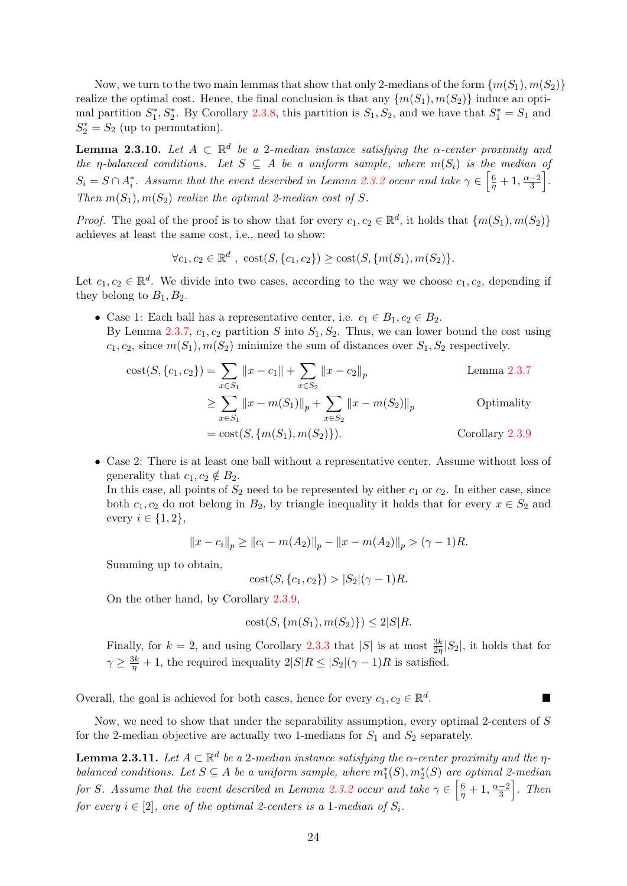Now, we turn to the two main lemmas that show that only 2-medians of the form $\{m(S_1), m(S_2)\}$ realize the optimal cost. Hence, the final conclusion is that any $\{m(S_1), m(S_2)\}$ induce an optimal partition $S_1^*, S_2^*$. By Corollary 2.3.8, this partition is $S_1, S_2$, and we have that $S_1^* = S_1$ and $S_2^* = S_2$ (up to permutation).

**Lemma 2.3.10.** *Let $A \subset \mathbb{R}^d$ be a 2-median instance satisfying the $\alpha$-center proximity and the $\eta$-balanced conditions. Let $S \subseteq A$ be a uniform sample, where $m(S_i)$ is the median of $S_i = S \cap A_i^*$. Assume that the event described in Lemma 2.3.2 occur and take $\gamma \in \left[\frac{6}{\eta}+1, \frac{\alpha-2}{3}\right]$. Then $m(S_1), m(S_2)$ realize the optimal 2-median cost of $S$.*

*Proof.* The goal of the proof is to show that for every $c_1, c_2 \in \mathbb{R}^d$, it holds that $\{m(S_1), m(S_2)\}$ achieves at least the same cost, i.e., need to show:

$$\forall c_1, c_2 \in \mathbb{R}^d \ , \ \text{cost}(S, \{c_1, c_2\}) \geq \text{cost}(S, \{m(S_1), m(S_2)\}.$$

Let $c_1, c_2 \in \mathbb{R}^d$. We divide into two cases, according to the way we choose $c_1, c_2$, depending if they belong to $B_1, B_2$.

- Case 1: Each ball has a representative center, i.e. $c_1 \in B_1, c_2 \in B_2$.
By Lemma 2.3.7, $c_1, c_2$ partition $S$ into $S_1, S_2$. Thus, we can lower bound the cost using $c_1, c_2$, since $m(S_1), m(S_2)$ minimize the sum of distances over $S_1, S_2$ respectively.

$$\begin{aligned}
\text{cost}(S, \{c_1, c_2\}) &= \sum_{x \in S_1} \|x - c_1\| + \sum_{x \in S_2} \|x - c_2\|_p && \text{Lemma 2.3.7} \\
&\geq \sum_{x \in S_1} \|x - m(S_1)\|_p + \sum_{x \in S_2} \|x - m(S_2)\|_p && \text{Optimality} \\
&= \text{cost}(S, \{m(S_1), m(S_2)\}). && \text{Corollary 2.3.9}
\end{aligned}$$

- Case 2: There is at least one ball without a representative center. Assume without loss of generality that $c_1, c_2 \notin B_2$.
In this case, all points of $S_2$ need to be represented by either $c_1$ or $c_2$. In either case, since both $c_1, c_2$ do not belong in $B_2$, by triangle inequality it holds that for every $x \in S_2$ and every $i \in \{1, 2\}$,

$$\|x - c_i\|_p \geq \|c_i - m(A_2)\|_p - \|x - m(A_2)\|_p > (\gamma - 1)R.$$

Summing up to obtain,

$$\text{cost}(S, \{c_1, c_2\}) > |S_2|(\gamma - 1)R.$$

On the other hand, by Corollary 2.3.9,

$$\text{cost}(S, \{m(S_1), m(S_2)\}) \leq 2|S|R.$$

Finally, for $k = 2$, and using Corollary 2.3.3 that $|S|$ is at most $\frac{3k}{2\eta}|S_2|$, it holds that for $\gamma \geq \frac{3k}{\eta} + 1$, the required inequality $2|S|R \leq |S_2|(\gamma - 1)R$ is satisfied.

Overall, the goal is achieved for both cases, hence for every $c_1, c_2 \in \mathbb{R}^d$. ∎

Now, we need to show that under the separability assumption, every optimal 2-centers of $S$ for the 2-median objective are actually two 1-medians for $S_1$ and $S_2$ separately.

**Lemma 2.3.11.** *Let $A \subset \mathbb{R}^d$ be a 2-median instance satisfying the $\alpha$-center proximity and the $\eta$-balanced conditions. Let $S \subseteq A$ be a uniform sample, where $m_1^*(S), m_2^*(S)$ are optimal 2-median for $S$. Assume that the event described in Lemma 2.3.2 occur and take $\gamma \in \left[\frac{6}{\eta}+1, \frac{\alpha-2}{3}\right]$. Then for every $i \in [2]$, one of the optimal 2-centers is a 1-median of $S_i$.*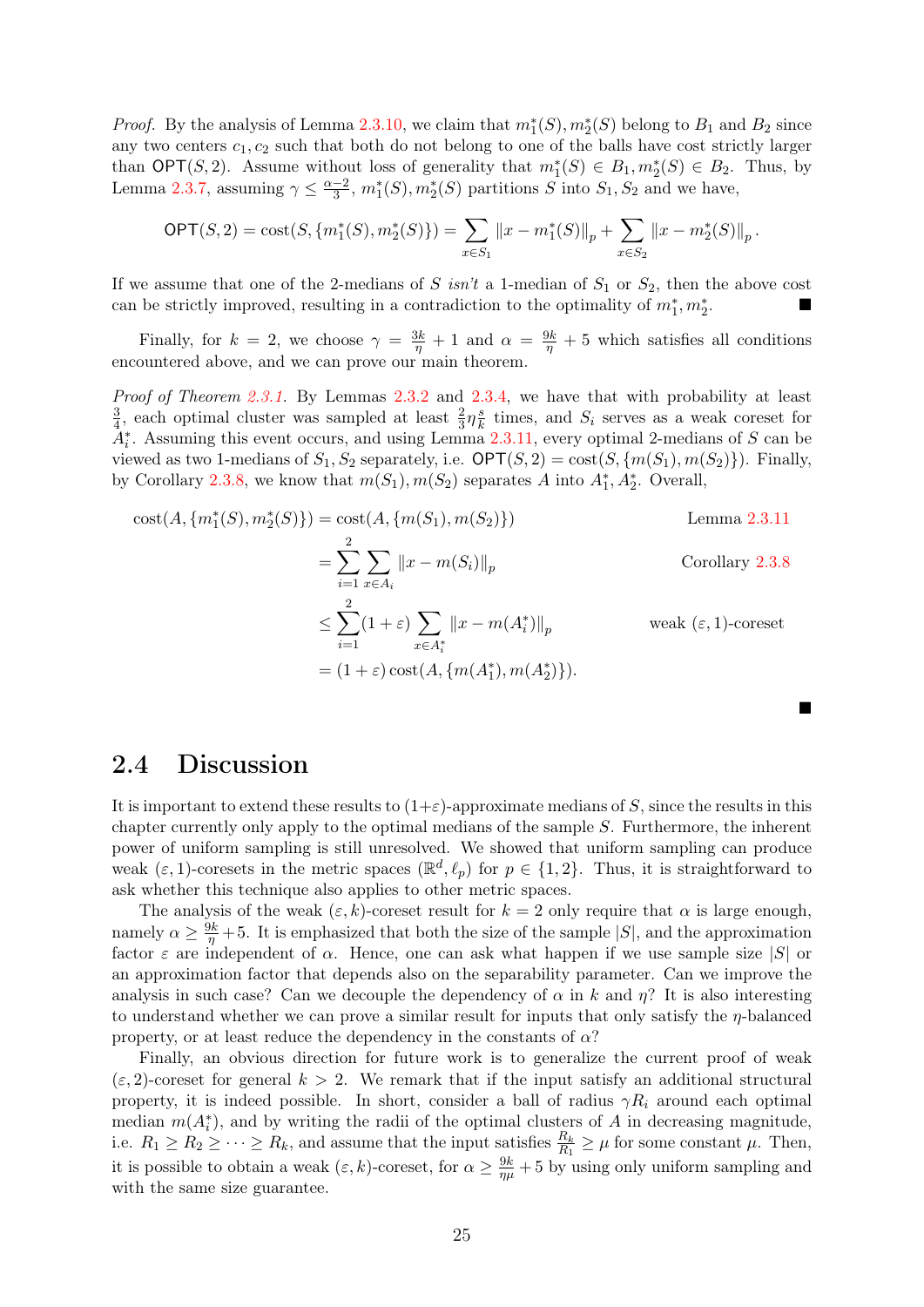*Proof.* By the analysis of Lemma 2.3.10, we claim that $m_1^*(S), m_2^*(S)$ belong to $B_1$ and $B_2$ since any two centers $c_1, c_2$ such that both do not belong to one of the balls have cost strictly larger than $\mathsf{OPT}(S, 2)$. Assume without loss of generality that $m_1^*(S) \in B_1, m_2^*(S) \in B_2$. Thus, by Lemma 2.3.7, assuming $\gamma \leq \frac{\alpha-2}{3}$, $m_1^*(S), m_2^*(S)$ partitions $S$ into $S_1, S_2$ and we have,

$$\mathsf{OPT}(S, 2) = \text{cost}(S, \{m_1^*(S), m_2^*(S)\}) = \sum_{x \in S_1} \|x - m_1^*(S)\|_p + \sum_{x \in S_2} \|x - m_2^*(S)\|_p.$$

If we assume that one of the 2-medians of $S$ *isn't* a 1-median of $S_1$ or $S_2$, then the above cost can be strictly improved, resulting in a contradiction to the optimality of $m_1^*, m_2^*$. ∎

Finally, for $k = 2$, we choose $\gamma = \frac{3k}{\eta} + 1$ and $\alpha = \frac{9k}{\eta} + 5$ which satisfies all conditions encountered above, and we can prove our main theorem.

*Proof of Theorem 2.3.1.* By Lemmas 2.3.2 and 2.3.4, we have that with probability at least $\frac{3}{4}$, each optimal cluster was sampled at least $\frac{2}{3}\eta\frac{s}{k}$ times, and $S_i$ serves as a weak coreset for $A_i^*$. Assuming this event occurs, and using Lemma 2.3.11, every optimal 2-medians of $S$ can be viewed as two 1-medians of $S_1, S_2$ separately, i.e. $\mathsf{OPT}(S, 2) = \text{cost}(S, \{m(S_1), m(S_2)\})$. Finally, by Corollary 2.3.8, we know that $m(S_1), m(S_2)$ separates $A$ into $A_1^*, A_2^*$. Overall,

$$\begin{aligned}
\text{cost}(A, \{m_1^*(S), m_2^*(S)\}) &= \text{cost}(A, \{m(S_1), m(S_2)\}) && \text{Lemma 2.3.11} \\
&= \sum_{i=1}^{2} \sum_{x \in A_i} \|x - m(S_i)\|_p && \text{Corollary 2.3.8} \\
&\leq \sum_{i=1}^{2} (1+\varepsilon) \sum_{x \in A_i^*} \|x - m(A_i^*)\|_p && \text{weak } (\varepsilon, 1)\text{-coreset} \\
&= (1+\varepsilon)\, \text{cost}(A, \{m(A_1^*), m(A_2^*)\}).
\end{aligned}$$

∎

## 2.4 Discussion

It is important to extend these results to $(1+\varepsilon)$-approximate medians of $S$, since the results in this chapter currently only apply to the optimal medians of the sample $S$. Furthermore, the inherent power of uniform sampling is still unresolved. We showed that uniform sampling can produce weak $(\varepsilon, 1)$-coresets in the metric spaces $(\mathbb{R}^d, \ell_p)$ for $p \in \{1, 2\}$. Thus, it is straightforward to ask whether this technique also applies to other metric spaces.

The analysis of the weak $(\varepsilon, k)$-coreset result for $k = 2$ only require that $\alpha$ is large enough, namely $\alpha \geq \frac{9k}{\eta} + 5$. It is emphasized that both the size of the sample $|S|$, and the approximation factor $\varepsilon$ are independent of $\alpha$. Hence, one can ask what happen if we use sample size $|S|$ or an approximation factor that depends also on the separability parameter. Can we improve the analysis in such case? Can we decouple the dependency of $\alpha$ in $k$ and $\eta$? It is also interesting to understand whether we can prove a similar result for inputs that only satisfy the $\eta$-balanced property, or at least reduce the dependency in the constants of $\alpha$?

Finally, an obvious direction for future work is to generalize the current proof of weak $(\varepsilon, 2)$-coreset for general $k > 2$. We remark that if the input satisfy an additional structural property, it is indeed possible. In short, consider a ball of radius $\gamma R_i$ around each optimal median $m(A_i^*)$, and by writing the radii of the optimal clusters of $A$ in decreasing magnitude, i.e. $R_1 \geq R_2 \geq \cdots \geq R_k$, and assume that the input satisfies $\frac{R_k}{R_1} \geq \mu$ for some constant $\mu$. Then, it is possible to obtain a weak $(\varepsilon, k)$-coreset, for $\alpha \geq \frac{9k}{\eta\mu} + 5$ by using only uniform sampling and with the same size guarantee.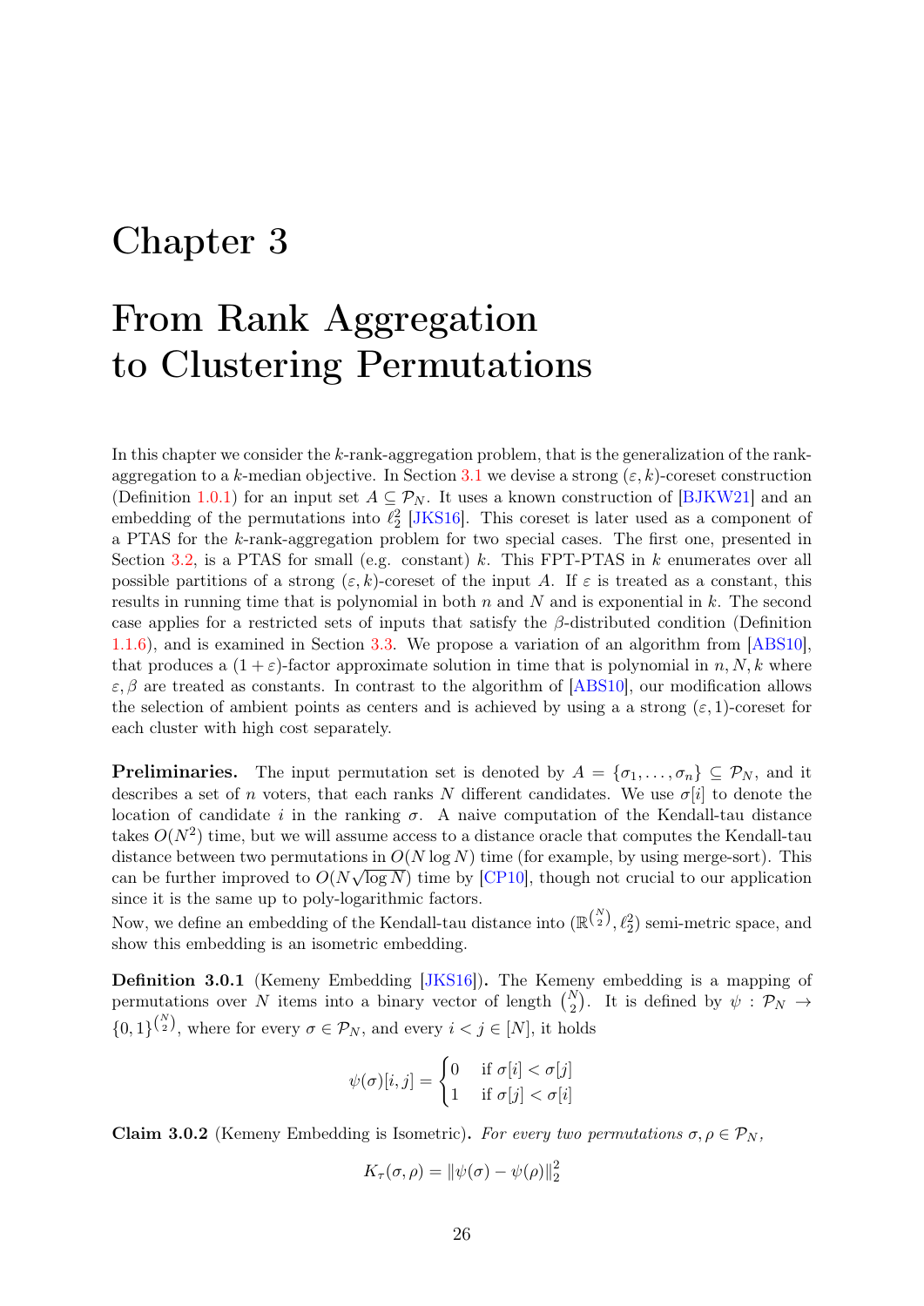# Chapter 3

# From Rank Aggregation to Clustering Permutations

In this chapter we consider the $k$-rank-aggregation problem, that is the generalization of the rank-aggregation to a $k$-median objective. In Section 3.1 we devise a strong $(\varepsilon, k)$-coreset construction (Definition 1.0.1) for an input set $A \subseteq \mathcal{P}_N$. It uses a known construction of [BJKW21] and an embedding of the permutations into $\ell_2^2$ [JKS16]. This coreset is later used as a component of a PTAS for the $k$-rank-aggregation problem for two special cases. The first one, presented in Section 3.2, is a PTAS for small (e.g. constant) $k$. This FPT-PTAS in $k$ enumerates over all possible partitions of a strong $(\varepsilon, k)$-coreset of the input $A$. If $\varepsilon$ is treated as a constant, this results in running time that is polynomial in both $n$ and $N$ and is exponential in $k$. The second case applies for a restricted sets of inputs that satisfy the $\beta$-distributed condition (Definition 1.1.6), and is examined in Section 3.3. We propose a variation of an algorithm from [ABS10], that produces a $(1+\varepsilon)$-factor approximate solution in time that is polynomial in $n, N, k$ where $\varepsilon, \beta$ are treated as constants. In contrast to the algorithm of [ABS10], our modification allows the selection of ambient points as centers and is achieved by using a a strong $(\varepsilon, 1)$-coreset for each cluster with high cost separately.

**Preliminaries.** The input permutation set is denoted by $A = \{\sigma_1, \ldots, \sigma_n\} \subseteq \mathcal{P}_N$, and it describes a set of $n$ voters, that each ranks $N$ different candidates. We use $\sigma[i]$ to denote the location of candidate $i$ in the ranking $\sigma$. A naive computation of the Kendall-tau distance takes $O(N^2)$ time, but we will assume access to a distance oracle that computes the Kendall-tau distance between two permutations in $O(N \log N)$ time (for example, by using merge-sort). This can be further improved to $O(N\sqrt{\log N})$ time by [CP10], though not crucial to our application since it is the same up to poly-logarithmic factors.
Now, we define an embedding of the Kendall-tau distance into $(\mathbb{R}^{\binom{N}{2}}, \ell_2^2)$ semi-metric space, and show this embedding is an isometric embedding.

**Definition 3.0.1** (Kemeny Embedding [JKS16])**.** The Kemeny embedding is a mapping of permutations over $N$ items into a binary vector of length $\binom{N}{2}$. It is defined by $\psi : \mathcal{P}_N \to \{0,1\}^{\binom{N}{2}}$, where for every $\sigma \in \mathcal{P}_N$, and every $i < j \in [N]$, it holds

$$\psi(\sigma)[i,j] = \begin{cases} 0 & \text{if } \sigma[i] < \sigma[j] \\ 1 & \text{if } \sigma[j] < \sigma[i] \end{cases}$$

**Claim 3.0.2** (Kemeny Embedding is Isometric)**.** *For every two permutations $\sigma, \rho \in \mathcal{P}_N$,*

$$K_\tau(\sigma, \rho) = \|\psi(\sigma) - \psi(\rho)\|_2^2$$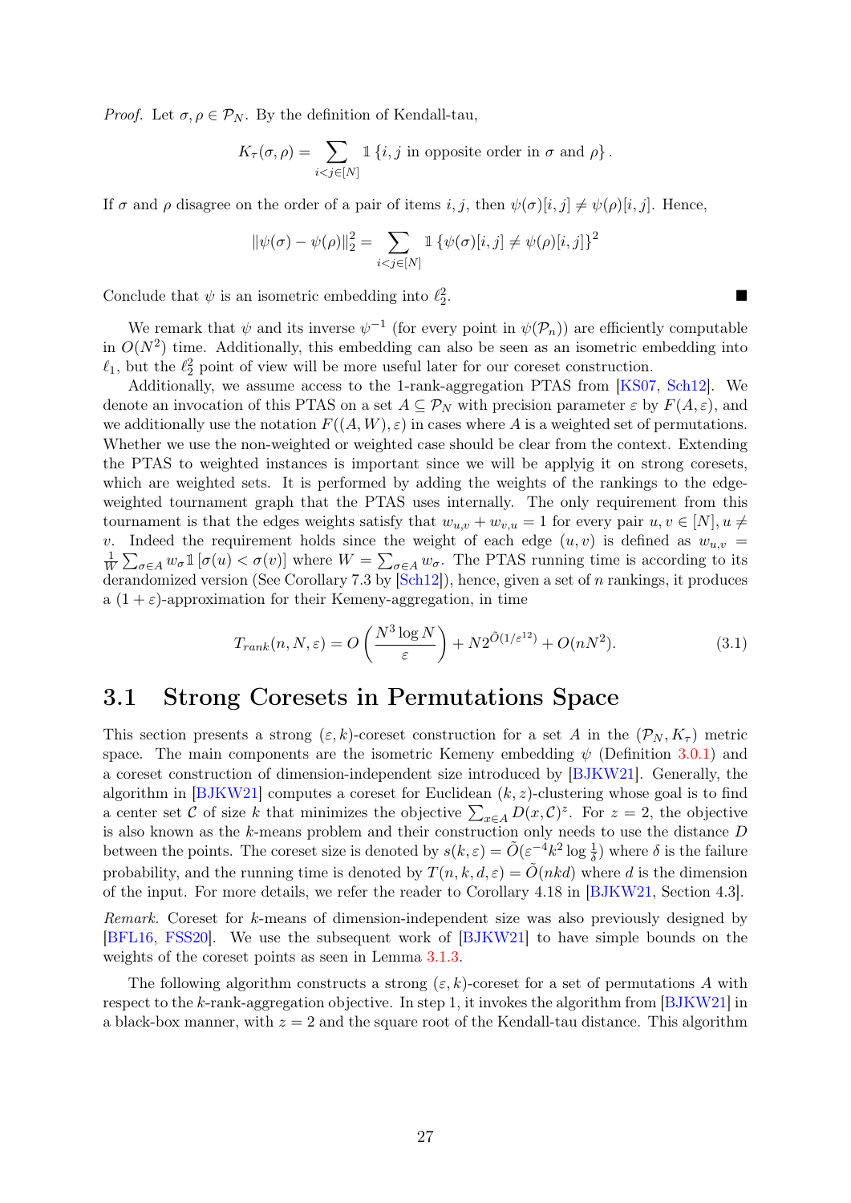*Proof.* Let $\sigma, \rho \in \mathcal{P}_N$. By the definition of Kendall-tau,

$$K_\tau(\sigma, \rho) = \sum_{i<j\in[N]} \mathbb{1}\{i, j \text{ in opposite order in } \sigma \text{ and } \rho\}.$$

If $\sigma$ and $\rho$ disagree on the order of a pair of items $i, j$, then $\psi(\sigma)[i,j] \neq \psi(\rho)[i,j]$. Hence,

$$\|\psi(\sigma) - \psi(\rho)\|_2^2 = \sum_{i<j\in[N]} \mathbb{1}\{\psi(\sigma)[i,j] \neq \psi(\rho)[i,j]\}^2$$

Conclude that $\psi$ is an isometric embedding into $\ell_2^2$. ■

We remark that $\psi$ and its inverse $\psi^{-1}$ (for every point in $\psi(\mathcal{P}_n)$) are efficiently computable in $O(N^2)$ time. Additionally, this embedding can also be seen as an isometric embedding into $\ell_1$, but the $\ell_2^2$ point of view will be more useful later for our coreset construction.

Additionally, we assume access to the 1-rank-aggregation PTAS from [KS07, Sch12]. We denote an invocation of this PTAS on a set $A \subseteq \mathcal{P}_N$ with precision parameter $\varepsilon$ by $F(A, \varepsilon)$, and we additionally use the notation $F((A, W), \varepsilon)$ in cases where $A$ is a weighted set of permutations. Whether we use the non-weighted or weighted case should be clear from the context. Extending the PTAS to weighted instances is important since we will be applyig it on strong coresets, which are weighted sets. It is performed by adding the weights of the rankings to the edge-weighted tournament graph that the PTAS uses internally. The only requirement from this tournament is that the edges weights satisfy that $w_{u,v} + w_{v,u} = 1$ for every pair $u, v \in [N], u \neq v$. Indeed the requirement holds since the weight of each edge $(u, v)$ is defined as $w_{u,v} = \frac{1}{W}\sum_{\sigma\in A} w_\sigma \mathbb{1}[\sigma(u) < \sigma(v)]$ where $W = \sum_{\sigma\in A} w_\sigma$. The PTAS running time is according to its derandomized version (See Corollary 7.3 by [Sch12]), hence, given a set of $n$ rankings, it produces a $(1+\varepsilon)$-approximation for their Kemeny-aggregation, in time

$$T_{rank}(n, N, \varepsilon) = O\left(\frac{N^3 \log N}{\varepsilon}\right) + N2^{\tilde{O}(1/\varepsilon^{12})} + O(nN^2). \tag{3.1}$$

## 3.1 Strong Coresets in Permutations Space

This section presents a strong $(\varepsilon, k)$-coreset construction for a set $A$ in the $(\mathcal{P}_N, K_\tau)$ metric space. The main components are the isometric Kemeny embedding $\psi$ (Definition 3.0.1) and a coreset construction of dimension-independent size introduced by [BJKW21]. Generally, the algorithm in [BJKW21] computes a coreset for Euclidean $(k, z)$-clustering whose goal is to find a center set $\mathcal{C}$ of size $k$ that minimizes the objective $\sum_{x\in A} D(x, \mathcal{C})^z$. For $z = 2$, the objective is also known as the $k$-means problem and their construction only needs to use the distance $D$ between the points. The coreset size is denoted by $s(k, \varepsilon) = \tilde{O}(\varepsilon^{-4}k^2 \log \frac{1}{\delta})$ where $\delta$ is the failure probability, and the running time is denoted by $T(n, k, d, \varepsilon) = \tilde{O}(nkd)$ where $d$ is the dimension of the input. For more details, we refer the reader to Corollary 4.18 in [BJKW21, Section 4.3].

*Remark.* Coreset for $k$-means of dimension-independent size was also previously designed by [BFL16, FSS20]. We use the subsequent work of [BJKW21] to have simple bounds on the weights of the coreset points as seen in Lemma 3.1.3.

The following algorithm constructs a strong $(\varepsilon, k)$-coreset for a set of permutations $A$ with respect to the $k$-rank-aggregation objective. In step 1, it invokes the algorithm from [BJKW21] in a black-box manner, with $z = 2$ and the square root of the Kendall-tau distance. This algorithm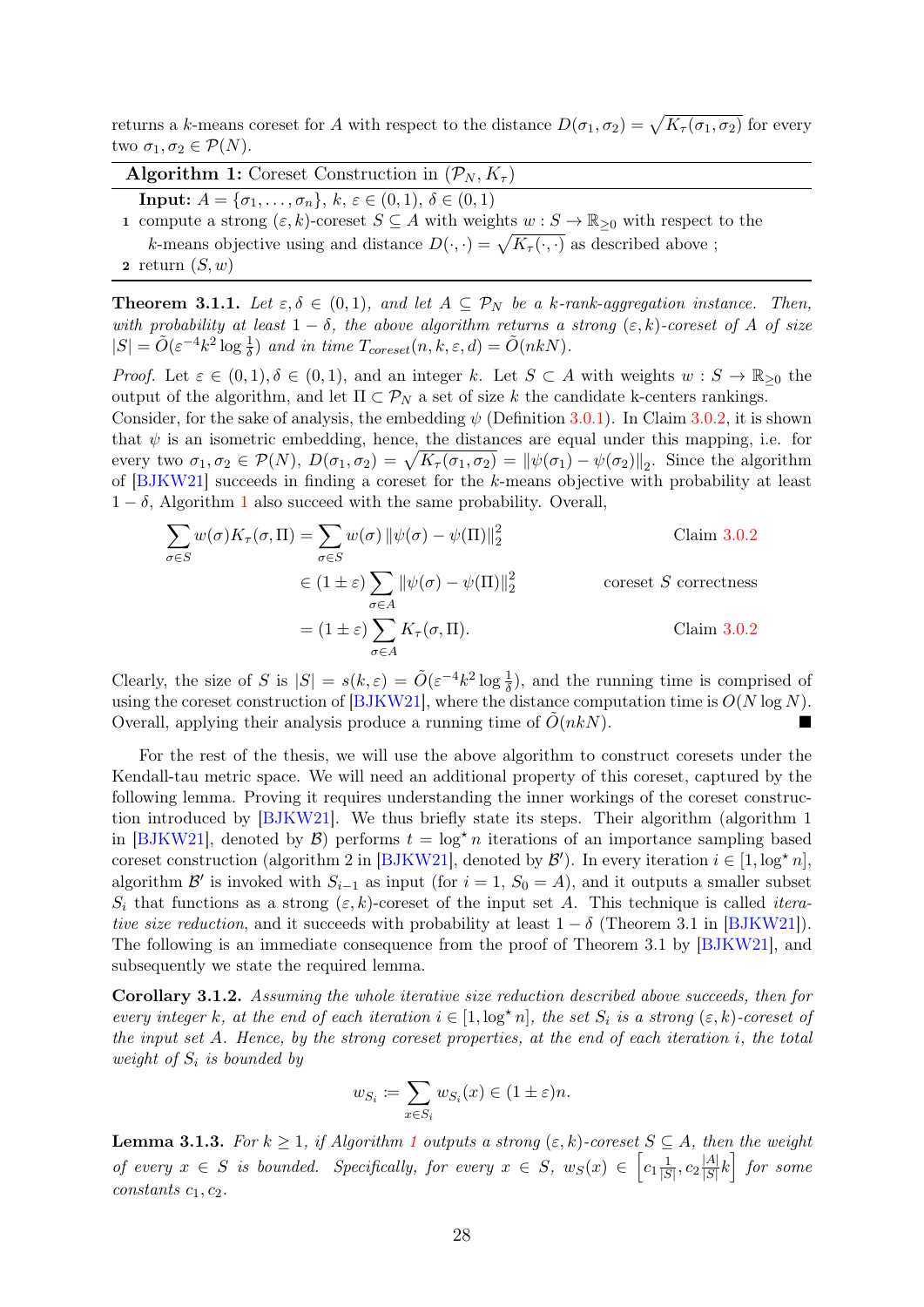returns a $k$-means coreset for $A$ with respect to the distance $D(\sigma_1, \sigma_2) = \sqrt{K_\tau(\sigma_1, \sigma_2)}$ for every two $\sigma_1, \sigma_2 \in \mathcal{P}(N)$.

---

**Algorithm 1:** Coreset Construction in $(\mathcal{P}_N, K_\tau)$

---

**Input:** $A = \{\sigma_1, \dots, \sigma_n\}$, $k$, $\varepsilon \in (0,1)$, $\delta \in (0,1)$

1. compute a strong $(\varepsilon, k)$-coreset $S \subseteq A$ with weights $w : S \to \mathbb{R}_{\geq 0}$ with respect to the $k$-means objective using and distance $D(\cdot, \cdot) = \sqrt{K_\tau(\cdot, \cdot)}$ as described above ;
2. return $(S, w)$

---

**Theorem 3.1.1.** *Let $\varepsilon, \delta \in (0,1)$, and let $A \subseteq \mathcal{P}_N$ be a $k$-rank-aggregation instance. Then, with probability at least $1 - \delta$, the above algorithm returns a strong $(\varepsilon, k)$-coreset of $A$ of size $|S| = \tilde{O}(\varepsilon^{-4} k^2 \log \frac{1}{\delta})$ and in time $T_{coreset}(n, k, \varepsilon, d) = \tilde{O}(nkN)$.*

*Proof.* Let $\varepsilon \in (0,1), \delta \in (0,1)$, and an integer $k$. Let $S \subset A$ with weights $w : S \to \mathbb{R}_{\geq 0}$ the output of the algorithm, and let $\Pi \subset \mathcal{P}_N$ a set of size $k$ the candidate k-centers rankings. Consider, for the sake of analysis, the embedding $\psi$ (Definition 3.0.1). In Claim 3.0.2, it is shown that $\psi$ is an isometric embedding, hence, the distances are equal under this mapping, i.e. for every two $\sigma_1, \sigma_2 \in \mathcal{P}(N)$, $D(\sigma_1, \sigma_2) = \sqrt{K_\tau(\sigma_1, \sigma_2)} = \|\psi(\sigma_1) - \psi(\sigma_2)\|_2$. Since the algorithm of [BJKW21] succeeds in finding a coreset for the $k$-means objective with probability at least $1 - \delta$, Algorithm 1 also succeed with the same probability. Overall,

$$
\begin{aligned}
\sum_{\sigma \in S} w(\sigma) K_\tau(\sigma, \Pi) &= \sum_{\sigma \in S} w(\sigma) \|\psi(\sigma) - \psi(\Pi)\|_2^2 && \text{Claim 3.0.2} \\
&\in (1 \pm \varepsilon) \sum_{\sigma \in A} \|\psi(\sigma) - \psi(\Pi)\|_2^2 && \text{coreset } S \text{ correctness} \\
&= (1 \pm \varepsilon) \sum_{\sigma \in A} K_\tau(\sigma, \Pi). && \text{Claim 3.0.2}
\end{aligned}
$$

Clearly, the size of $S$ is $|S| = s(k, \varepsilon) = \tilde{O}(\varepsilon^{-4} k^2 \log \frac{1}{\delta})$, and the running time is comprised of using the coreset construction of [BJKW21], where the distance computation time is $O(N \log N)$. Overall, applying their analysis produce a running time of $\tilde{O}(nkN)$. ∎

For the rest of the thesis, we will use the above algorithm to construct coresets under the Kendall-tau metric space. We will need an additional property of this coreset, captured by the following lemma. Proving it requires understanding the inner workings of the coreset construction introduced by [BJKW21]. We thus briefly state its steps. Their algorithm (algorithm 1 in [BJKW21], denoted by $\mathcal{B}$) performs $t = \log^\star n$ iterations of an importance sampling based coreset construction (algorithm 2 in [BJKW21], denoted by $\mathcal{B}'$). In every iteration $i \in [1, \log^\star n]$, algorithm $\mathcal{B}'$ is invoked with $S_{i-1}$ as input (for $i = 1$, $S_0 = A$), and it outputs a smaller subset $S_i$ that functions as a strong $(\varepsilon, k)$-coreset of the input set $A$. This technique is called *iterative size reduction*, and it succeeds with probability at least $1 - \delta$ (Theorem 3.1 in [BJKW21]). The following is an immediate consequence from the proof of Theorem 3.1 by [BJKW21], and subsequently we state the required lemma.

**Corollary 3.1.2.** *Assuming the whole iterative size reduction described above succeeds, then for every integer $k$, at the end of each iteration $i \in [1, \log^\star n]$, the set $S_i$ is a strong $(\varepsilon, k)$-coreset of the input set $A$. Hence, by the strong coreset properties, at the end of each iteration $i$, the total weight of $S_i$ is bounded by*

$$
w_{S_i} := \sum_{x \in S_i} w_{S_i}(x) \in (1 \pm \varepsilon) n.
$$

**Lemma 3.1.3.** *For $k \geq 1$, if Algorithm 1 outputs a strong $(\varepsilon, k)$-coreset $S \subseteq A$, then the weight of every $x \in S$ is bounded. Specifically, for every $x \in S$, $w_S(x) \in \left[c_1 \frac{1}{|S|}, c_2 \frac{|A|}{|S|} k\right]$ for some constants $c_1, c_2$.*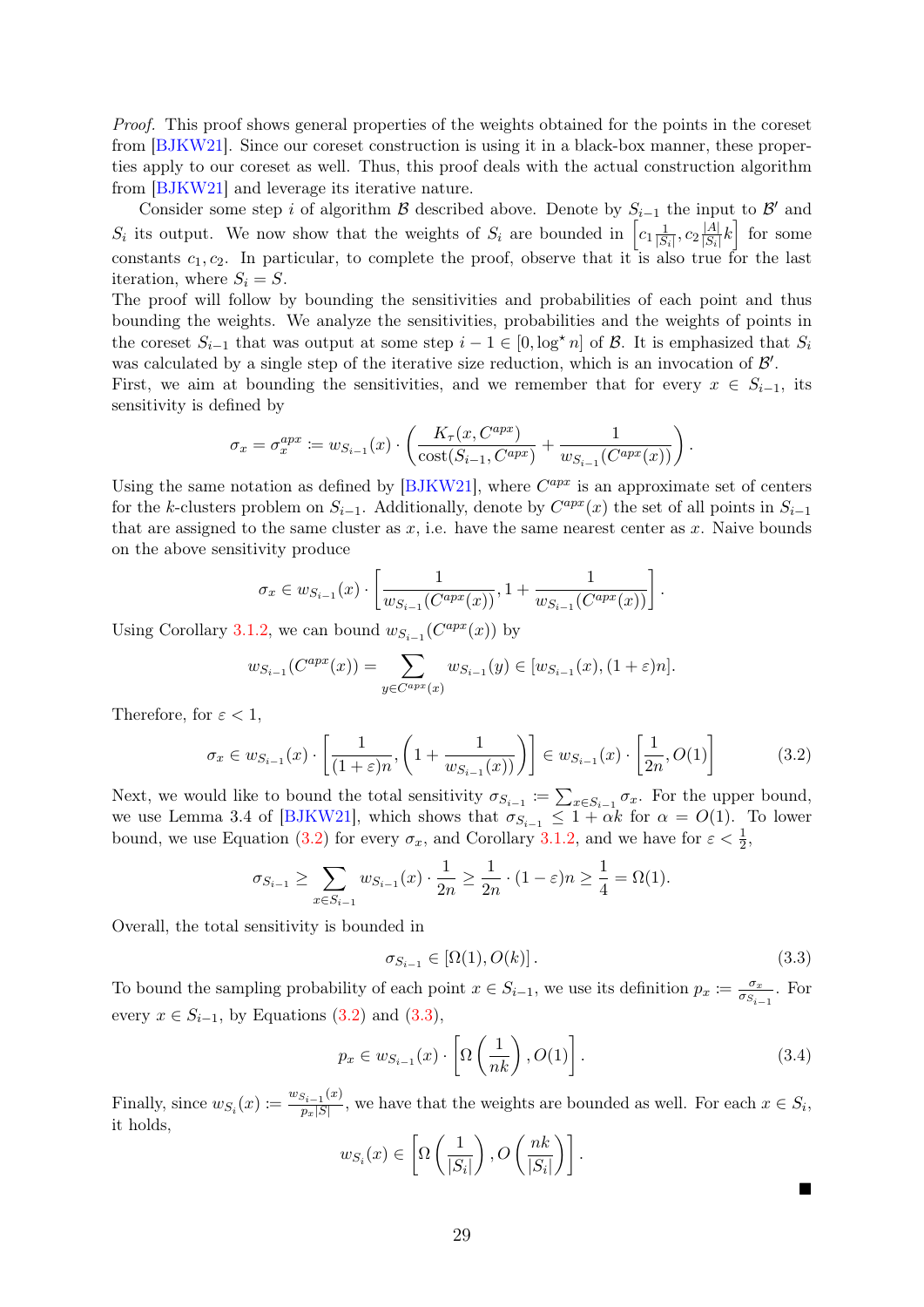*Proof.* This proof shows general properties of the weights obtained for the points in the coreset from [BJKW21]. Since our coreset construction is using it in a black-box manner, these properties apply to our coreset as well. Thus, this proof deals with the actual construction algorithm from [BJKW21] and leverage its iterative nature.

Consider some step $i$ of algorithm $\mathcal{B}$ described above. Denote by $S_{i-1}$ the input to $\mathcal{B}'$ and $S_i$ its output. We now show that the weights of $S_i$ are bounded in $\left[c_1 \frac{1}{|S_i|}, c_2 \frac{|A|}{|S_i|} k\right]$ for some constants $c_1, c_2$. In particular, to complete the proof, observe that it is also true for the last iteration, where $S_i = S$.

The proof will follow by bounding the sensitivities and probabilities of each point and thus bounding the weights. We analyze the sensitivities, probabilities and the weights of points in the coreset $S_{i-1}$ that was output at some step $i-1 \in [0, \log^\star n]$ of $\mathcal{B}$. It is emphasized that $S_i$ was calculated by a single step of the iterative size reduction, which is an invocation of $\mathcal{B}'$.

First, we aim at bounding the sensitivities, and we remember that for every $x \in S_{i-1}$, its sensitivity is defined by

$$\sigma_x = \sigma_x^{apx} := w_{S_{i-1}}(x) \cdot \left( \frac{K_\tau(x, C^{apx})}{\text{cost}(S_{i-1}, C^{apx})} + \frac{1}{w_{S_{i-1}}(C^{apx}(x))} \right).$$

Using the same notation as defined by [BJKW21], where $C^{apx}$ is an approximate set of centers for the $k$-clusters problem on $S_{i-1}$. Additionally, denote by $C^{apx}(x)$ the set of all points in $S_{i-1}$ that are assigned to the same cluster as $x$, i.e. have the same nearest center as $x$. Naive bounds on the above sensitivity produce

$$\sigma_x \in w_{S_{i-1}}(x) \cdot \left[ \frac{1}{w_{S_{i-1}}(C^{apx}(x))}, 1 + \frac{1}{w_{S_{i-1}}(C^{apx}(x))} \right].$$

Using Corollary 3.1.2, we can bound $w_{S_{i-1}}(C^{apx}(x))$ by

$$w_{S_{i-1}}(C^{apx}(x)) = \sum_{y \in C^{apx}(x)} w_{S_{i-1}}(y) \in [w_{S_{i-1}}(x), (1+\varepsilon)n].$$

Therefore, for $\varepsilon < 1$,

$$\sigma_x \in w_{S_{i-1}}(x) \cdot \left[ \frac{1}{(1+\varepsilon)n}, \left(1 + \frac{1}{w_{S_{i-1}}(x))}\right) \right] \in w_{S_{i-1}}(x) \cdot \left[ \frac{1}{2n}, O(1) \right] \tag{3.2}$$

Next, we would like to bound the total sensitivity $\sigma_{S_{i-1}} := \sum_{x \in S_{i-1}} \sigma_x$. For the upper bound, we use Lemma 3.4 of [BJKW21], which shows that $\sigma_{S_{i-1}} \leq 1 + \alpha k$ for $\alpha = O(1)$. To lower bound, we use Equation (3.2) for every $\sigma_x$, and Corollary 3.1.2, and we have for $\varepsilon < \frac{1}{2}$,

$$\sigma_{S_{i-1}} \geq \sum_{x \in S_{i-1}} w_{S_{i-1}}(x) \cdot \frac{1}{2n} \geq \frac{1}{2n} \cdot (1-\varepsilon)n \geq \frac{1}{4} = \Omega(1).$$

Overall, the total sensitivity is bounded in

$$\sigma_{S_{i-1}} \in [\Omega(1), O(k)]. \tag{3.3}$$

To bound the sampling probability of each point $x \in S_{i-1}$, we use its definition $p_x := \frac{\sigma_x}{\sigma_{S_{i-1}}}$. For every $x \in S_{i-1}$, by Equations (3.2) and (3.3),

$$p_x \in w_{S_{i-1}}(x) \cdot \left[ \Omega\left(\frac{1}{nk}\right), O(1) \right]. \tag{3.4}$$

Finally, since $w_{S_i}(x) := \frac{w_{S_{i-1}}(x)}{p_x |S|}$, we have that the weights are bounded as well. For each $x \in S_i$, it holds,

$$w_{S_i}(x) \in \left[ \Omega\left(\frac{1}{|S_i|}\right), O\left(\frac{nk}{|S_i|}\right) \right].$$

■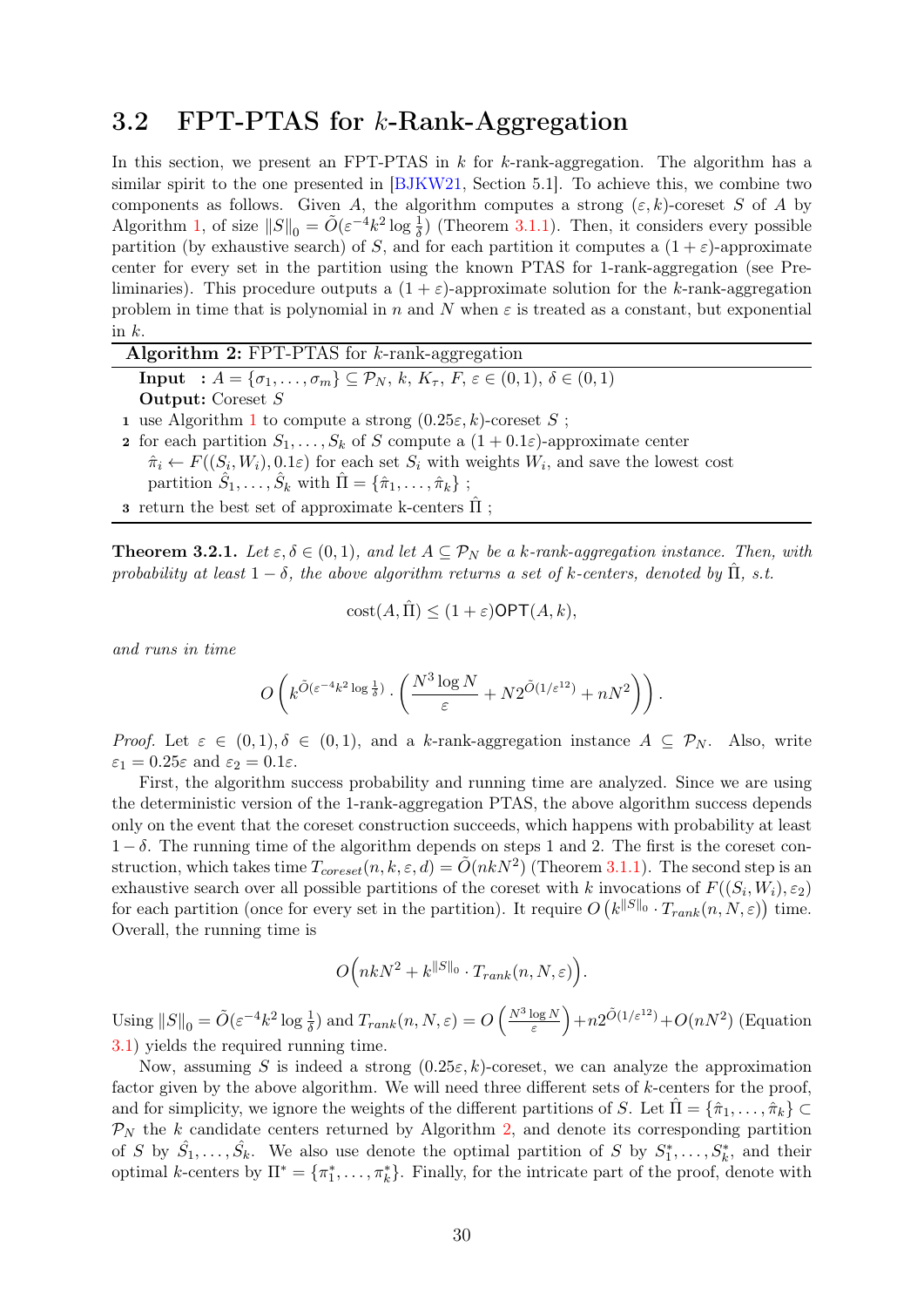## 3.2 FPT-PTAS for $k$-Rank-Aggregation

In this section, we present an FPT-PTAS in $k$ for $k$-rank-aggregation. The algorithm has a similar spirit to the one presented in [BJKW21, Section 5.1]. To achieve this, we combine two components as follows. Given $A$, the algorithm computes a strong $(\varepsilon, k)$-coreset $S$ of $A$ by Algorithm 1, of size $\|S\|_0 = \tilde{O}(\varepsilon^{-4}k^2 \log \frac{1}{\delta})$ (Theorem 3.1.1). Then, it considers every possible partition (by exhaustive search) of $S$, and for each partition it computes a $(1+\varepsilon)$-approximate center for every set in the partition using the known PTAS for 1-rank-aggregation (see Preliminaries). This procedure outputs a $(1+\varepsilon)$-approximate solution for the $k$-rank-aggregation problem in time that is polynomial in $n$ and $N$ when $\varepsilon$ is treated as a constant, but exponential in $k$.

---

**Algorithm 2:** FPT-PTAS for $k$-rank-aggregation

**Input** : $A = \{\sigma_1, \ldots, \sigma_m\} \subseteq \mathcal{P}_N$, $k$, $K_\tau$, $F$, $\varepsilon \in (0,1)$, $\delta \in (0,1)$

**Output:** Coreset $S$

1. use Algorithm 1 to compute a strong $(0.25\varepsilon, k)$-coreset $S$ ;
2. for each partition $S_1, \ldots, S_k$ of $S$ compute a $(1+0.1\varepsilon)$-approximate center $\hat{\pi}_i \leftarrow F((S_i, W_i), 0.1\varepsilon)$ for each set $S_i$ with weights $W_i$, and save the lowest cost partition $\hat{S}_1, \ldots, \hat{S}_k$ with $\hat{\Pi} = \{\hat{\pi}_1, \ldots, \hat{\pi}_k\}$ ;
3. return the best set of approximate k-centers $\hat{\Pi}$ ;

---

**Theorem 3.2.1.** *Let $\varepsilon, \delta \in (0,1)$, and let $A \subseteq \mathcal{P}_N$ be a $k$-rank-aggregation instance. Then, with probability at least $1-\delta$, the above algorithm returns a set of $k$-centers, denoted by $\hat{\Pi}$, s.t.*

$$\text{cost}(A, \hat{\Pi}) \leq (1+\varepsilon)\mathsf{OPT}(A, k),$$

*and runs in time*

$$O\left(k^{\tilde{O}(\varepsilon^{-4}k^2 \log \frac{1}{\delta})} \cdot \left(\frac{N^3 \log N}{\varepsilon} + N 2^{\tilde{O}(1/\varepsilon^{12})} + nN^2\right)\right).$$

*Proof.* Let $\varepsilon \in (0,1), \delta \in (0,1)$, and a $k$-rank-aggregation instance $A \subseteq \mathcal{P}_N$. Also, write $\varepsilon_1 = 0.25\varepsilon$ and $\varepsilon_2 = 0.1\varepsilon$.

First, the algorithm success probability and running time are analyzed. Since we are using the deterministic version of the 1-rank-aggregation PTAS, the above algorithm success depends only on the event that the coreset construction succeeds, which happens with probability at least $1-\delta$. The running time of the algorithm depends on steps 1 and 2. The first is the coreset construction, which takes time $T_{coreset}(n, k, \varepsilon, d) = \tilde{O}(nkN^2)$ (Theorem 3.1.1). The second step is an exhaustive search over all possible partitions of the coreset with $k$ invocations of $F((S_i, W_i), \varepsilon_2)$ for each partition (once for every set in the partition). It require $O\left(k^{\|S\|_0} \cdot T_{rank}(n, N, \varepsilon)\right)$ time. Overall, the running time is

$$O\Big(nkN^2 + k^{\|S\|_0} \cdot T_{rank}(n, N, \varepsilon)\Big).$$

Using $\|S\|_0 = \tilde{O}(\varepsilon^{-4}k^2 \log \frac{1}{\delta})$ and $T_{rank}(n, N, \varepsilon) = O\left(\frac{N^3 \log N}{\varepsilon}\right) + n2^{\tilde{O}(1/\varepsilon^{12})} + O(nN^2)$ (Equation 3.1) yields the required running time.

Now, assuming $S$ is indeed a strong $(0.25\varepsilon, k)$-coreset, we can analyze the approximation factor given by the above algorithm. We will need three different sets of $k$-centers for the proof, and for simplicity, we ignore the weights of the different partitions of $S$. Let $\hat{\Pi} = \{\hat{\pi}_1, \ldots, \hat{\pi}_k\} \subset \mathcal{P}_N$ the $k$ candidate centers returned by Algorithm 2, and denote its corresponding partition of $S$ by $\hat{S}_1, \ldots, \hat{S}_k$. We also use denote the optimal partition of $S$ by $S_1^*, \ldots, S_k^*$, and their optimal $k$-centers by $\Pi^* = \{\pi_1^*, \ldots, \pi_k^*\}$. Finally, for the intricate part of the proof, denote with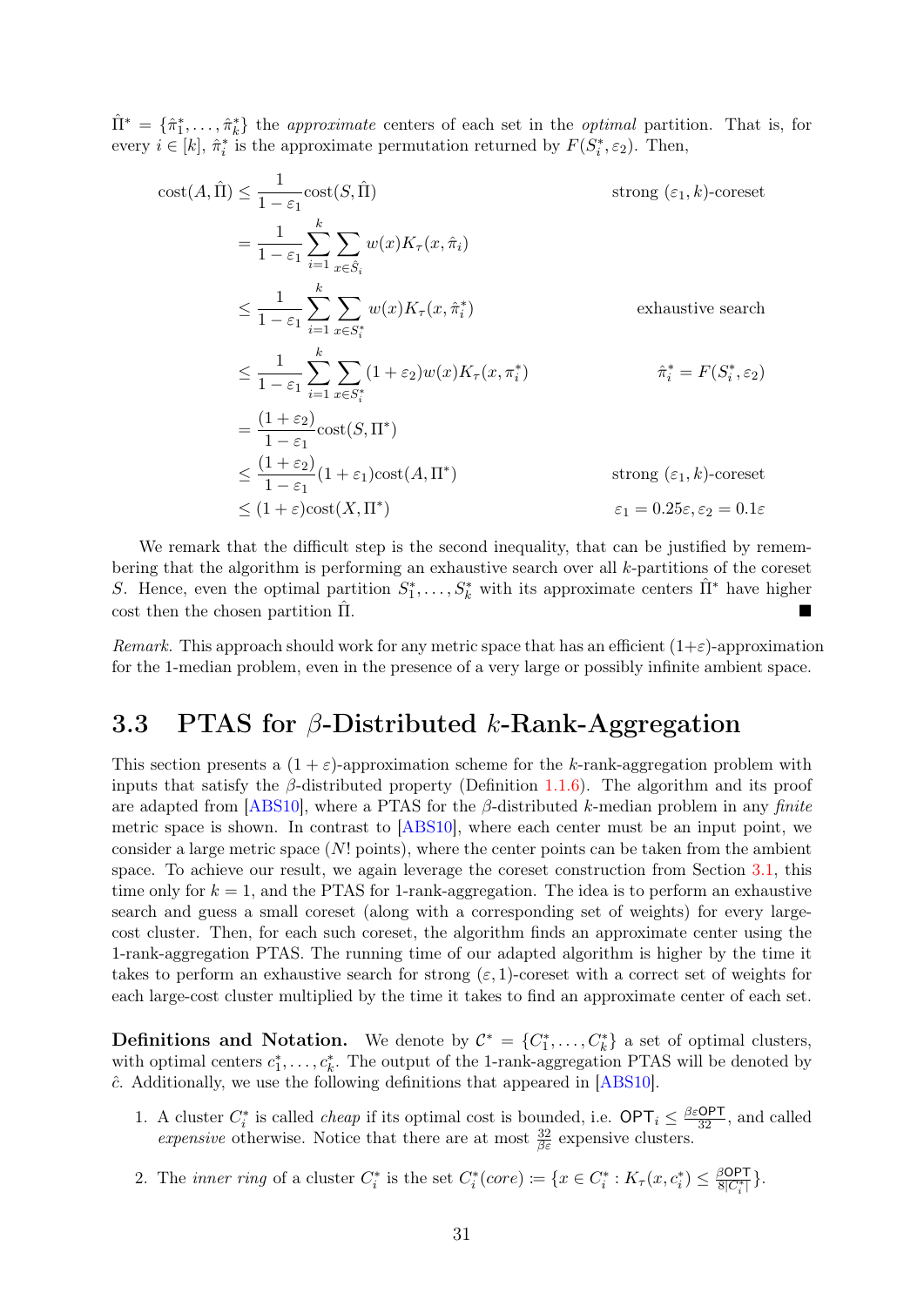$\hat{\Pi}^* = \{\hat{\pi}_1^*, \ldots, \hat{\pi}_k^*\}$ the *approximate* centers of each set in the *optimal* partition. That is, for every $i \in [k]$, $\hat{\pi}_i^*$ is the approximate permutation returned by $F(S_i^*, \varepsilon_2)$. Then,

$$
\begin{aligned}
\text{cost}(A, \hat{\Pi}) &\leq \frac{1}{1-\varepsilon_1}\text{cost}(S, \hat{\Pi}) && \text{strong } (\varepsilon_1, k)\text{-coreset} \\
&= \frac{1}{1-\varepsilon_1}\sum_{i=1}^{k}\sum_{x \in \hat{S}_i} w(x) K_\tau(x, \hat{\pi}_i) \\
&\leq \frac{1}{1-\varepsilon_1}\sum_{i=1}^{k}\sum_{x \in S_i^*} w(x) K_\tau(x, \hat{\pi}_i^*) && \text{exhaustive search} \\
&\leq \frac{1}{1-\varepsilon_1}\sum_{i=1}^{k}\sum_{x \in S_i^*} (1+\varepsilon_2) w(x) K_\tau(x, \pi_i^*) && \hat{\pi}_i^* = F(S_i^*, \varepsilon_2) \\
&= \frac{(1+\varepsilon_2)}{1-\varepsilon_1}\text{cost}(S, \Pi^*) \\
&\leq \frac{(1+\varepsilon_2)}{1-\varepsilon_1}(1+\varepsilon_1)\text{cost}(A, \Pi^*) && \text{strong } (\varepsilon_1, k)\text{-coreset} \\
&\leq (1+\varepsilon)\text{cost}(X, \Pi^*) && \varepsilon_1 = 0.25\varepsilon, \varepsilon_2 = 0.1\varepsilon
\end{aligned}
$$

We remark that the difficult step is the second inequality, that can be justified by remembering that the algorithm is performing an exhaustive search over all $k$-partitions of the coreset $S$. Hence, even the optimal partition $S_1^*, \ldots, S_k^*$ with its approximate centers $\hat{\Pi}^*$ have higher cost then the chosen partition $\hat{\Pi}$. ■

*Remark.* This approach should work for any metric space that has an efficient $(1+\varepsilon)$-approximation for the 1-median problem, even in the presence of a very large or possibly infinite ambient space.

## 3.3 PTAS for $\beta$-Distributed $k$-Rank-Aggregation

This section presents a $(1+\varepsilon)$-approximation scheme for the $k$-rank-aggregation problem with inputs that satisfy the $\beta$-distributed property (Definition 1.1.6). The algorithm and its proof are adapted from [ABS10], where a PTAS for the $\beta$-distributed $k$-median problem in any *finite* metric space is shown. In contrast to [ABS10], where each center must be an input point, we consider a large metric space ($N!$ points), where the center points can be taken from the ambient space. To achieve our result, we again leverage the coreset construction from Section 3.1, this time only for $k = 1$, and the PTAS for 1-rank-aggregation. The idea is to perform an exhaustive search and guess a small coreset (along with a corresponding set of weights) for every large-cost cluster. Then, for each such coreset, the algorithm finds an approximate center using the 1-rank-aggregation PTAS. The running time of our adapted algorithm is higher by the time it takes to perform an exhaustive search for strong $(\varepsilon, 1)$-coreset with a correct set of weights for each large-cost cluster multiplied by the time it takes to find an approximate center of each set.

**Definitions and Notation.** We denote by $\mathcal{C}^* = \{C_1^*, \ldots, C_k^*\}$ a set of optimal clusters, with optimal centers $c_1^*, \ldots, c_k^*$. The output of the 1-rank-aggregation PTAS will be denoted by $\hat{c}$. Additionally, we use the following definitions that appeared in [ABS10].

1. A cluster $C_i^*$ is called *cheap* if its optimal cost is bounded, i.e. $\mathsf{OPT}_i \leq \frac{\beta\varepsilon\mathsf{OPT}}{32}$, and called *expensive* otherwise. Notice that there are at most $\frac{32}{\beta\varepsilon}$ expensive clusters.

2. The *inner ring* of a cluster $C_i^*$ is the set $C_i^*(core) \coloneqq \{x \in C_i^* : K_\tau(x, c_i^*) \leq \frac{\beta\mathsf{OPT}}{8|C_i^*|}\}$.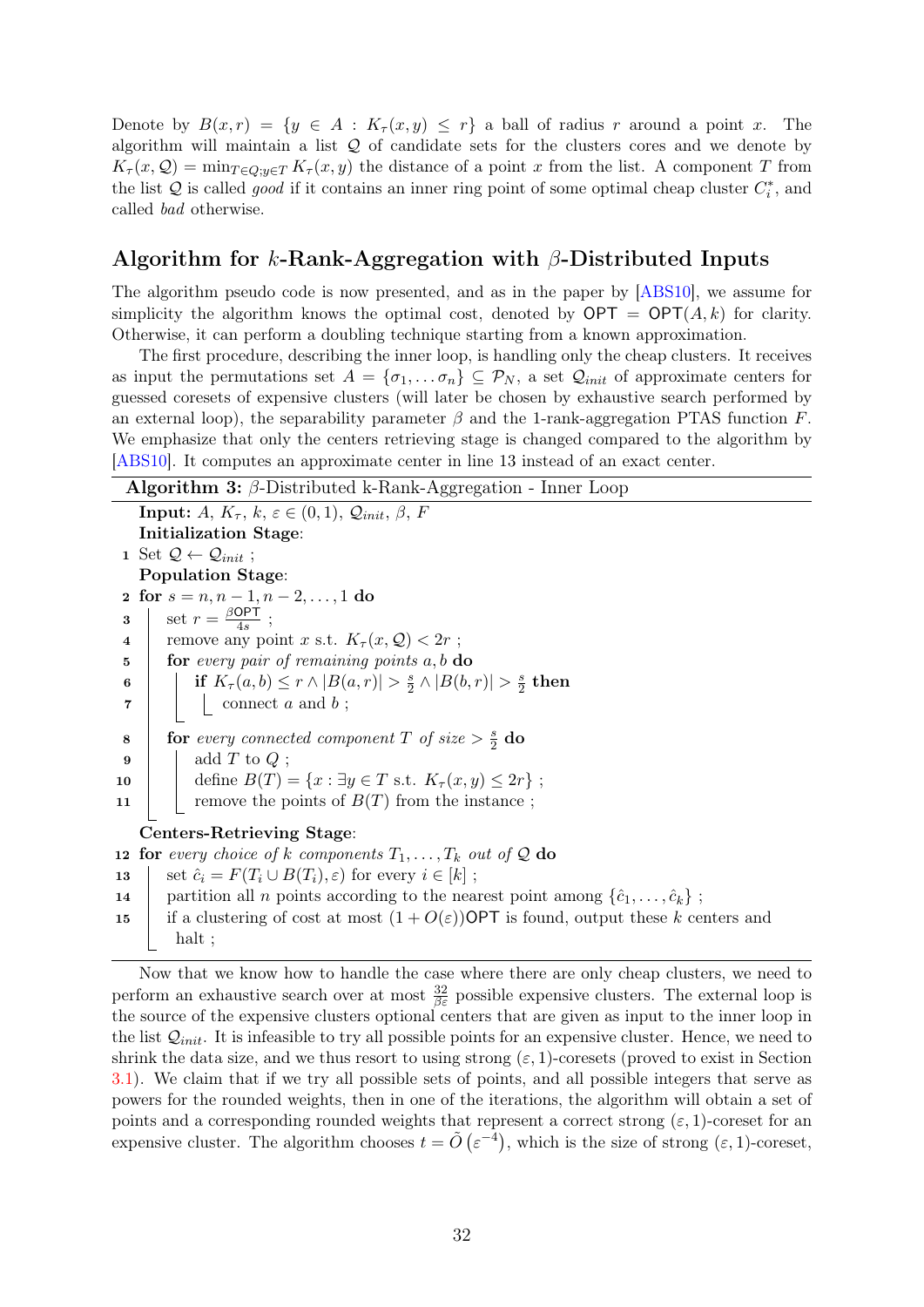Denote by $B(x,r) = \{y \in A : K_\tau(x,y) \le r\}$ a ball of radius $r$ around a point $x$. The algorithm will maintain a list $\mathcal{Q}$ of candidate sets for the clusters cores and we denote by $K_\tau(x,\mathcal{Q}) = \min_{T \in Q; y \in T} K_\tau(x,y)$ the distance of a point $x$ from the list. A component $T$ from the list $\mathcal{Q}$ is called *good* if it contains an inner ring point of some optimal cheap cluster $C_i^*$, and called *bad* otherwise.

## Algorithm for $k$-Rank-Aggregation with $\beta$-Distributed Inputs

The algorithm pseudo code is now presented, and as in the paper by [ABS10], we assume for simplicity the algorithm knows the optimal cost, denoted by $\mathsf{OPT} = \mathsf{OPT}(A,k)$ for clarity. Otherwise, it can perform a doubling technique starting from a known approximation.

The first procedure, describing the inner loop, is handling only the cheap clusters. It receives as input the permutations set $A = \{\sigma_1, \ldots \sigma_n\} \subseteq \mathcal{P}_N$, a set $\mathcal{Q}_{init}$ of approximate centers for guessed coresets of expensive clusters (will later be chosen by exhaustive search performed by an external loop), the separability parameter $\beta$ and the 1-rank-aggregation PTAS function $F$. We emphasize that only the centers retrieving stage is changed compared to the algorithm by [ABS10]. It computes an approximate center in line 13 instead of an exact center.

**Algorithm 3:** $\beta$-Distributed k-Rank-Aggregation - Inner Loop

```
   Input: A, K_τ, k, ε ∈ (0,1), Q_init, β, F
   Initialization Stage:
1  Set Q ← Q_init ;
   Population Stage:
2  for s = n, n−1, n−2, ..., 1 do
3      set r = βOPT / 4s ;
4      remove any point x s.t. K_τ(x, Q) < 2r ;
5      for every pair of remaining points a, b do
6          if K_τ(a,b) ≤ r ∧ |B(a,r)| > s/2 ∧ |B(b,r)| > s/2 then
7              connect a and b ;
8      for every connected component T of size > s/2 do
9          add T to Q ;
10         define B(T) = {x : ∃y ∈ T s.t. K_τ(x,y) ≤ 2r} ;
11         remove the points of B(T) from the instance ;
   Centers-Retrieving Stage:
12 for every choice of k components T_1, ..., T_k out of Q do
13     set ĉ_i = F(T_i ∪ B(T_i), ε) for every i ∈ [k] ;
14     partition all n points according to the nearest point among {ĉ_1, ..., ĉ_k} ;
15     if a clustering of cost at most (1 + O(ε))OPT is found, output these k centers and
       halt ;
```

Now that we know how to handle the case where there are only cheap clusters, we need to perform an exhaustive search over at most $\frac{32}{\beta\varepsilon}$ possible expensive clusters. The external loop is the source of the expensive clusters optional centers that are given as input to the inner loop in the list $\mathcal{Q}_{init}$. It is infeasible to try all possible points for an expensive cluster. Hence, we need to shrink the data size, and we thus resort to using strong $(\varepsilon, 1)$-coresets (proved to exist in Section 3.1). We claim that if we try all possible sets of points, and all possible integers that serve as powers for the rounded weights, then in one of the iterations, the algorithm will obtain a set of points and a corresponding rounded weights that represent a correct strong $(\varepsilon, 1)$-coreset for an expensive cluster. The algorithm chooses $t = \tilde{O}\left(\varepsilon^{-4}\right)$, which is the size of strong $(\varepsilon, 1)$-coreset,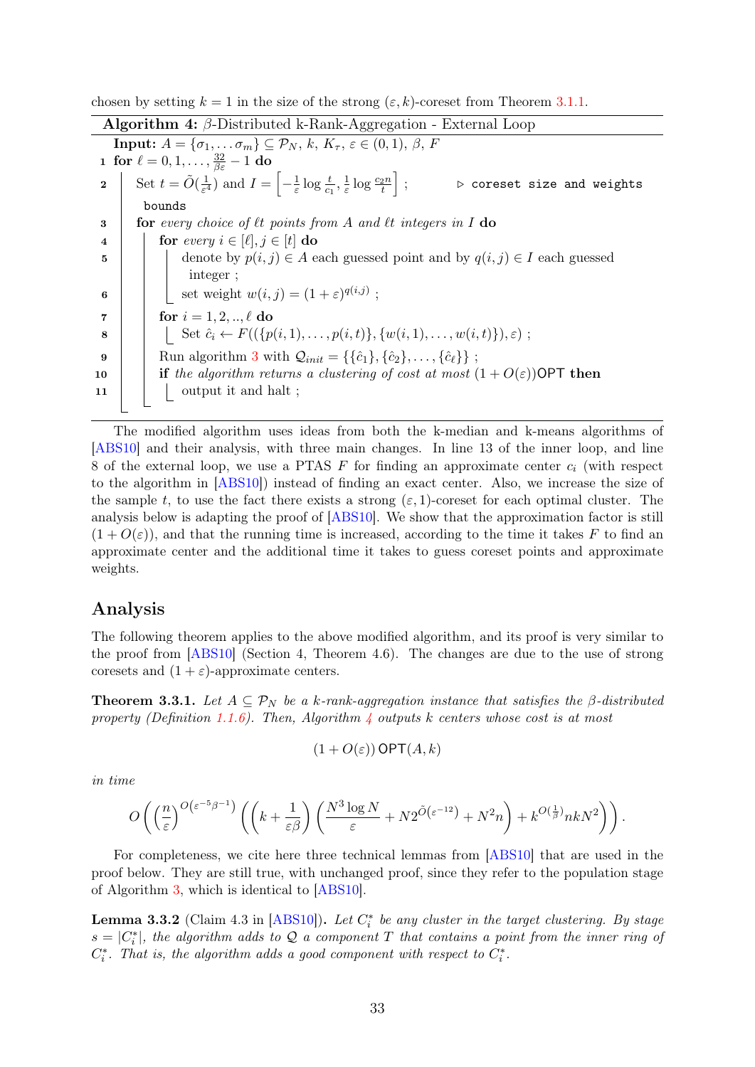chosen by setting $k = 1$ in the size of the strong $(\varepsilon, k)$-coreset from Theorem 3.1.1.

**Algorithm 4:** $\beta$-Distributed k-Rank-Aggregation - External Loop

```
   Input: A = {σ_1, ... σ_m} ⊆ P_N, k, K_τ, ε ∈ (0,1), β, F
1  for ℓ = 0, 1, ..., 32/(βε) − 1 do
2      Set t = Õ(1/ε^4) and I = [−(1/ε) log(t/c_1), (1/ε) log(c_2 n/t)] ;    ▷ coreset size and weights
       bounds
3      for every choice of ℓt points from A and ℓt integers in I do
4          for every i ∈ [ℓ], j ∈ [t] do
5              denote by p(i,j) ∈ A each guessed point and by q(i,j) ∈ I each guessed
               integer ;
6              set weight w(i,j) = (1+ε)^{q(i,j)} ;
7          for i = 1, 2, .., ℓ do
8              Set ĉ_i ← F(({p(i,1), ..., p(i,t)}, {w(i,1), ..., w(i,t)}), ε) ;
9          Run algorithm 3 with Q_init = {{ĉ_1}, {ĉ_2}, ..., {ĉ_ℓ}} ;
10         if the algorithm returns a clustering of cost at most (1 + O(ε))OPT then
11             output it and halt ;
```

The modified algorithm uses ideas from both the k-median and k-means algorithms of [ABS10] and their analysis, with three main changes. In line 13 of the inner loop, and line 8 of the external loop, we use a PTAS $F$ for finding an approximate center $c_i$ (with respect to the algorithm in [ABS10]) instead of finding an exact center. Also, we increase the size of the sample $t$, to use the fact there exists a strong $(\varepsilon, 1)$-coreset for each optimal cluster. The analysis below is adapting the proof of [ABS10]. We show that the approximation factor is still $(1 + O(\varepsilon))$, and that the running time is increased, according to the time it takes $F$ to find an approximate center and the additional time it takes to guess coreset points and approximate weights.

## Analysis

The following theorem applies to the above modified algorithm, and its proof is very similar to the proof from [ABS10] (Section 4, Theorem 4.6). The changes are due to the use of strong coresets and $(1 + \varepsilon)$-approximate centers.

**Theorem 3.3.1.** *Let $A \subseteq \mathcal{P}_N$ be a k-rank-aggregation instance that satisfies the $\beta$-distributed property (Definition 1.1.6). Then, Algorithm 4 outputs $k$ centers whose cost is at most*

$$(1 + O(\varepsilon))\,\mathsf{OPT}(A, k)$$

*in time*

$$O\left(\left(\frac{n}{\varepsilon}\right)^{O\left(\varepsilon^{-5}\beta^{-1}\right)}\left(\left(k + \frac{1}{\varepsilon\beta}\right)\left(\frac{N^3 \log N}{\varepsilon} + N2^{\tilde{O}\left(\varepsilon^{-12}\right)} + N^2 n\right) + k^{O\left(\frac{1}{\beta}\right)} nkN^2\right)\right).$$

For completeness, we cite here three technical lemmas from [ABS10] that are used in the proof below. They are still true, with unchanged proof, since they refer to the population stage of Algorithm 3, which is identical to [ABS10].

**Lemma 3.3.2** (Claim 4.3 in [ABS10])**.** *Let $C_i^*$ be any cluster in the target clustering. By stage $s = |C_i^*|$, the algorithm adds to $\mathcal{Q}$ a component $T$ that contains a point from the inner ring of $C_i^*$. That is, the algorithm adds a good component with respect to $C_i^*$.*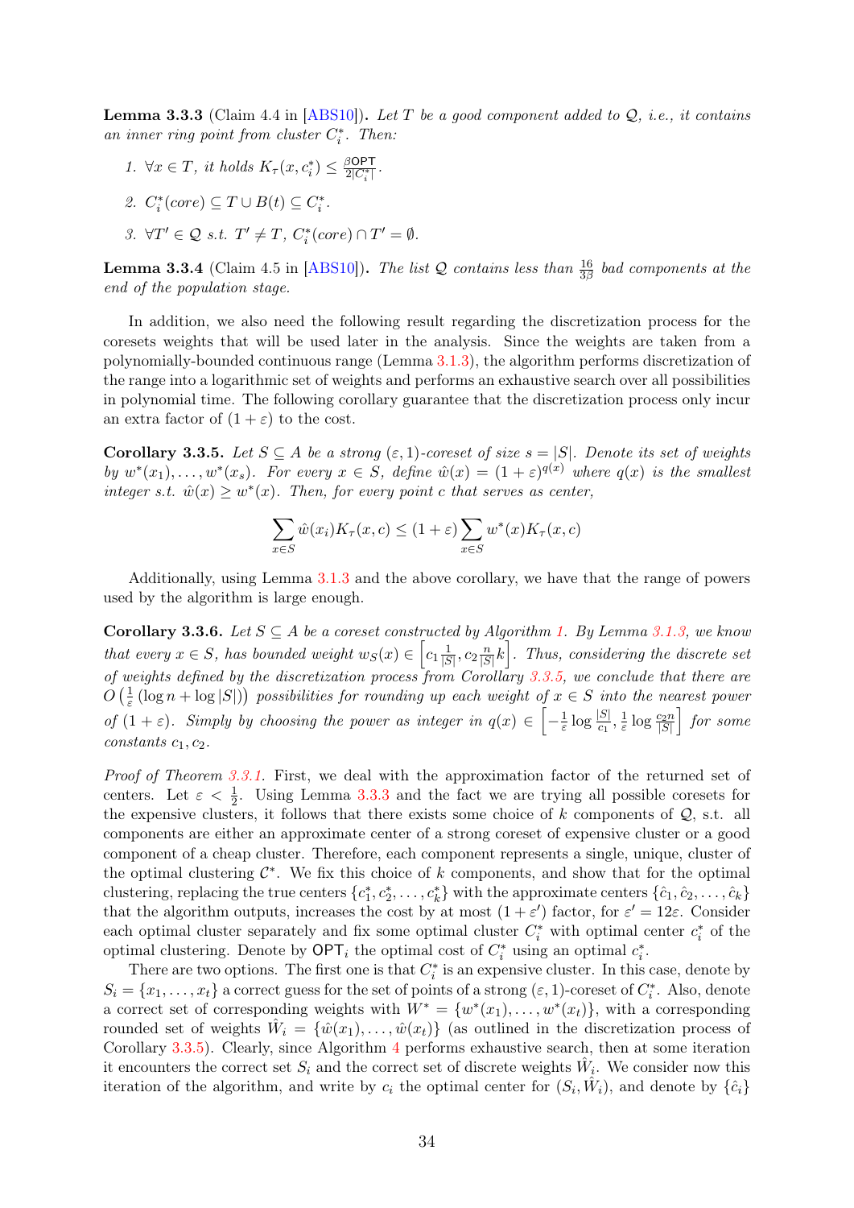**Lemma 3.3.3** (Claim 4.4 in [ABS10]). *Let $T$ be a good component added to $\mathcal{Q}$, i.e., it contains an inner ring point from cluster $C_i^*$. Then:*

1. *$\forall x \in T$, it holds $K_\tau(x, c_i^*) \leq \frac{\beta \mathsf{OPT}}{2|C_i^*|}$.*
2. *$C_i^*(core) \subseteq T \cup B(t) \subseteq C_i^*$.*
3. *$\forall T' \in \mathcal{Q}$ s.t. $T' \neq T$, $C_i^*(core) \cap T' = \emptyset$.*

**Lemma 3.3.4** (Claim 4.5 in [ABS10]). *The list $\mathcal{Q}$ contains less than $\frac{16}{3\beta}$ bad components at the end of the population stage.*

In addition, we also need the following result regarding the discretization process for the coresets weights that will be used later in the analysis. Since the weights are taken from a polynomially-bounded continuous range (Lemma 3.1.3), the algorithm performs discretization of the range into a logarithmic set of weights and performs an exhaustive search over all possibilities in polynomial time. The following corollary guarantee that the discretization process only incur an extra factor of $(1 + \varepsilon)$ to the cost.

**Corollary 3.3.5.** *Let $S \subseteq A$ be a strong $(\varepsilon, 1)$-coreset of size $s = |S|$. Denote its set of weights by $w^*(x_1), \ldots, w^*(x_s)$. For every $x \in S$, define $\hat{w}(x) = (1 + \varepsilon)^{q(x)}$ where $q(x)$ is the smallest integer s.t. $\hat{w}(x) \geq w^*(x)$. Then, for every point $c$ that serves as center,*

$$\sum_{x \in S} \hat{w}(x_i) K_\tau(x, c) \leq (1 + \varepsilon) \sum_{x \in S} w^*(x) K_\tau(x, c)$$

Additionally, using Lemma 3.1.3 and the above corollary, we have that the range of powers used by the algorithm is large enough.

**Corollary 3.3.6.** *Let $S \subseteq A$ be a coreset constructed by Algorithm 1. By Lemma 3.1.3, we know that every $x \in S$, has bounded weight $w_S(x) \in \left[c_1 \frac{1}{|S|}, c_2 \frac{n}{|S|} k\right]$. Thus, considering the discrete set of weights defined by the discretization process from Corollary 3.3.5, we conclude that there are $O\left(\frac{1}{\varepsilon}(\log n + \log |S|)\right)$ possibilities for rounding up each weight of $x \in S$ into the nearest power of $(1 + \varepsilon)$. Simply by choosing the power as integer in $q(x) \in \left[-\frac{1}{\varepsilon} \log \frac{|S|}{c_1}, \frac{1}{\varepsilon} \log \frac{c_2 n}{|S|}\right]$ for some constants $c_1, c_2$.*

*Proof of Theorem 3.3.1.* First, we deal with the approximation factor of the returned set of centers. Let $\varepsilon < \frac{1}{2}$. Using Lemma 3.3.3 and the fact we are trying all possible coresets for the expensive clusters, it follows that there exists some choice of $k$ components of $\mathcal{Q}$, s.t. all components are either an approximate center of a strong coreset of expensive cluster or a good component of a cheap cluster. Therefore, each component represents a single, unique, cluster of the optimal clustering $\mathcal{C}^*$. We fix this choice of $k$ components, and show that for the optimal clustering, replacing the true centers $\{c_1^*, c_2^*, \ldots, c_k^*\}$ with the approximate centers $\{\hat{c}_1, \hat{c}_2, \ldots, \hat{c}_k\}$ that the algorithm outputs, increases the cost by at most $(1 + \varepsilon')$ factor, for $\varepsilon' = 12\varepsilon$. Consider each optimal cluster separately and fix some optimal cluster $C_i^*$ with optimal center $c_i^*$ of the optimal clustering. Denote by $\mathsf{OPT}_i$ the optimal cost of $C_i^*$ using an optimal $c_i^*$.

There are two options. The first one is that $C_i^*$ is an expensive cluster. In this case, denote by $S_i = \{x_1, \ldots, x_t\}$ a correct guess for the set of points of a strong $(\varepsilon, 1)$-coreset of $C_i^*$. Also, denote a correct set of corresponding weights with $W^* = \{w^*(x_1), \ldots, w^*(x_t)\}$, with a corresponding rounded set of weights $\hat{W}_i = \{\hat{w}(x_1), \ldots, \hat{w}(x_t)\}$ (as outlined in the discretization process of Corollary 3.3.5). Clearly, since Algorithm 4 performs exhaustive search, then at some iteration it encounters the correct set $S_i$ and the correct set of discrete weights $\hat{W}_i$. We consider now this iteration of the algorithm, and write by $c_i$ the optimal center for $(S_i, \hat{W}_i)$, and denote by $\{\hat{c}_i\}$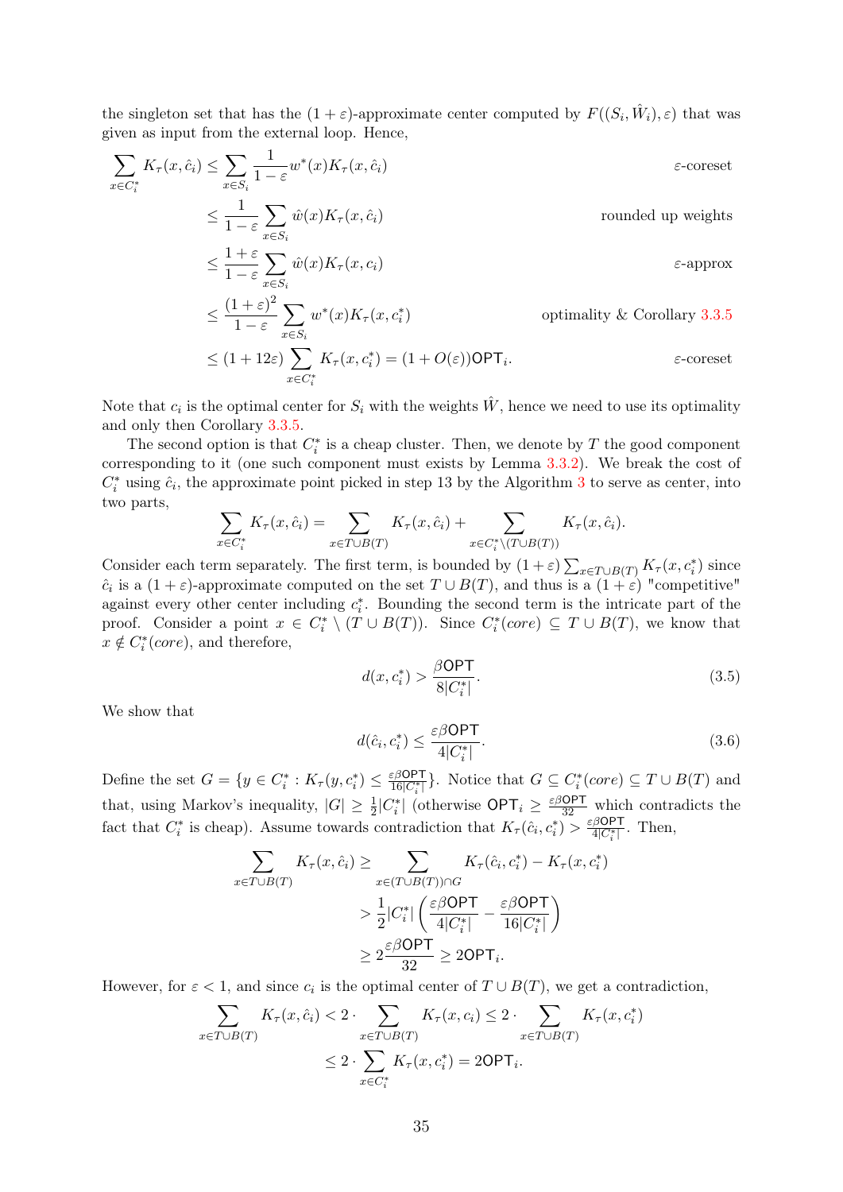the singleton set that has the $(1+\varepsilon)$-approximate center computed by $F((S_i, \hat{W}_i), \varepsilon)$ that was given as input from the external loop. Hence,

$$
\begin{aligned}
\sum_{x \in C_i^*} K_\tau(x, \hat{c}_i) &\leq \sum_{x \in S_i} \frac{1}{1-\varepsilon} w^*(x) K_\tau(x, \hat{c}_i) && \varepsilon\text{-coreset} \\
&\leq \frac{1}{1-\varepsilon} \sum_{x \in S_i} \hat{w}(x) K_\tau(x, \hat{c}_i) && \text{rounded up weights} \\
&\leq \frac{1+\varepsilon}{1-\varepsilon} \sum_{x \in S_i} \hat{w}(x) K_\tau(x, c_i) && \varepsilon\text{-approx} \\
&\leq \frac{(1+\varepsilon)^2}{1-\varepsilon} \sum_{x \in S_i} w^*(x) K_\tau(x, c_i^*) && \text{optimality \& Corollary 3.3.5} \\
&\leq (1+12\varepsilon) \sum_{x \in C_i^*} K_\tau(x, c_i^*) = (1+O(\varepsilon))\mathsf{OPT}_i. && \varepsilon\text{-coreset}
\end{aligned}
$$

Note that $c_i$ is the optimal center for $S_i$ with the weights $\hat{W}$, hence we need to use its optimality and only then Corollary 3.3.5.

The second option is that $C_i^*$ is a cheap cluster. Then, we denote by $T$ the good component corresponding to it (one such component must exists by Lemma 3.3.2). We break the cost of $C_i^*$ using $\hat{c}_i$, the approximate point picked in step 13 by the Algorithm 3 to serve as center, into two parts,

$$
\sum_{x \in C_i^*} K_\tau(x, \hat{c}_i) = \sum_{x \in T \cup B(T)} K_\tau(x, \hat{c}_i) + \sum_{x \in C_i^* \setminus (T \cup B(T))} K_\tau(x, \hat{c}_i).
$$

Consider each term separately. The first term, is bounded by $(1+\varepsilon)\sum_{x \in T \cup B(T)} K_\tau(x, c_i^*)$ since $\hat{c}_i$ is a $(1+\varepsilon)$-approximate computed on the set $T \cup B(T)$, and thus is a $(1+\varepsilon)$ "competitive" against every other center including $c_i^*$. Bounding the second term is the intricate part of the proof. Consider a point $x \in C_i^* \setminus (T \cup B(T))$. Since $C_i^*(core) \subseteq T \cup B(T)$, we know that $x \notin C_i^*(core)$, and therefore,

$$
d(x, c_i^*) > \frac{\beta \mathsf{OPT}}{8|C_i^*|}. \tag{3.5}
$$

We show that

$$
d(\hat{c}_i, c_i^*) \leq \frac{\varepsilon \beta \mathsf{OPT}}{4|C_i^*|}. \tag{3.6}
$$

Define the set $G = \{y \in C_i^* : K_\tau(y, c_i^*) \leq \frac{\varepsilon \beta \mathsf{OPT}}{16|C_i^*|}\}$. Notice that $G \subseteq C_i^*(core) \subseteq T \cup B(T)$ and that, using Markov's inequality, $|G| \geq \frac{1}{2}|C_i^*|$ (otherwise $\mathsf{OPT}_i \geq \frac{\varepsilon \beta \mathsf{OPT}}{32}$ which contradicts the fact that $C_i^*$ is cheap). Assume towards contradiction that $K_\tau(\hat{c}_i, c_i^*) > \frac{\varepsilon \beta \mathsf{OPT}}{4|C_i^*|}$. Then,

$$
\begin{aligned}
\sum_{x \in T \cup B(T)} K_\tau(x, \hat{c}_i) &\geq \sum_{x \in (T \cup B(T)) \cap G} K_\tau(\hat{c}_i, c_i^*) - K_\tau(x, c_i^*) \\
&> \frac{1}{2}|C_i^*| \left( \frac{\varepsilon \beta \mathsf{OPT}}{4|C_i^*|} - \frac{\varepsilon \beta \mathsf{OPT}}{16|C_i^*|} \right) \\
&\geq 2\frac{\varepsilon \beta \mathsf{OPT}}{32} \geq 2\mathsf{OPT}_i.
\end{aligned}
$$

However, for $\varepsilon < 1$, and since $c_i$ is the optimal center of $T \cup B(T)$, we get a contradiction,

$$
\begin{aligned}
\sum_{x \in T \cup B(T)} K_\tau(x, \hat{c}_i) &< 2 \cdot \sum_{x \in T \cup B(T)} K_\tau(x, c_i) \leq 2 \cdot \sum_{x \in T \cup B(T)} K_\tau(x, c_i^*) \\
&\leq 2 \cdot \sum_{x \in C_i^*} K_\tau(x, c_i^*) = 2\mathsf{OPT}_i.
\end{aligned}
$$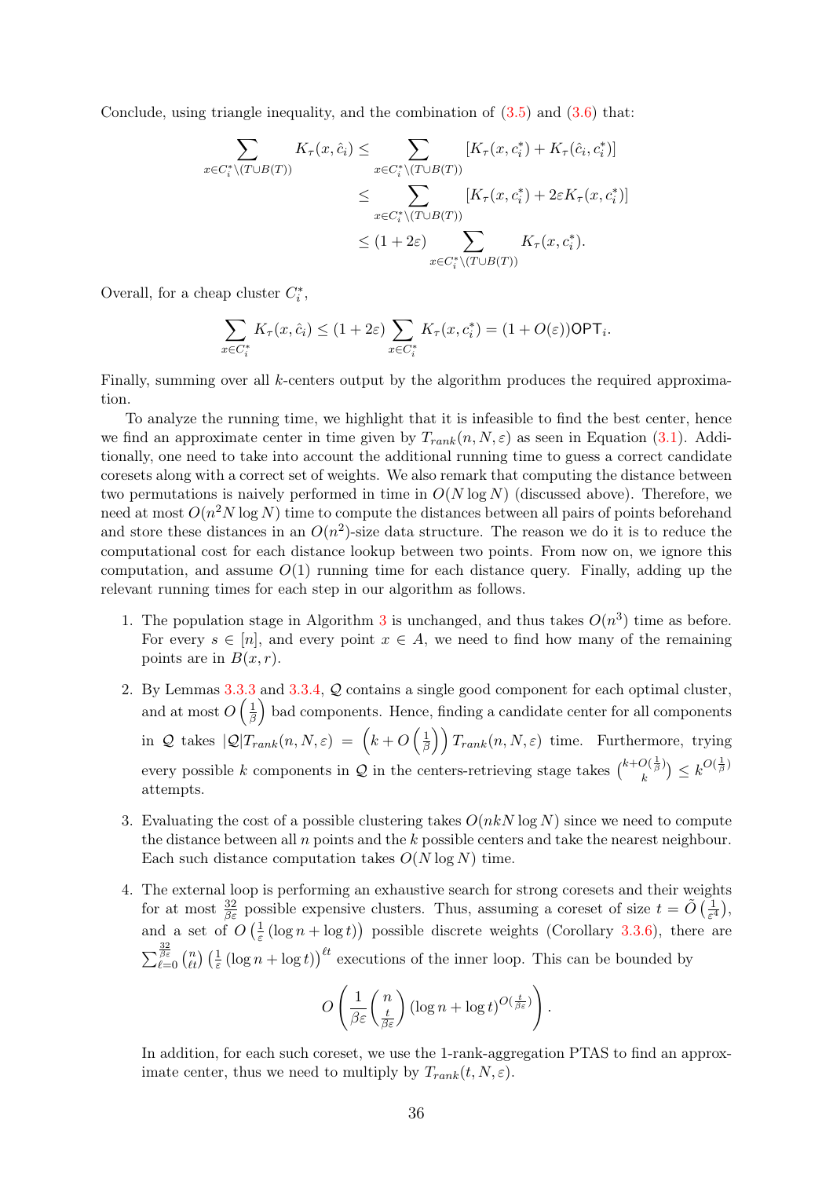Conclude, using triangle inequality, and the combination of (3.5) and (3.6) that:

$$
\begin{aligned}
\sum_{x \in C_i^* \setminus (T \cup B(T))} K_\tau(x, \hat{c}_i) &\leq \sum_{x \in C_i^* \setminus (T \cup B(T))} [K_\tau(x, c_i^*) + K_\tau(\hat{c}_i, c_i^*)] \\
&\leq \sum_{x \in C_i^* \setminus (T \cup B(T))} [K_\tau(x, c_i^*) + 2\varepsilon K_\tau(x, c_i^*)] \\
&\leq (1 + 2\varepsilon) \sum_{x \in C_i^* \setminus (T \cup B(T))} K_\tau(x, c_i^*).
\end{aligned}
$$

Overall, for a cheap cluster $C_i^*$,

$$
\sum_{x \in C_i^*} K_\tau(x, \hat{c}_i) \leq (1 + 2\varepsilon) \sum_{x \in C_i^*} K_\tau(x, c_i^*) = (1 + O(\varepsilon))\mathsf{OPT}_i.
$$

Finally, summing over all $k$-centers output by the algorithm produces the required approximation.

To analyze the running time, we highlight that it is infeasible to find the best center, hence we find an approximate center in time given by $T_{rank}(n, N, \varepsilon)$ as seen in Equation (3.1). Additionally, one need to take into account the additional running time to guess a correct candidate coresets along with a correct set of weights. We also remark that computing the distance between two permutations is naively performed in time in $O(N \log N)$ (discussed above). Therefore, we need at most $O(n^2 N \log N)$ time to compute the distances between all pairs of points beforehand and store these distances in an $O(n^2)$-size data structure. The reason we do it is to reduce the computational cost for each distance lookup between two points. From now on, we ignore this computation, and assume $O(1)$ running time for each distance query. Finally, adding up the relevant running times for each step in our algorithm as follows.

1. The population stage in Algorithm 3 is unchanged, and thus takes $O(n^3)$ time as before. For every $s \in [n]$, and every point $x \in A$, we need to find how many of the remaining points are in $B(x, r)$.

2. By Lemmas 3.3.3 and 3.3.4, $\mathcal{Q}$ contains a single good component for each optimal cluster, and at most $O\left(\frac{1}{\beta}\right)$ bad components. Hence, finding a candidate center for all components in $\mathcal{Q}$ takes $|\mathcal{Q}| T_{rank}(n, N, \varepsilon) = \left(k + O\left(\frac{1}{\beta}\right)\right) T_{rank}(n, N, \varepsilon)$ time. Furthermore, trying every possible $k$ components in $\mathcal{Q}$ in the centers-retrieving stage takes $\binom{k + O(\frac{1}{\beta})}{k} \leq k^{O(\frac{1}{\beta})}$ attempts.

3. Evaluating the cost of a possible clustering takes $O(nkN \log N)$ since we need to compute the distance between all $n$ points and the $k$ possible centers and take the nearest neighbour. Each such distance computation takes $O(N \log N)$ time.

4. The external loop is performing an exhaustive search for strong coresets and their weights for at most $\frac{32}{\beta\varepsilon}$ possible expensive clusters. Thus, assuming a coreset of size $t = \tilde{O}\left(\frac{1}{\varepsilon^4}\right)$, and a set of $O\left(\frac{1}{\varepsilon}(\log n + \log t)\right)$ possible discrete weights (Corollary 3.3.6), there are $\sum_{\ell=0}^{\frac{32}{\beta\varepsilon}} \binom{n}{\ell t} \left(\frac{1}{\varepsilon}(\log n + \log t)\right)^{\ell t}$ executions of the inner loop. This can be bounded by

$$
O\left(\frac{1}{\beta\varepsilon} \binom{n}{\frac{t}{\beta\varepsilon}} (\log n + \log t)^{O(\frac{t}{\beta\varepsilon})}\right).
$$

In addition, for each such coreset, we use the 1-rank-aggregation PTAS to find an approximate center, thus we need to multiply by $T_{rank}(t, N, \varepsilon)$.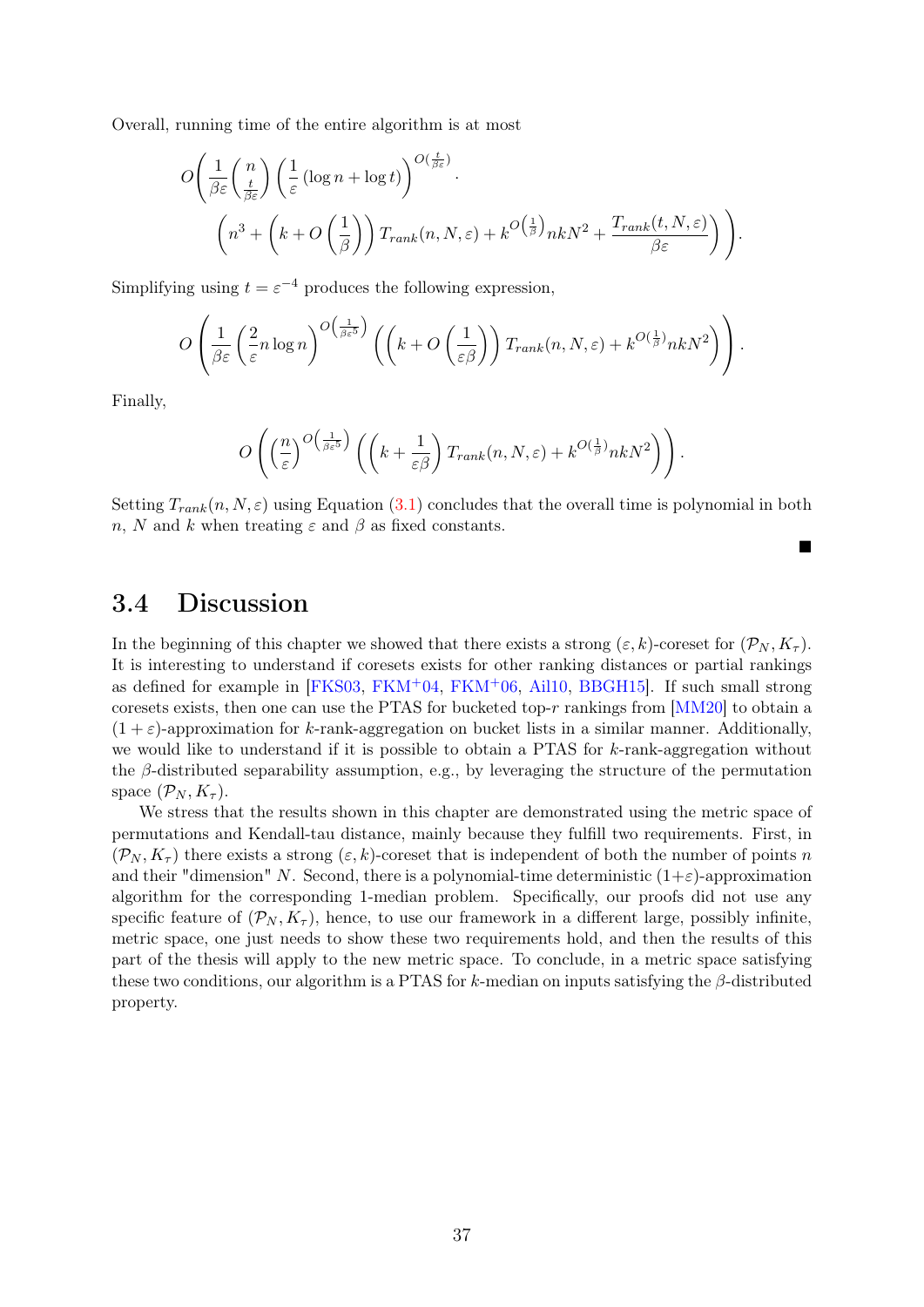Overall, running time of the entire algorithm is at most

$$O\Bigg( \frac{1}{\beta\varepsilon} \binom{n}{\frac{t}{\beta\varepsilon}} \left( \frac{1}{\varepsilon} \left( \log n + \log t \right) \right)^{O\left(\frac{t}{\beta\varepsilon}\right)} \cdot \\ \left( n^3 + \left( k + O\left(\frac{1}{\beta}\right)\right) T_{rank}(n, N, \varepsilon) + k^{O\left(\frac{1}{\beta}\right)} nkN^2 + \frac{T_{rank}(t, N, \varepsilon)}{\beta\varepsilon} \right) \Bigg).$$

Simplifying using $t = \varepsilon^{-4}$ produces the following expression,

$$O\left( \frac{1}{\beta\varepsilon} \left( \frac{2}{\varepsilon} n \log n \right)^{O\left(\frac{1}{\beta\varepsilon^5}\right)} \left( \left( k + O\left(\frac{1}{\varepsilon\beta}\right)\right) T_{rank}(n, N, \varepsilon) + k^{O\left(\frac{1}{\beta}\right)} nkN^2 \right) \right).$$

Finally,

$$O\left( \left( \frac{n}{\varepsilon} \right)^{O\left(\frac{1}{\beta\varepsilon^5}\right)} \left( \left( k + \frac{1}{\varepsilon\beta} \right) T_{rank}(n, N, \varepsilon) + k^{O\left(\frac{1}{\beta}\right)} nkN^2 \right) \right).$$

Setting $T_{rank}(n, N, \varepsilon)$ using Equation (3.1) concludes that the overall time is polynomial in both $n$, $N$ and $k$ when treating $\varepsilon$ and $\beta$ as fixed constants.

■

## 3.4 Discussion

In the beginning of this chapter we showed that there exists a strong $(\varepsilon, k)$-coreset for $(\mathcal{P}_N, K_\tau)$. It is interesting to understand if coresets exists for other ranking distances or partial rankings as defined for example in [FKS03, FKM+04, FKM+06, Ail10, BBGH15]. If such small strong coresets exists, then one can use the PTAS for bucketed top-$r$ rankings from [MM20] to obtain a $(1+\varepsilon)$-approximation for $k$-rank-aggregation on bucket lists in a similar manner. Additionally, we would like to understand if it is possible to obtain a PTAS for $k$-rank-aggregation without the $\beta$-distributed separability assumption, e.g., by leveraging the structure of the permutation space $(\mathcal{P}_N, K_\tau)$.

We stress that the results shown in this chapter are demonstrated using the metric space of permutations and Kendall-tau distance, mainly because they fulfill two requirements. First, in $(\mathcal{P}_N, K_\tau)$ there exists a strong $(\varepsilon, k)$-coreset that is independent of both the number of points $n$ and their "dimension" $N$. Second, there is a polynomial-time deterministic $(1+\varepsilon)$-approximation algorithm for the corresponding 1-median problem. Specifically, our proofs did not use any specific feature of $(\mathcal{P}_N, K_\tau)$, hence, to use our framework in a different large, possibly infinite, metric space, one just needs to show these two requirements hold, and then the results of this part of the thesis will apply to the new metric space. To conclude, in a metric space satisfying these two conditions, our algorithm is a PTAS for $k$-median on inputs satisfying the $\beta$-distributed property.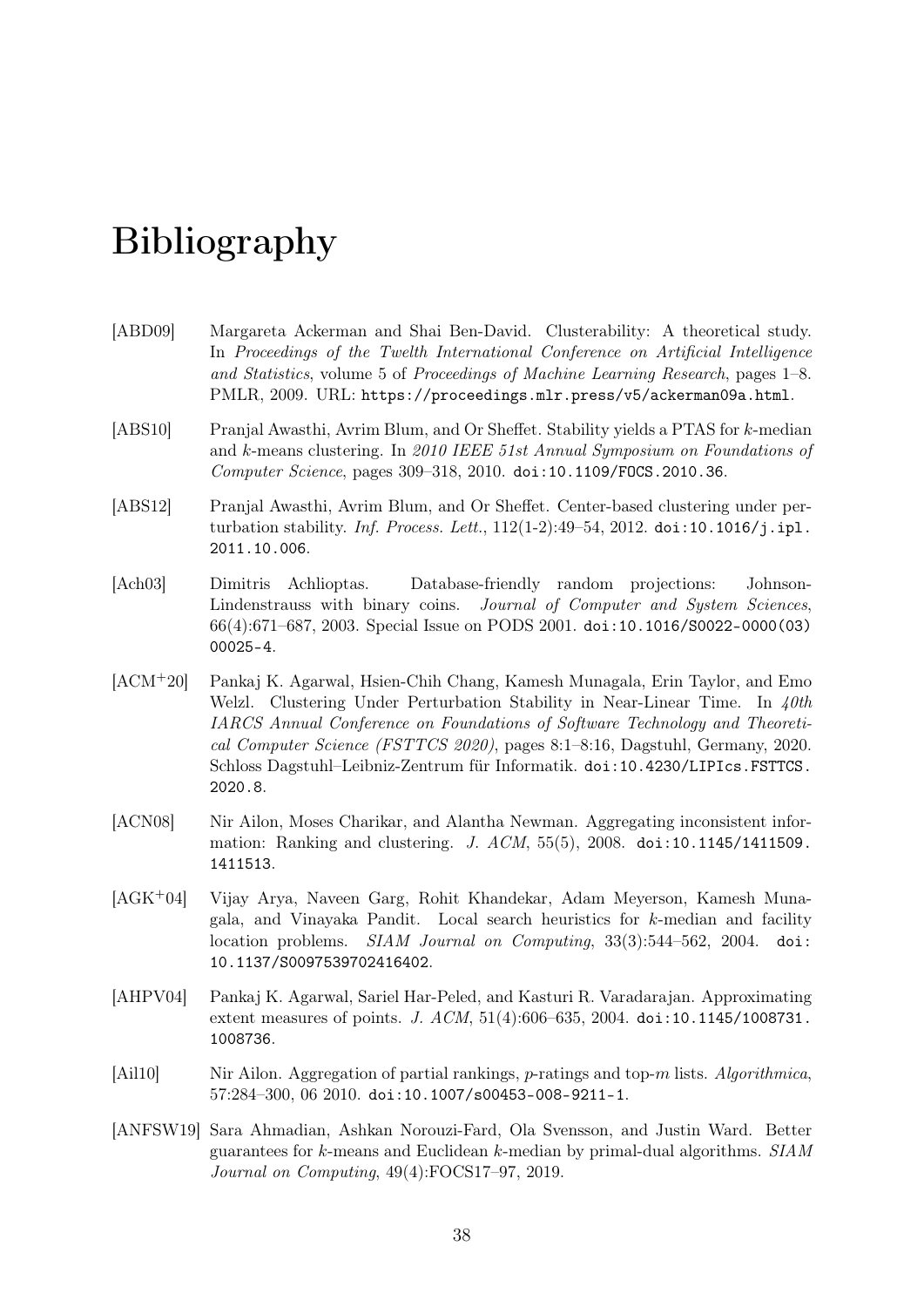# Bibliography

[ABD09] Margareta Ackerman and Shai Ben-David. Clusterability: A theoretical study. In *Proceedings of the Twelth International Conference on Artificial Intelligence and Statistics*, volume 5 of *Proceedings of Machine Learning Research*, pages 1–8. PMLR, 2009. URL: https://proceedings.mlr.press/v5/ackerman09a.html.

[ABS10] Pranjal Awasthi, Avrim Blum, and Or Sheffet. Stability yields a PTAS for $k$-median and $k$-means clustering. In *2010 IEEE 51st Annual Symposium on Foundations of Computer Science*, pages 309–318, 2010. doi:10.1109/FOCS.2010.36.

[ABS12] Pranjal Awasthi, Avrim Blum, and Or Sheffet. Center-based clustering under perturbation stability. *Inf. Process. Lett.*, 112(1-2):49–54, 2012. doi:10.1016/j.ipl.2011.10.006.

[Ach03] Dimitris Achlioptas. Database-friendly random projections: Johnson-Lindenstrauss with binary coins. *Journal of Computer and System Sciences*, 66(4):671–687, 2003. Special Issue on PODS 2001. doi:10.1016/S0022-0000(03)00025-4.

[ACM+20] Pankaj K. Agarwal, Hsien-Chih Chang, Kamesh Munagala, Erin Taylor, and Emo Welzl. Clustering Under Perturbation Stability in Near-Linear Time. In *40th IARCS Annual Conference on Foundations of Software Technology and Theoretical Computer Science (FSTTCS 2020)*, pages 8:1–8:16, Dagstuhl, Germany, 2020. Schloss Dagstuhl–Leibniz-Zentrum für Informatik. doi:10.4230/LIPIcs.FSTTCS.2020.8.

[ACN08] Nir Ailon, Moses Charikar, and Alantha Newman. Aggregating inconsistent information: Ranking and clustering. *J. ACM*, 55(5), 2008. doi:10.1145/1411509.1411513.

[AGK+04] Vijay Arya, Naveen Garg, Rohit Khandekar, Adam Meyerson, Kamesh Munagala, and Vinayaka Pandit. Local search heuristics for $k$-median and facility location problems. *SIAM Journal on Computing*, 33(3):544–562, 2004. doi:10.1137/S0097539702416402.

[AHPV04] Pankaj K. Agarwal, Sariel Har-Peled, and Kasturi R. Varadarajan. Approximating extent measures of points. *J. ACM*, 51(4):606–635, 2004. doi:10.1145/1008731.1008736.

[Ail10] Nir Ailon. Aggregation of partial rankings, $p$-ratings and top-$m$ lists. *Algorithmica*, 57:284–300, 06 2010. doi:10.1007/s00453-008-9211-1.

[ANFSW19] Sara Ahmadian, Ashkan Norouzi-Fard, Ola Svensson, and Justin Ward. Better guarantees for $k$-means and Euclidean $k$-median by primal-dual algorithms. *SIAM Journal on Computing*, 49(4):FOCS17–97, 2019.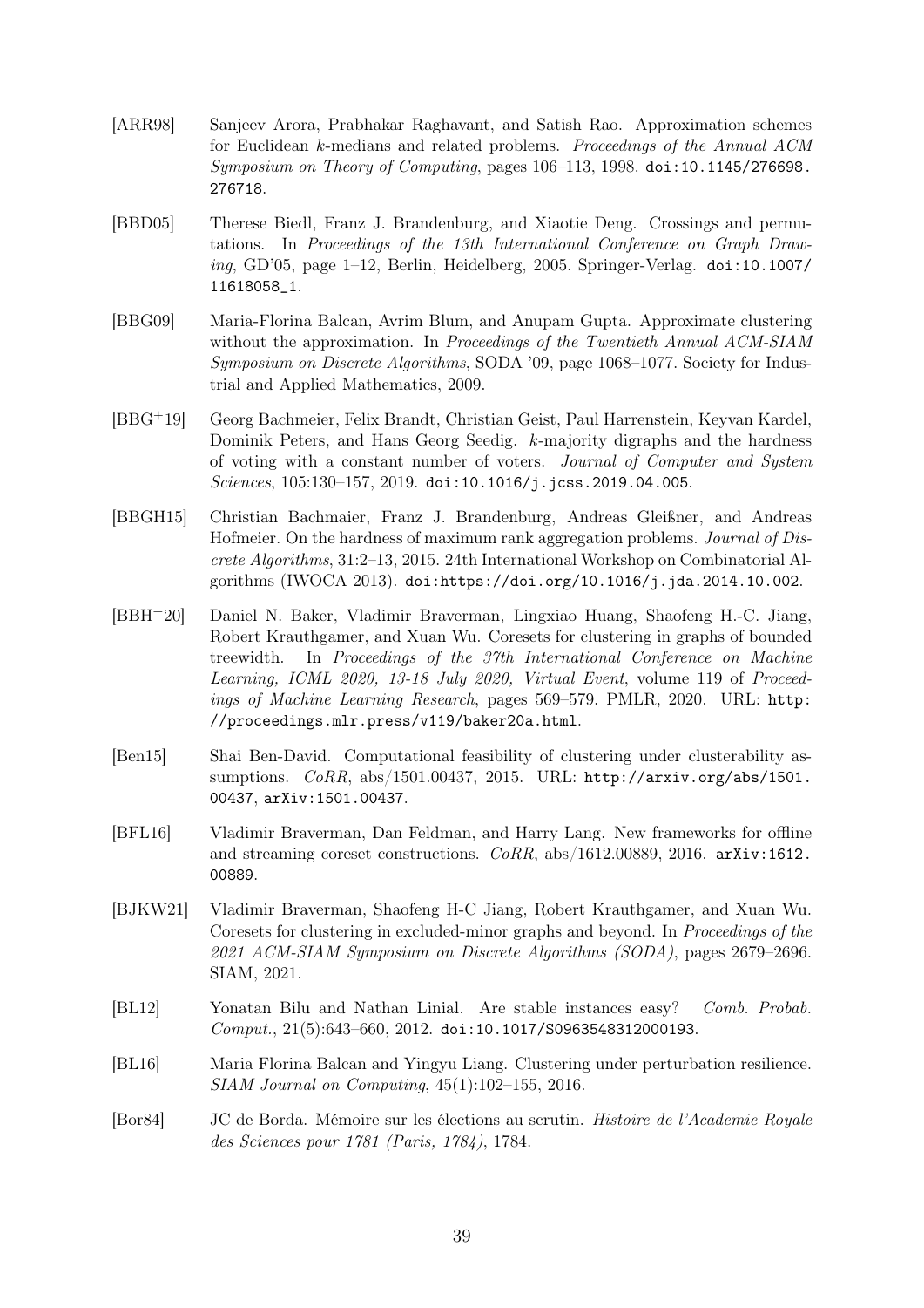[ARR98] Sanjeev Arora, Prabhakar Raghavant, and Satish Rao. Approximation schemes for Euclidean $k$-medians and related problems. *Proceedings of the Annual ACM Symposium on Theory of Computing*, pages 106–113, 1998. doi:10.1145/276698.276718.

[BBD05] Therese Biedl, Franz J. Brandenburg, and Xiaotie Deng. Crossings and permutations. In *Proceedings of the 13th International Conference on Graph Drawing*, GD'05, page 1–12, Berlin, Heidelberg, 2005. Springer-Verlag. doi:10.1007/11618058_1.

[BBG09] Maria-Florina Balcan, Avrim Blum, and Anupam Gupta. Approximate clustering without the approximation. In *Proceedings of the Twentieth Annual ACM-SIAM Symposium on Discrete Algorithms*, SODA '09, page 1068–1077. Society for Industrial and Applied Mathematics, 2009.

[BBG+19] Georg Bachmeier, Felix Brandt, Christian Geist, Paul Harrenstein, Keyvan Kardel, Dominik Peters, and Hans Georg Seedig. $k$-majority digraphs and the hardness of voting with a constant number of voters. *Journal of Computer and System Sciences*, 105:130–157, 2019. doi:10.1016/j.jcss.2019.04.005.

[BBGH15] Christian Bachmaier, Franz J. Brandenburg, Andreas Gleißner, and Andreas Hofmeier. On the hardness of maximum rank aggregation problems. *Journal of Discrete Algorithms*, 31:2–13, 2015. 24th International Workshop on Combinatorial Algorithms (IWOCA 2013). doi:https://doi.org/10.1016/j.jda.2014.10.002.

[BBH+20] Daniel N. Baker, Vladimir Braverman, Lingxiao Huang, Shaofeng H.-C. Jiang, Robert Krauthgamer, and Xuan Wu. Coresets for clustering in graphs of bounded treewidth. In *Proceedings of the 37th International Conference on Machine Learning, ICML 2020, 13-18 July 2020, Virtual Event*, volume 119 of *Proceedings of Machine Learning Research*, pages 569–579. PMLR, 2020. URL: http://proceedings.mlr.press/v119/baker20a.html.

[Ben15] Shai Ben-David. Computational feasibility of clustering under clusterability assumptions. *CoRR*, abs/1501.00437, 2015. URL: http://arxiv.org/abs/1501.00437, arXiv:1501.00437.

[BFL16] Vladimir Braverman, Dan Feldman, and Harry Lang. New frameworks for offline and streaming coreset constructions. *CoRR*, abs/1612.00889, 2016. arXiv:1612.00889.

[BJKW21] Vladimir Braverman, Shaofeng H-C Jiang, Robert Krauthgamer, and Xuan Wu. Coresets for clustering in excluded-minor graphs and beyond. In *Proceedings of the 2021 ACM-SIAM Symposium on Discrete Algorithms (SODA)*, pages 2679–2696. SIAM, 2021.

[BL12] Yonatan Bilu and Nathan Linial. Are stable instances easy? *Comb. Probab. Comput.*, 21(5):643–660, 2012. doi:10.1017/S0963548312000193.

[BL16] Maria Florina Balcan and Yingyu Liang. Clustering under perturbation resilience. *SIAM Journal on Computing*, 45(1):102–155, 2016.

[Bor84] JC de Borda. Mémoire sur les élections au scrutin. *Histoire de l'Academie Royale des Sciences pour 1781 (Paris, 1784)*, 1784.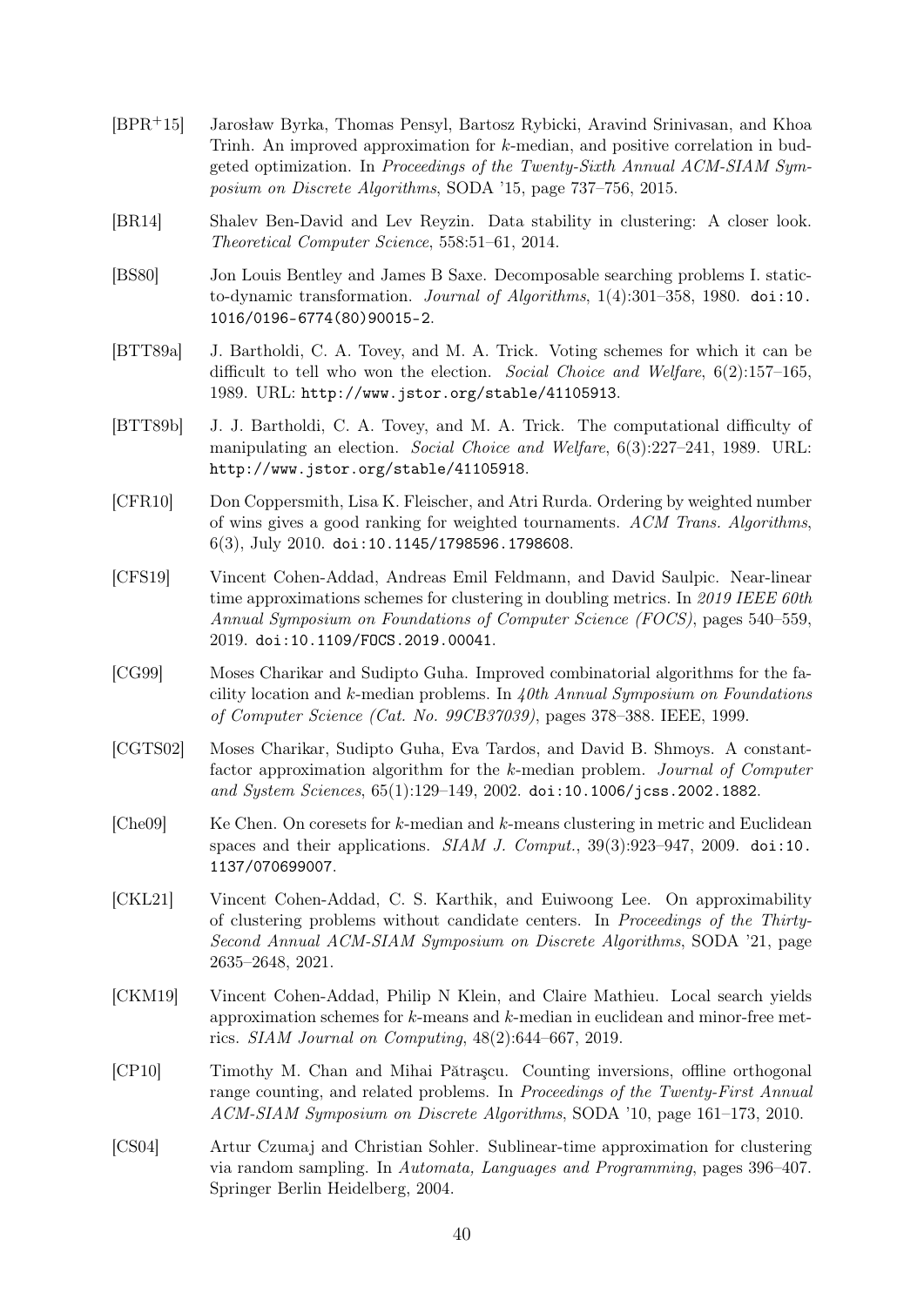[BPR+15] Jarosław Byrka, Thomas Pensyl, Bartosz Rybicki, Aravind Srinivasan, and Khoa Trinh. An improved approximation for $k$-median, and positive correlation in budgeted optimization. In *Proceedings of the Twenty-Sixth Annual ACM-SIAM Symposium on Discrete Algorithms*, SODA '15, page 737–756, 2015.

[BR14] Shalev Ben-David and Lev Reyzin. Data stability in clustering: A closer look. *Theoretical Computer Science*, 558:51–61, 2014.

[BS80] Jon Louis Bentley and James B Saxe. Decomposable searching problems I. static-to-dynamic transformation. *Journal of Algorithms*, 1(4):301–358, 1980. doi:10.1016/0196-6774(80)90015-2.

[BTT89a] J. Bartholdi, C. A. Tovey, and M. A. Trick. Voting schemes for which it can be difficult to tell who won the election. *Social Choice and Welfare*, 6(2):157–165, 1989. URL: http://www.jstor.org/stable/41105913.

[BTT89b] J. J. Bartholdi, C. A. Tovey, and M. A. Trick. The computational difficulty of manipulating an election. *Social Choice and Welfare*, 6(3):227–241, 1989. URL: http://www.jstor.org/stable/41105918.

[CFR10] Don Coppersmith, Lisa K. Fleischer, and Atri Rurda. Ordering by weighted number of wins gives a good ranking for weighted tournaments. *ACM Trans. Algorithms*, 6(3), July 2010. doi:10.1145/1798596.1798608.

[CFS19] Vincent Cohen-Addad, Andreas Emil Feldmann, and David Saulpic. Near-linear time approximations schemes for clustering in doubling metrics. In *2019 IEEE 60th Annual Symposium on Foundations of Computer Science (FOCS)*, pages 540–559, 2019. doi:10.1109/FOCS.2019.00041.

[CG99] Moses Charikar and Sudipto Guha. Improved combinatorial algorithms for the facility location and $k$-median problems. In *40th Annual Symposium on Foundations of Computer Science (Cat. No. 99CB37039)*, pages 378–388. IEEE, 1999.

[CGTS02] Moses Charikar, Sudipto Guha, Eva Tardos, and David B. Shmoys. A constant-factor approximation algorithm for the $k$-median problem. *Journal of Computer and System Sciences*, 65(1):129–149, 2002. doi:10.1006/jcss.2002.1882.

[Che09] Ke Chen. On coresets for $k$-median and $k$-means clustering in metric and Euclidean spaces and their applications. *SIAM J. Comput.*, 39(3):923–947, 2009. doi:10.1137/070699007.

[CKL21] Vincent Cohen-Addad, C. S. Karthik, and Euiwoong Lee. On approximability of clustering problems without candidate centers. In *Proceedings of the Thirty-Second Annual ACM-SIAM Symposium on Discrete Algorithms*, SODA '21, page 2635–2648, 2021.

[CKM19] Vincent Cohen-Addad, Philip N Klein, and Claire Mathieu. Local search yields approximation schemes for $k$-means and $k$-median in euclidean and minor-free metrics. *SIAM Journal on Computing*, 48(2):644–667, 2019.

[CP10] Timothy M. Chan and Mihai Pătraşcu. Counting inversions, offline orthogonal range counting, and related problems. In *Proceedings of the Twenty-First Annual ACM-SIAM Symposium on Discrete Algorithms*, SODA '10, page 161–173, 2010.

[CS04] Artur Czumaj and Christian Sohler. Sublinear-time approximation for clustering via random sampling. In *Automata, Languages and Programming*, pages 396–407. Springer Berlin Heidelberg, 2004.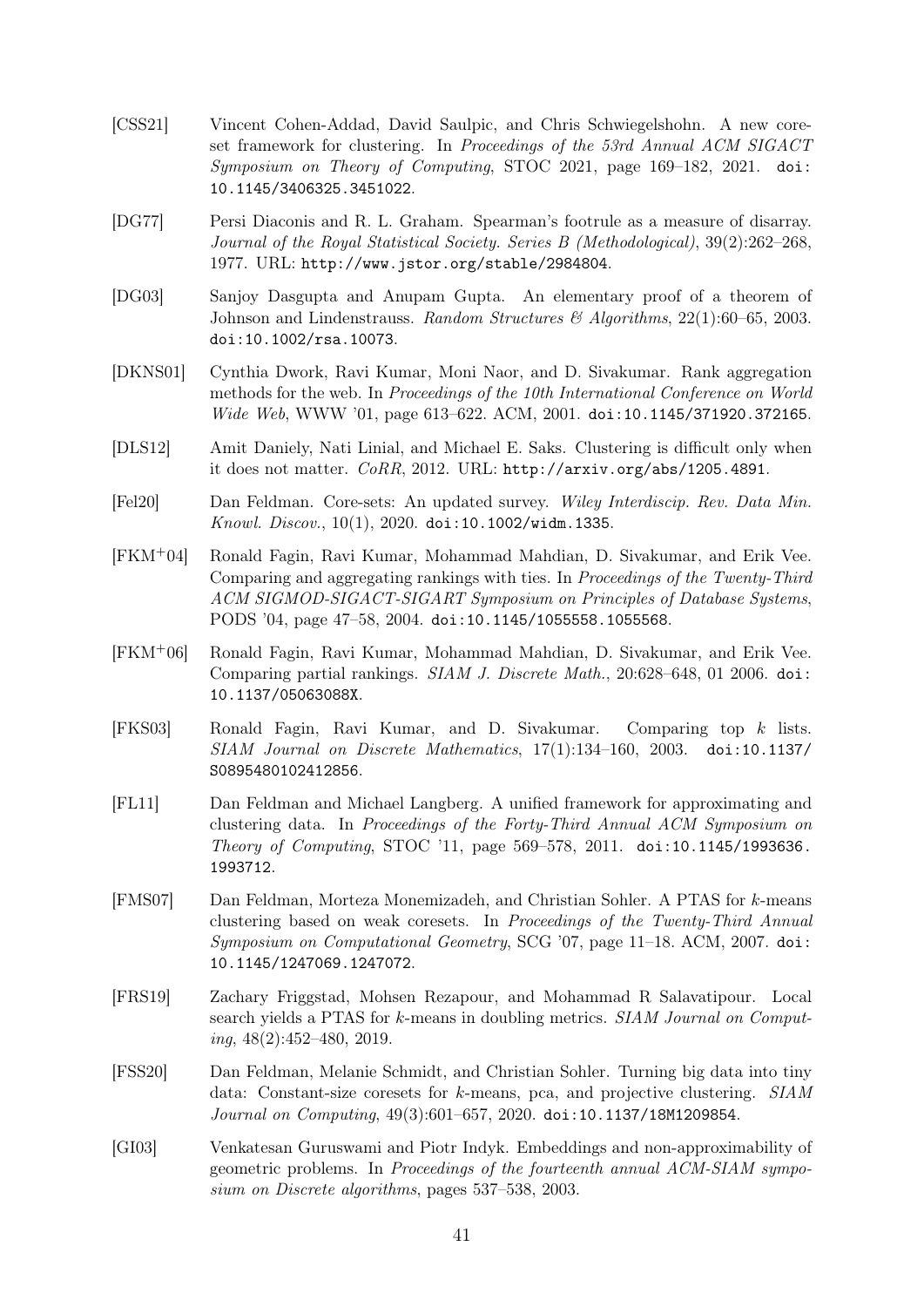[CSS21] Vincent Cohen-Addad, David Saulpic, and Chris Schwiegelshohn. A new coreset framework for clustering. In *Proceedings of the 53rd Annual ACM SIGACT Symposium on Theory of Computing*, STOC 2021, page 169–182, 2021. doi: 10.1145/3406325.3451022.

[DG77] Persi Diaconis and R. L. Graham. Spearman's footrule as a measure of disarray. *Journal of the Royal Statistical Society. Series B (Methodological)*, 39(2):262–268, 1977. URL: http://www.jstor.org/stable/2984804.

[DG03] Sanjoy Dasgupta and Anupam Gupta. An elementary proof of a theorem of Johnson and Lindenstrauss. *Random Structures & Algorithms*, 22(1):60–65, 2003. doi:10.1002/rsa.10073.

[DKNS01] Cynthia Dwork, Ravi Kumar, Moni Naor, and D. Sivakumar. Rank aggregation methods for the web. In *Proceedings of the 10th International Conference on World Wide Web*, WWW '01, page 613–622. ACM, 2001. doi:10.1145/371920.372165.

[DLS12] Amit Daniely, Nati Linial, and Michael E. Saks. Clustering is difficult only when it does not matter. *CoRR*, 2012. URL: http://arxiv.org/abs/1205.4891.

[Fel20] Dan Feldman. Core-sets: An updated survey. *Wiley Interdiscip. Rev. Data Min. Knowl. Discov.*, 10(1), 2020. doi:10.1002/widm.1335.

[FKM+04] Ronald Fagin, Ravi Kumar, Mohammad Mahdian, D. Sivakumar, and Erik Vee. Comparing and aggregating rankings with ties. In *Proceedings of the Twenty-Third ACM SIGMOD-SIGACT-SIGART Symposium on Principles of Database Systems*, PODS '04, page 47–58, 2004. doi:10.1145/1055558.1055568.

[FKM+06] Ronald Fagin, Ravi Kumar, Mohammad Mahdian, D. Sivakumar, and Erik Vee. Comparing partial rankings. *SIAM J. Discrete Math.*, 20:628–648, 01 2006. doi: 10.1137/05063088X.

[FKS03] Ronald Fagin, Ravi Kumar, and D. Sivakumar. Comparing top $k$ lists. *SIAM Journal on Discrete Mathematics*, 17(1):134–160, 2003. doi:10.1137/S0895480102412856.

[FL11] Dan Feldman and Michael Langberg. A unified framework for approximating and clustering data. In *Proceedings of the Forty-Third Annual ACM Symposium on Theory of Computing*, STOC '11, page 569–578, 2011. doi:10.1145/1993636.1993712.

[FMS07] Dan Feldman, Morteza Monemizadeh, and Christian Sohler. A PTAS for $k$-means clustering based on weak coresets. In *Proceedings of the Twenty-Third Annual Symposium on Computational Geometry*, SCG '07, page 11–18. ACM, 2007. doi: 10.1145/1247069.1247072.

[FRS19] Zachary Friggstad, Mohsen Rezapour, and Mohammad R Salavatipour. Local search yields a PTAS for $k$-means in doubling metrics. *SIAM Journal on Computing*, 48(2):452–480, 2019.

[FSS20] Dan Feldman, Melanie Schmidt, and Christian Sohler. Turning big data into tiny data: Constant-size coresets for $k$-means, pca, and projective clustering. *SIAM Journal on Computing*, 49(3):601–657, 2020. doi:10.1137/18M1209854.

[GI03] Venkatesan Guruswami and Piotr Indyk. Embeddings and non-approximability of geometric problems. In *Proceedings of the fourteenth annual ACM-SIAM symposium on Discrete algorithms*, pages 537–538, 2003.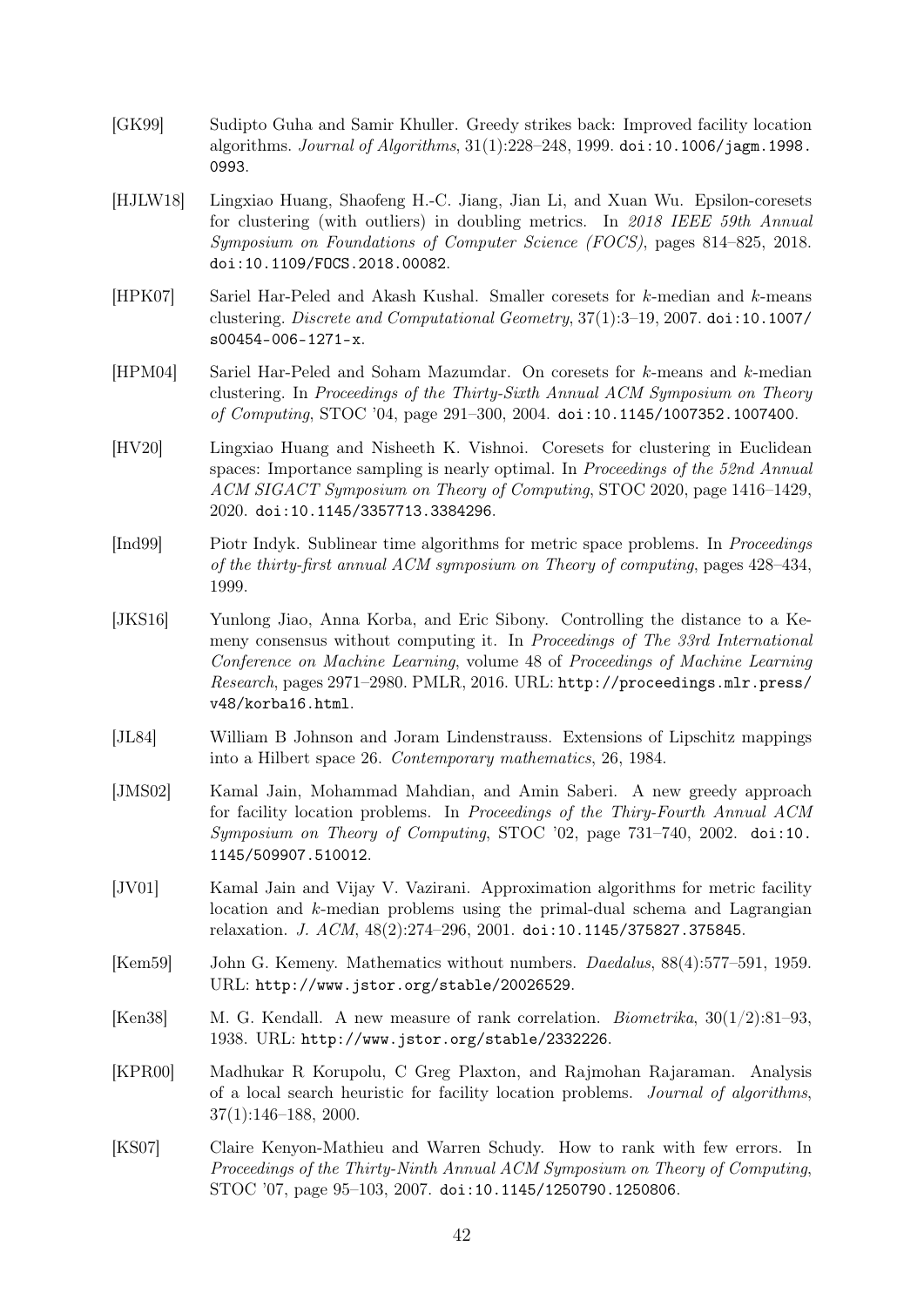[GK99] Sudipto Guha and Samir Khuller. Greedy strikes back: Improved facility location algorithms. *Journal of Algorithms*, 31(1):228–248, 1999. doi:10.1006/jagm.1998.0993.

[HJLW18] Lingxiao Huang, Shaofeng H.-C. Jiang, Jian Li, and Xuan Wu. Epsilon-coresets for clustering (with outliers) in doubling metrics. In *2018 IEEE 59th Annual Symposium on Foundations of Computer Science (FOCS)*, pages 814–825, 2018. doi:10.1109/FOCS.2018.00082.

[HPK07] Sariel Har-Peled and Akash Kushal. Smaller coresets for $k$-median and $k$-means clustering. *Discrete and Computational Geometry*, 37(1):3–19, 2007. doi:10.1007/s00454-006-1271-x.

[HPM04] Sariel Har-Peled and Soham Mazumdar. On coresets for $k$-means and $k$-median clustering. In *Proceedings of the Thirty-Sixth Annual ACM Symposium on Theory of Computing*, STOC '04, page 291–300, 2004. doi:10.1145/1007352.1007400.

[HV20] Lingxiao Huang and Nisheeth K. Vishnoi. Coresets for clustering in Euclidean spaces: Importance sampling is nearly optimal. In *Proceedings of the 52nd Annual ACM SIGACT Symposium on Theory of Computing*, STOC 2020, page 1416–1429, 2020. doi:10.1145/3357713.3384296.

[Ind99] Piotr Indyk. Sublinear time algorithms for metric space problems. In *Proceedings of the thirty-first annual ACM symposium on Theory of computing*, pages 428–434, 1999.

[JKS16] Yunlong Jiao, Anna Korba, and Eric Sibony. Controlling the distance to a Kemeny consensus without computing it. In *Proceedings of The 33rd International Conference on Machine Learning*, volume 48 of *Proceedings of Machine Learning Research*, pages 2971–2980. PMLR, 2016. URL: http://proceedings.mlr.press/v48/korba16.html.

[JL84] William B Johnson and Joram Lindenstrauss. Extensions of Lipschitz mappings into a Hilbert space 26. *Contemporary mathematics*, 26, 1984.

[JMS02] Kamal Jain, Mohammad Mahdian, and Amin Saberi. A new greedy approach for facility location problems. In *Proceedings of the Thiry-Fourth Annual ACM Symposium on Theory of Computing*, STOC '02, page 731–740, 2002. doi:10.1145/509907.510012.

[JV01] Kamal Jain and Vijay V. Vazirani. Approximation algorithms for metric facility location and $k$-median problems using the primal-dual schema and Lagrangian relaxation. *J. ACM*, 48(2):274–296, 2001. doi:10.1145/375827.375845.

[Kem59] John G. Kemeny. Mathematics without numbers. *Daedalus*, 88(4):577–591, 1959. URL: http://www.jstor.org/stable/20026529.

[Ken38] M. G. Kendall. A new measure of rank correlation. *Biometrika*, 30(1/2):81–93, 1938. URL: http://www.jstor.org/stable/2332226.

[KPR00] Madhukar R Korupolu, C Greg Plaxton, and Rajmohan Rajaraman. Analysis of a local search heuristic for facility location problems. *Journal of algorithms*, 37(1):146–188, 2000.

[KS07] Claire Kenyon-Mathieu and Warren Schudy. How to rank with few errors. In *Proceedings of the Thirty-Ninth Annual ACM Symposium on Theory of Computing*, STOC '07, page 95–103, 2007. doi:10.1145/1250790.1250806.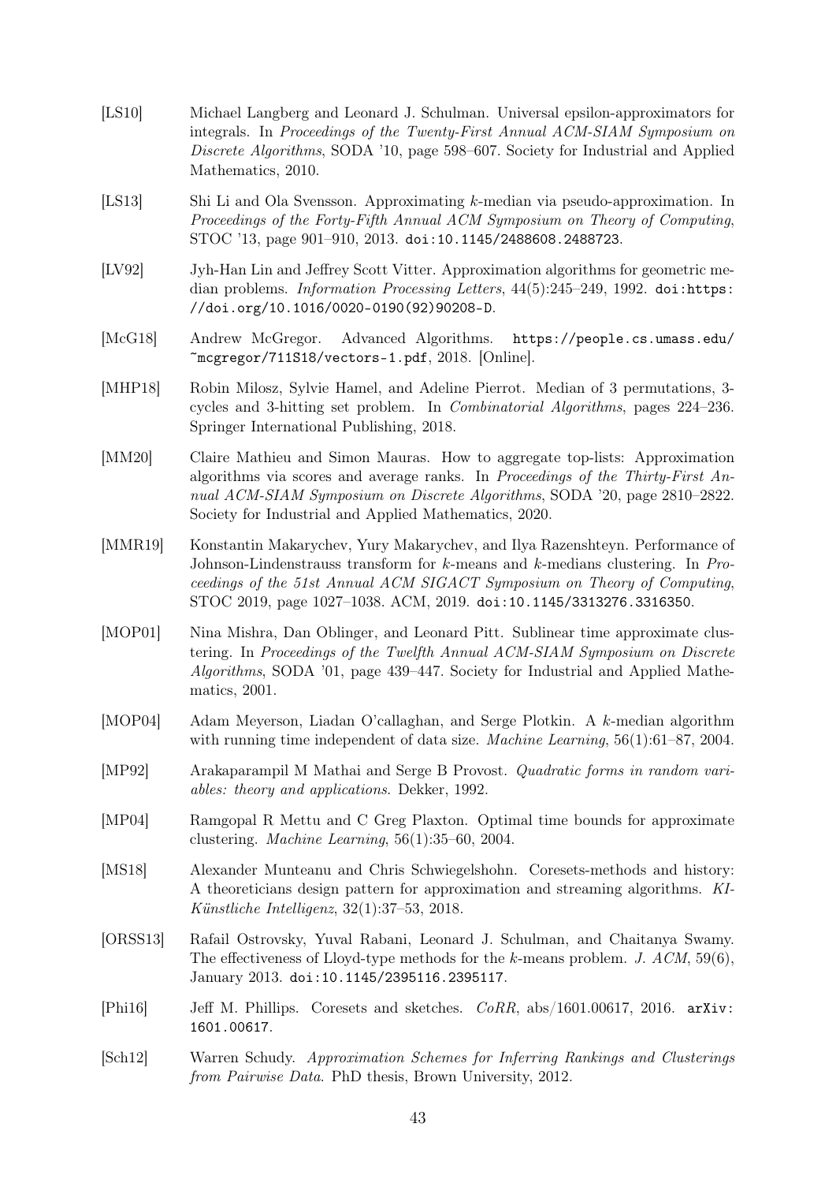[LS10] Michael Langberg and Leonard J. Schulman. Universal epsilon-approximators for integrals. In *Proceedings of the Twenty-First Annual ACM-SIAM Symposium on Discrete Algorithms*, SODA '10, page 598–607. Society for Industrial and Applied Mathematics, 2010.

[LS13] Shi Li and Ola Svensson. Approximating $k$-median via pseudo-approximation. In *Proceedings of the Forty-Fifth Annual ACM Symposium on Theory of Computing*, STOC '13, page 901–910, 2013. doi:10.1145/2488608.2488723.

[LV92] Jyh-Han Lin and Jeffrey Scott Vitter. Approximation algorithms for geometric median problems. *Information Processing Letters*, 44(5):245–249, 1992. doi:https://doi.org/10.1016/0020-0190(92)90208-D.

[McG18] Andrew McGregor. Advanced Algorithms. https://people.cs.umass.edu/~mcgregor/711S18/vectors-1.pdf, 2018. [Online].

[MHP18] Robin Milosz, Sylvie Hamel, and Adeline Pierrot. Median of 3 permutations, 3-cycles and 3-hitting set problem. In *Combinatorial Algorithms*, pages 224–236. Springer International Publishing, 2018.

[MM20] Claire Mathieu and Simon Mauras. How to aggregate top-lists: Approximation algorithms via scores and average ranks. In *Proceedings of the Thirty-First Annual ACM-SIAM Symposium on Discrete Algorithms*, SODA '20, page 2810–2822. Society for Industrial and Applied Mathematics, 2020.

[MMR19] Konstantin Makarychev, Yury Makarychev, and Ilya Razenshteyn. Performance of Johnson-Lindenstrauss transform for $k$-means and $k$-medians clustering. In *Proceedings of the 51st Annual ACM SIGACT Symposium on Theory of Computing*, STOC 2019, page 1027–1038. ACM, 2019. doi:10.1145/3313276.3316350.

[MOP01] Nina Mishra, Dan Oblinger, and Leonard Pitt. Sublinear time approximate clustering. In *Proceedings of the Twelfth Annual ACM-SIAM Symposium on Discrete Algorithms*, SODA '01, page 439–447. Society for Industrial and Applied Mathematics, 2001.

[MOP04] Adam Meyerson, Liadan O'callaghan, and Serge Plotkin. A $k$-median algorithm with running time independent of data size. *Machine Learning*, 56(1):61–87, 2004.

[MP92] Arakaparampil M Mathai and Serge B Provost. *Quadratic forms in random variables: theory and applications*. Dekker, 1992.

[MP04] Ramgopal R Mettu and C Greg Plaxton. Optimal time bounds for approximate clustering. *Machine Learning*, 56(1):35–60, 2004.

[MS18] Alexander Munteanu and Chris Schwiegelshohn. Coresets-methods and history: A theoreticians design pattern for approximation and streaming algorithms. *KI-Künstliche Intelligenz*, 32(1):37–53, 2018.

[ORSS13] Rafail Ostrovsky, Yuval Rabani, Leonard J. Schulman, and Chaitanya Swamy. The effectiveness of Lloyd-type methods for the $k$-means problem. *J. ACM*, 59(6), January 2013. doi:10.1145/2395116.2395117.

[Phi16] Jeff M. Phillips. Coresets and sketches. *CoRR*, abs/1601.00617, 2016. arXiv:1601.00617.

[Sch12] Warren Schudy. *Approximation Schemes for Inferring Rankings and Clusterings from Pairwise Data*. PhD thesis, Brown University, 2012.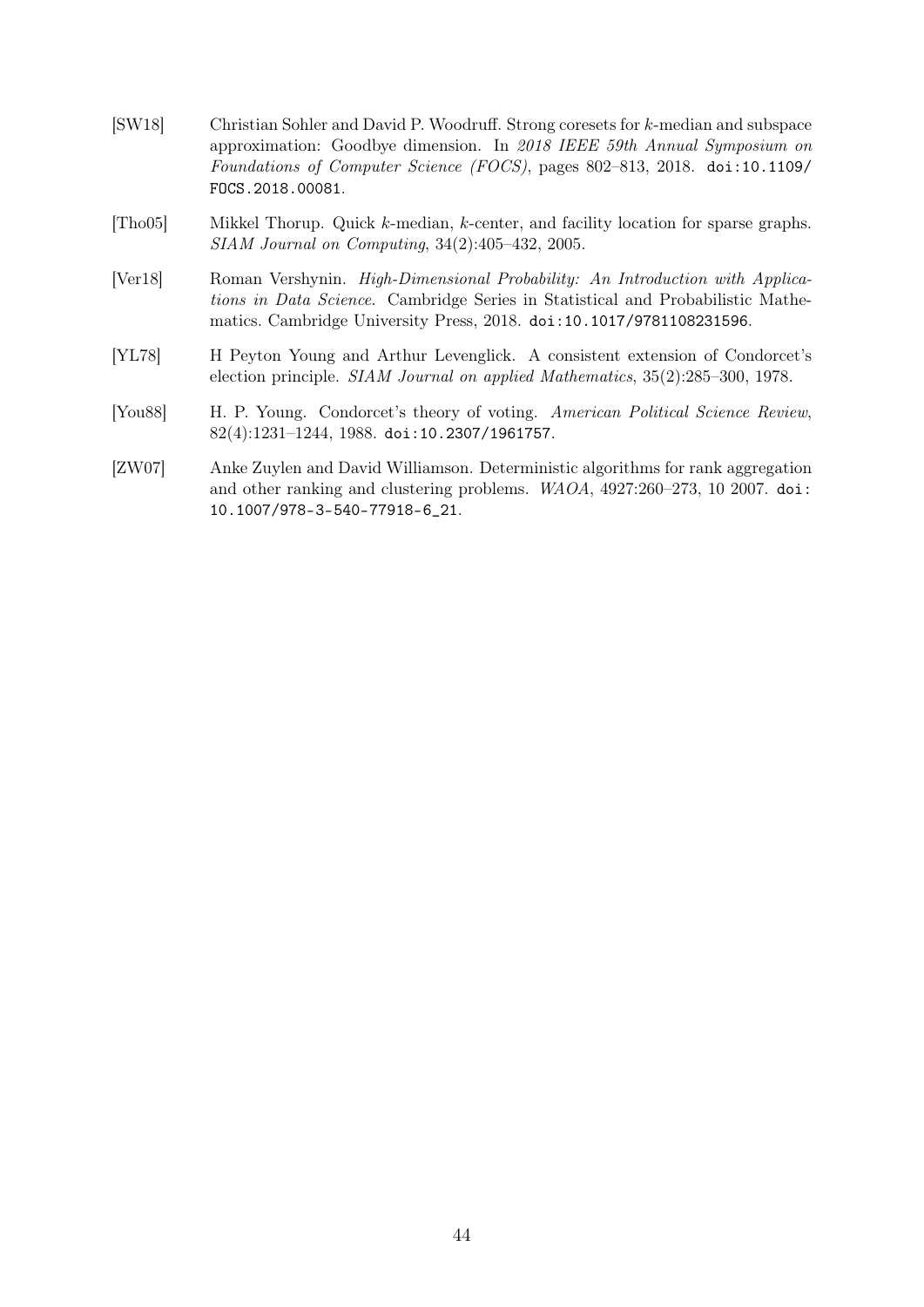[SW18] Christian Sohler and David P. Woodruff. Strong coresets for $k$-median and subspace approximation: Goodbye dimension. In *2018 IEEE 59th Annual Symposium on Foundations of Computer Science (FOCS)*, pages 802–813, 2018. doi:10.1109/FOCS.2018.00081.

[Tho05] Mikkel Thorup. Quick $k$-median, $k$-center, and facility location for sparse graphs. *SIAM Journal on Computing*, 34(2):405–432, 2005.

[Ver18] Roman Vershynin. *High-Dimensional Probability: An Introduction with Applications in Data Science*. Cambridge Series in Statistical and Probabilistic Mathematics. Cambridge University Press, 2018. doi:10.1017/9781108231596.

[YL78] H Peyton Young and Arthur Levenglick. A consistent extension of Condorcet's election principle. *SIAM Journal on applied Mathematics*, 35(2):285–300, 1978.

[You88] H. P. Young. Condorcet's theory of voting. *American Political Science Review*, 82(4):1231–1244, 1988. doi:10.2307/1961757.

[ZW07] Anke Zuylen and David Williamson. Deterministic algorithms for rank aggregation and other ranking and clustering problems. *WAOA*, 4927:260–273, 10 2007. doi:10.1007/978-3-540-77918-6_21.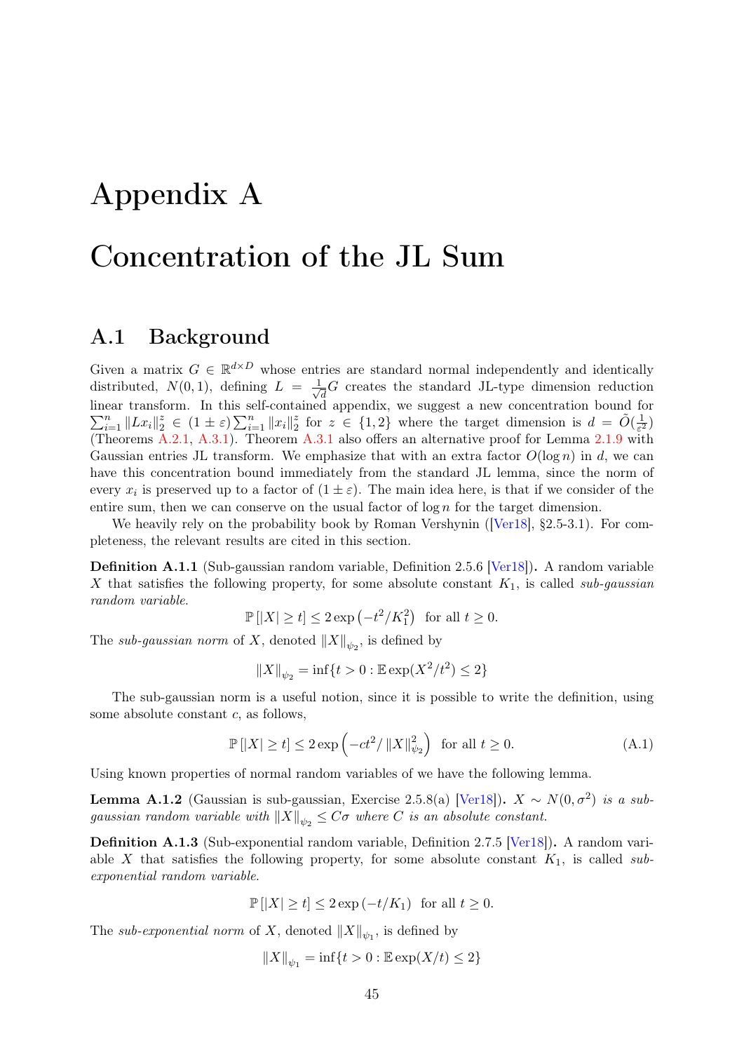# Appendix A

# Concentration of the JL Sum

## A.1 Background

Given a matrix $G \in \mathbb{R}^{d\times D}$ whose entries are standard normal independently and identically distributed, $N(0,1)$, defining $L = \frac{1}{\sqrt{d}}G$ creates the standard JL-type dimension reduction linear transform. In this self-contained appendix, we suggest a new concentration bound for $\sum_{i=1}^n \|Lx_i\|_2^z \in (1\pm\varepsilon)\sum_{i=1}^n \|x_i\|_2^z$ for $z \in \{1,2\}$ where the target dimension is $d = \tilde{O}(\frac{1}{\varepsilon^2})$ (Theorems A.2.1, A.3.1). Theorem A.3.1 also offers an alternative proof for Lemma 2.1.9 with Gaussian entries JL transform. We emphasize that with an extra factor $O(\log n)$ in $d$, we can have this concentration bound immediately from the standard JL lemma, since the norm of every $x_i$ is preserved up to a factor of $(1\pm\varepsilon)$. The main idea here, is that if we consider of the entire sum, then we can conserve on the usual factor of $\log n$ for the target dimension.

We heavily rely on the probability book by Roman Vershynin ([Ver18], §2.5-3.1). For completeness, the relevant results are cited in this section.

**Definition A.1.1** (Sub-gaussian random variable, Definition 2.5.6 [Ver18]). A random variable $X$ that satisfies the following property, for some absolute constant $K_1$, is called *sub-gaussian random variable*.

$$\mathbb{P}\left[|X| \geq t\right] \leq 2\exp\left(-t^2/K_1^2\right) \text{ for all } t \geq 0.$$

The *sub-gaussian norm* of $X$, denoted $\|X\|_{\psi_2}$, is defined by

$$\|X\|_{\psi_2} = \inf\{t > 0 : \mathbb{E}\exp(X^2/t^2) \leq 2\}$$

The sub-gaussian norm is a useful notion, since it is possible to write the definition, using some absolute constant $c$, as follows,

$$\mathbb{P}\left[|X| \geq t\right] \leq 2\exp\left(-ct^2/\|X\|_{\psi_2}^2\right) \text{ for all } t \geq 0. \tag{A.1}$$

Using known properties of normal random variables of we have the following lemma.

**Lemma A.1.2** (Gaussian is sub-gaussian, Exercise 2.5.8(a) [Ver18]). *$X \sim N(0,\sigma^2)$ is a sub-gaussian random variable with $\|X\|_{\psi_2} \leq C\sigma$ where $C$ is an absolute constant.*

**Definition A.1.3** (Sub-exponential random variable, Definition 2.7.5 [Ver18]). A random variable $X$ that satisfies the following property, for some absolute constant $K_1$, is called *sub-exponential random variable*.

$$\mathbb{P}\left[|X| \geq t\right] \leq 2\exp\left(-t/K_1\right) \text{ for all } t \geq 0.$$

The *sub-exponential norm* of $X$, denoted $\|X\|_{\psi_1}$, is defined by

$$\|X\|_{\psi_1} = \inf\{t > 0 : \mathbb{E}\exp(X/t) \leq 2\}$$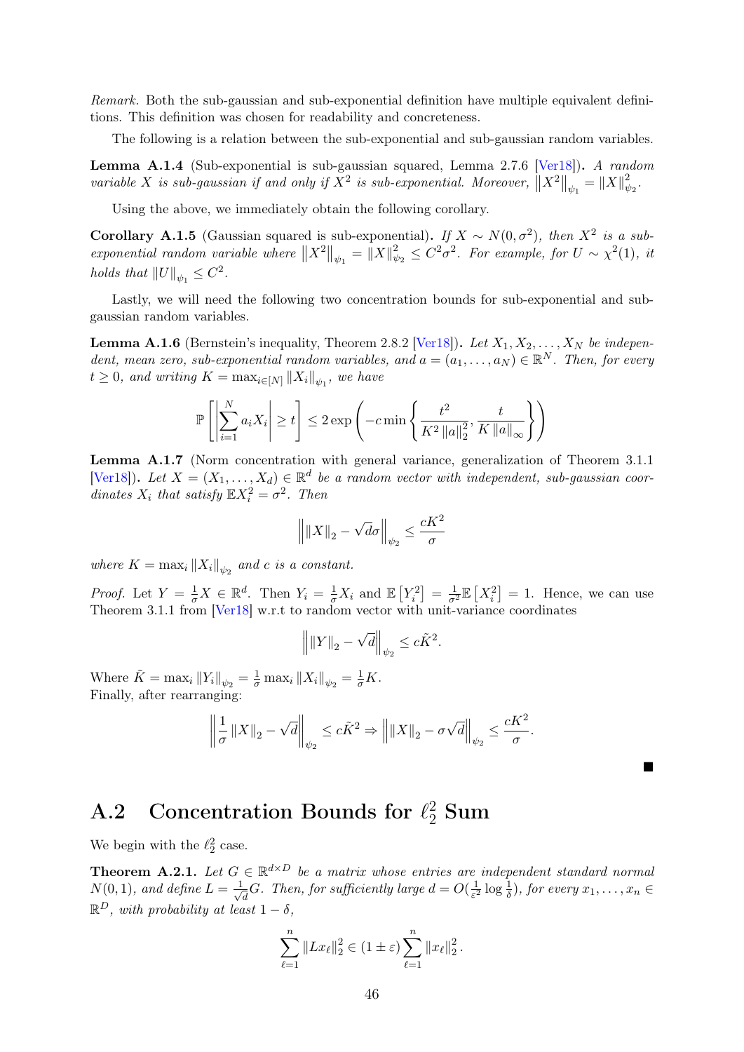*Remark.* Both the sub-gaussian and sub-exponential definition have multiple equivalent definitions. This definition was chosen for readability and concreteness.

The following is a relation between the sub-exponential and sub-gaussian random variables.

**Lemma A.1.4** (Sub-exponential is sub-gaussian squared, Lemma 2.7.6 [Ver18])**.** *A random variable $X$ is sub-gaussian if and only if $X^2$ is sub-exponential. Moreover, $\left\|X^2\right\|_{\psi_1} = \|X\|_{\psi_2}^2$.*

Using the above, we immediately obtain the following corollary.

**Corollary A.1.5** (Gaussian squared is sub-exponential)**.** *If $X \sim N(0, \sigma^2)$, then $X^2$ is a sub-exponential random variable where $\left\|X^2\right\|_{\psi_1} = \|X\|_{\psi_2}^2 \leq C^2\sigma^2$. For example, for $U \sim \chi^2(1)$, it holds that $\|U\|_{\psi_1} \leq C^2$.*

Lastly, we will need the following two concentration bounds for sub-exponential and sub-gaussian random variables.

**Lemma A.1.6** (Bernstein's inequality, Theorem 2.8.2 [Ver18])**.** *Let $X_1, X_2, \ldots, X_N$ be independent, mean zero, sub-exponential random variables, and $a = (a_1, \ldots, a_N) \in \mathbb{R}^N$. Then, for every $t \geq 0$, and writing $K = \max_{i \in [N]} \|X_i\|_{\psi_1}$, we have*

$$\mathbb{P}\left[\left|\sum_{i=1}^{N} a_i X_i\right| \geq t\right] \leq 2\exp\left(-c\min\left\{\frac{t^2}{K^2\|a\|_2^2}, \frac{t}{K\|a\|_\infty}\right\}\right)$$

**Lemma A.1.7** (Norm concentration with general variance, generalization of Theorem 3.1.1 [Ver18])**.** *Let $X = (X_1, \ldots, X_d) \in \mathbb{R}^d$ be a random vector with independent, sub-gaussian coordinates $X_i$ that satisfy $\mathbb{E}X_i^2 = \sigma^2$. Then*

$$\left\|\|X\|_2 - \sqrt{d}\sigma\right\|_{\psi_2} \leq \frac{cK^2}{\sigma}$$

*where $K = \max_i \|X_i\|_{\psi_2}$ and $c$ is a constant.*

*Proof.* Let $Y = \frac{1}{\sigma}X \in \mathbb{R}^d$. Then $Y_i = \frac{1}{\sigma}X_i$ and $\mathbb{E}\left[Y_i^2\right] = \frac{1}{\sigma^2}\mathbb{E}\left[X_i^2\right] = 1$. Hence, we can use Theorem 3.1.1 from [Ver18] w.r.t to random vector with unit-variance coordinates

$$\left\|\|Y\|_2 - \sqrt{d}\right\|_{\psi_2} \leq c\tilde{K}^2.$$

Where $\tilde{K} = \max_i \|Y_i\|_{\psi_2} = \frac{1}{\sigma}\max_i \|X_i\|_{\psi_2} = \frac{1}{\sigma}K$.
Finally, after rearranging:

$$\left\|\frac{1}{\sigma}\|X\|_2 - \sqrt{d}\right\|_{\psi_2} \leq c\tilde{K}^2 \Rightarrow \left\|\|X\|_2 - \sigma\sqrt{d}\right\|_{\psi_2} \leq \frac{cK^2}{\sigma}.$$

∎

## A.2 Concentration Bounds for $\ell_2^2$ Sum

We begin with the $\ell_2^2$ case.

**Theorem A.2.1.** *Let $G \in \mathbb{R}^{d \times D}$ be a matrix whose entries are independent standard normal $N(0,1)$, and define $L = \frac{1}{\sqrt{d}}G$. Then, for sufficiently large $d = O(\frac{1}{\varepsilon^2}\log\frac{1}{\delta})$, for every $x_1, \ldots, x_n \in \mathbb{R}^D$, with probability at least $1 - \delta$,*

$$\sum_{\ell=1}^{n} \|Lx_\ell\|_2^2 \in (1 \pm \varepsilon)\sum_{\ell=1}^{n} \|x_\ell\|_2^2.$$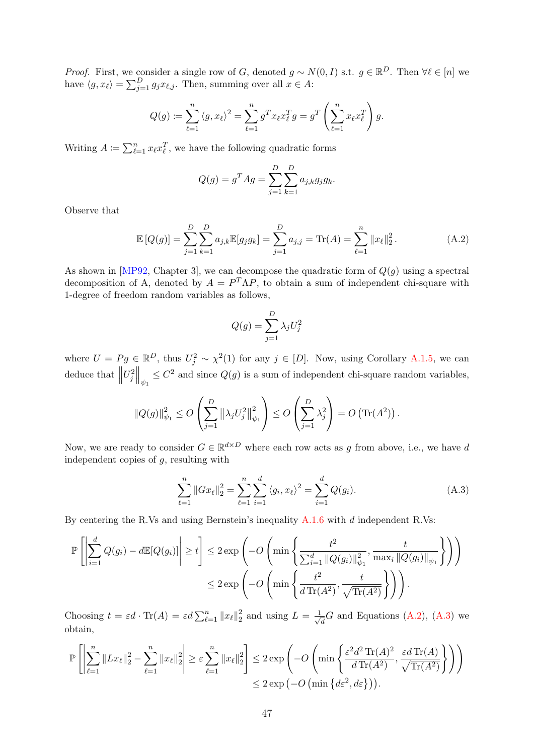*Proof.* First, we consider a single row of $G$, denoted $g \sim N(0, I)$ s.t. $g \in \mathbb{R}^D$. Then $\forall \ell \in [n]$ we have $\langle g, x_\ell \rangle = \sum_{j=1}^{D} g_j x_{\ell,j}$. Then, summing over all $x \in A$:

$$Q(g) \coloneqq \sum_{\ell=1}^{n} \langle g, x_\ell \rangle^2 = \sum_{\ell=1}^{n} g^T x_\ell x_\ell^T g = g^T \left( \sum_{\ell=1}^{n} x_\ell x_\ell^T \right) g.$$

Writing $A \coloneqq \sum_{\ell=1}^{n} x_\ell x_\ell^T$, we have the following quadratic forms

$$Q(g) = g^T A g = \sum_{j=1}^{D} \sum_{k=1}^{D} a_{j,k} g_j g_k.$$

Observe that

$$\mathbb{E}\left[Q(g)\right] = \sum_{j=1}^{D} \sum_{k=1}^{D} a_{j,k} \mathbb{E}[g_j g_k] = \sum_{j=1}^{D} a_{j,j} = \operatorname{Tr}(A) = \sum_{\ell=1}^{n} \|x_\ell\|_2^2. \tag{A.2}$$

As shown in [MP92, Chapter 3], we can decompose the quadratic form of $Q(g)$ using a spectral decomposition of A, denoted by $A = P^T \Lambda P$, to obtain a sum of independent chi-square with 1-degree of freedom random variables as follows,

$$Q(g) = \sum_{j=1}^{D} \lambda_j U_j^2$$

where $U = Pg \in \mathbb{R}^D$, thus $U_j^2 \sim \chi^2(1)$ for any $j \in [D]$. Now, using Corollary A.1.5, we can deduce that $\left\| U_j^2 \right\|_{\psi_1} \leq C^2$ and since $Q(g)$ is a sum of independent chi-square random variables,

$$\|Q(g)\|_{\psi_1}^2 \leq O\left( \sum_{j=1}^{D} \left\| \lambda_j U_j^2 \right\|_{\psi_1}^2 \right) \leq O\left( \sum_{j=1}^{D} \lambda_j^2 \right) = O\left(\operatorname{Tr}(A^2)\right).$$

Now, we are ready to consider $G \in \mathbb{R}^{d \times D}$ where each row acts as $g$ from above, i.e., we have $d$ independent copies of $g$, resulting with

$$\sum_{\ell=1}^{n} \|G x_\ell\|_2^2 = \sum_{\ell=1}^{n} \sum_{i=1}^{d} \langle g_i, x_\ell \rangle^2 = \sum_{i=1}^{d} Q(g_i). \tag{A.3}$$

By centering the R.Vs and using Bernstein's inequality A.1.6 with $d$ independent R.Vs:

$$\begin{aligned}
\mathbb{P}\left[ \left| \sum_{i=1}^{d} Q(g_i) - d\mathbb{E}[Q(g_i)] \right| \geq t \right] &\leq 2 \exp\left( -O\left( \min\left\{ \frac{t^2}{\sum_{i=1}^{d} \|Q(g_i)\|_{\psi_1}^2}, \frac{t}{\max_i \|Q(g_i)\|_{\psi_1}} \right\} \right) \right) \\
&\leq 2 \exp\left( -O\left( \min\left\{ \frac{t^2}{d \operatorname{Tr}(A^2)}, \frac{t}{\sqrt{\operatorname{Tr}(A^2)}} \right\} \right) \right).
\end{aligned}$$

Choosing $t = \varepsilon d \cdot \operatorname{Tr}(A) = \varepsilon d \sum_{\ell=1}^{n} \|x_\ell\|_2^2$ and using $L = \frac{1}{\sqrt{d}} G$ and Equations (A.2), (A.3) we obtain,

$$\begin{aligned}
\mathbb{P}\left[ \left| \sum_{\ell=1}^{n} \|L x_\ell\|_2^2 - \sum_{\ell=1}^{n} \|x_\ell\|_2^2 \right| \geq \varepsilon \sum_{\ell=1}^{n} \|x_\ell\|_2^2 \right] &\leq 2 \exp\left( -O\left( \min\left\{ \frac{\varepsilon^2 d^2 \operatorname{Tr}(A)^2}{d \operatorname{Tr}(A^2)}, \frac{\varepsilon d \operatorname{Tr}(A)}{\sqrt{\operatorname{Tr}(A^2)}} \right\} \right) \right) \\
&\leq 2 \exp\left( -O\left( \min\left\{ d\varepsilon^2, d\varepsilon \right\} \right) \right).
\end{aligned}$$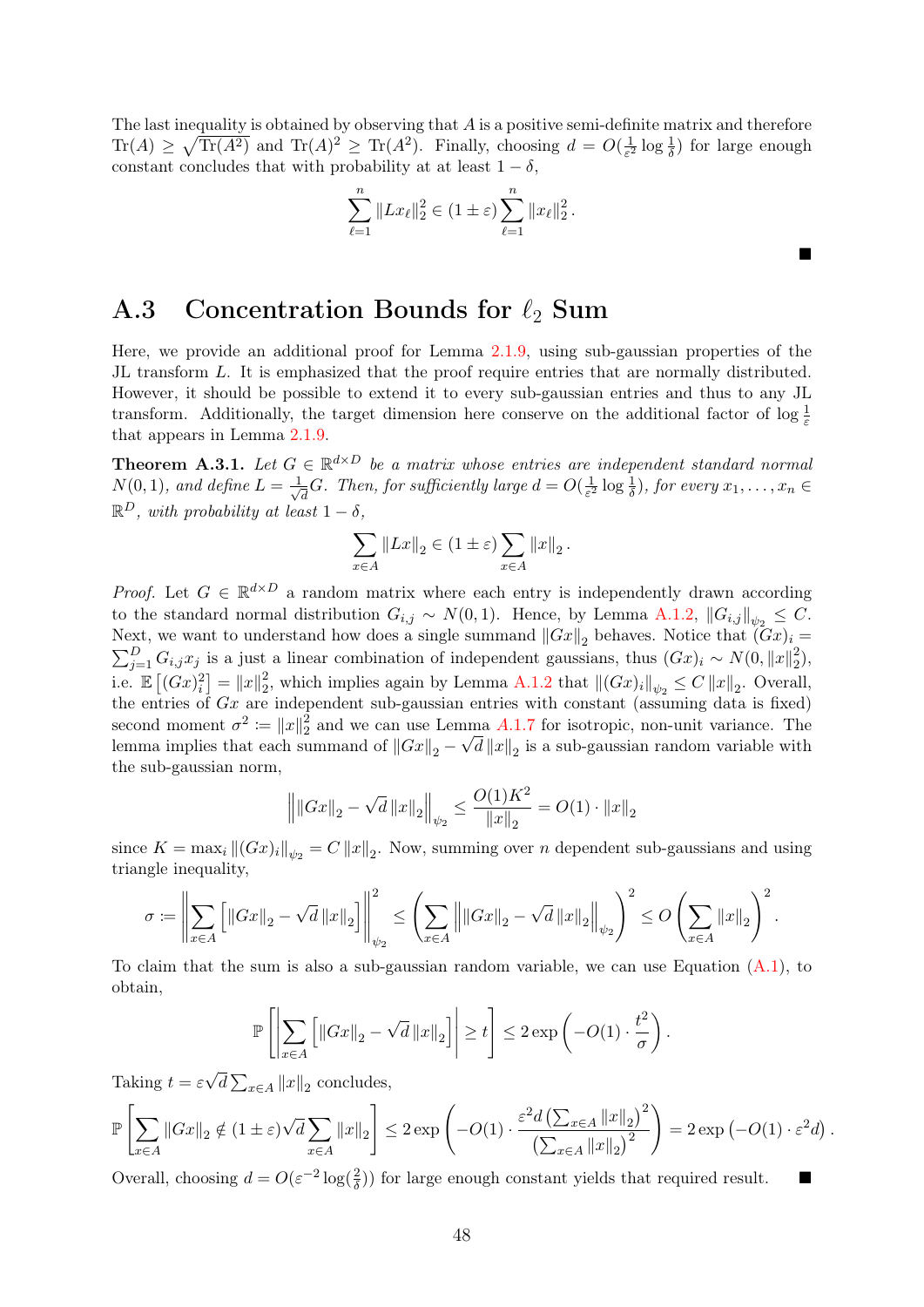The last inequality is obtained by observing that $A$ is a positive semi-definite matrix and therefore $\mathrm{Tr}(A) \geq \sqrt{\mathrm{Tr}(A^2)}$ and $\mathrm{Tr}(A)^2 \geq \mathrm{Tr}(A^2)$. Finally, choosing $d = O(\frac{1}{\varepsilon^2}\log\frac{1}{\delta})$ for large enough constant concludes that with probability at at least $1-\delta$,

$$\sum_{\ell=1}^{n} \|Lx_\ell\|_2^2 \in (1 \pm \varepsilon) \sum_{\ell=1}^{n} \|x_\ell\|_2^2 .$$

■

## A.3 Concentration Bounds for $\ell_2$ Sum

Here, we provide an additional proof for Lemma 2.1.9, using sub-gaussian properties of the JL transform $L$. It is emphasized that the proof require entries that are normally distributed. However, it should be possible to extend it to every sub-gaussian entries and thus to any JL transform. Additionally, the target dimension here conserve on the additional factor of $\log\frac{1}{\varepsilon}$ that appears in Lemma 2.1.9.

**Theorem A.3.1.** *Let $G \in \mathbb{R}^{d\times D}$ be a matrix whose entries are independent standard normal $N(0,1)$, and define $L = \frac{1}{\sqrt{d}}G$. Then, for sufficiently large $d = O(\frac{1}{\varepsilon^2}\log\frac{1}{\delta})$, for every $x_1,\ldots,x_n \in \mathbb{R}^D$, with probability at least $1-\delta$,*

$$\sum_{x\in A} \|Lx\|_2 \in (1 \pm \varepsilon) \sum_{x\in A} \|x\|_2 .$$

*Proof.* Let $G \in \mathbb{R}^{d\times D}$ a random matrix where each entry is independently drawn according to the standard normal distribution $G_{i,j} \sim N(0,1)$. Hence, by Lemma A.1.2, $\|G_{i,j}\|_{\psi_2} \leq C$. Next, we want to understand how does a single summand $\|Gx\|_2$ behaves. Notice that $(Gx)_i = \sum_{j=1}^{D} G_{i,j}x_j$ is a just a linear combination of independent gaussians, thus $(Gx)_i \sim N(0, \|x\|_2^2)$, i.e. $\mathbb{E}\left[(Gx)_i^2\right] = \|x\|_2^2$, which implies again by Lemma A.1.2 that $\|(Gx)_i\|_{\psi_2} \leq C\|x\|_2$. Overall, the entries of $Gx$ are independent sub-gaussian entries with constant (assuming data is fixed) second moment $\sigma^2 := \|x\|_2^2$ and we can use Lemma A.1.7 for isotropic, non-unit variance. The lemma implies that each summand of $\|Gx\|_2 - \sqrt{d}\|x\|_2$ is a sub-gaussian random variable with the sub-gaussian norm,

$$\left\| \|Gx\|_2 - \sqrt{d}\|x\|_2 \right\|_{\psi_2} \leq \frac{O(1)K^2}{\|x\|_2} = O(1)\cdot\|x\|_2$$

since $K = \max_i \|(Gx)_i\|_{\psi_2} = C\|x\|_2$. Now, summing over $n$ dependent sub-gaussians and using triangle inequality,

$$\sigma := \left\| \sum_{x\in A}\left[\|Gx\|_2 - \sqrt{d}\|x\|_2\right] \right\|_{\psi_2}^2 \leq \left( \sum_{x\in A} \left\| \|Gx\|_2 - \sqrt{d}\|x\|_2 \right\|_{\psi_2} \right)^2 \leq O\left( \sum_{x\in A}\|x\|_2 \right)^2 .$$

To claim that the sum is also a sub-gaussian random variable, we can use Equation (A.1), to obtain,

$$\mathbb{P}\left[ \left| \sum_{x\in A}\left[\|Gx\|_2 - \sqrt{d}\|x\|_2\right] \right| \geq t \right] \leq 2\exp\left( -O(1)\cdot\frac{t^2}{\sigma} \right).$$

Taking $t = \varepsilon\sqrt{d}\sum_{x\in A}\|x\|_2$ concludes,

$$\mathbb{P}\left[ \sum_{x\in A}\|Gx\|_2 \notin (1\pm\varepsilon)\sqrt{d}\sum_{x\in A}\|x\|_2 \right] \leq 2\exp\left( -O(1)\cdot\frac{\varepsilon^2 d\left(\sum_{x\in A}\|x\|_2\right)^2}{\left(\sum_{x\in A}\|x\|_2\right)^2} \right) = 2\exp\left(-O(1)\cdot\varepsilon^2 d\right).$$

Overall, choosing $d = O(\varepsilon^{-2}\log(\frac{2}{\delta}))$ for large enough constant yields that required result. ■